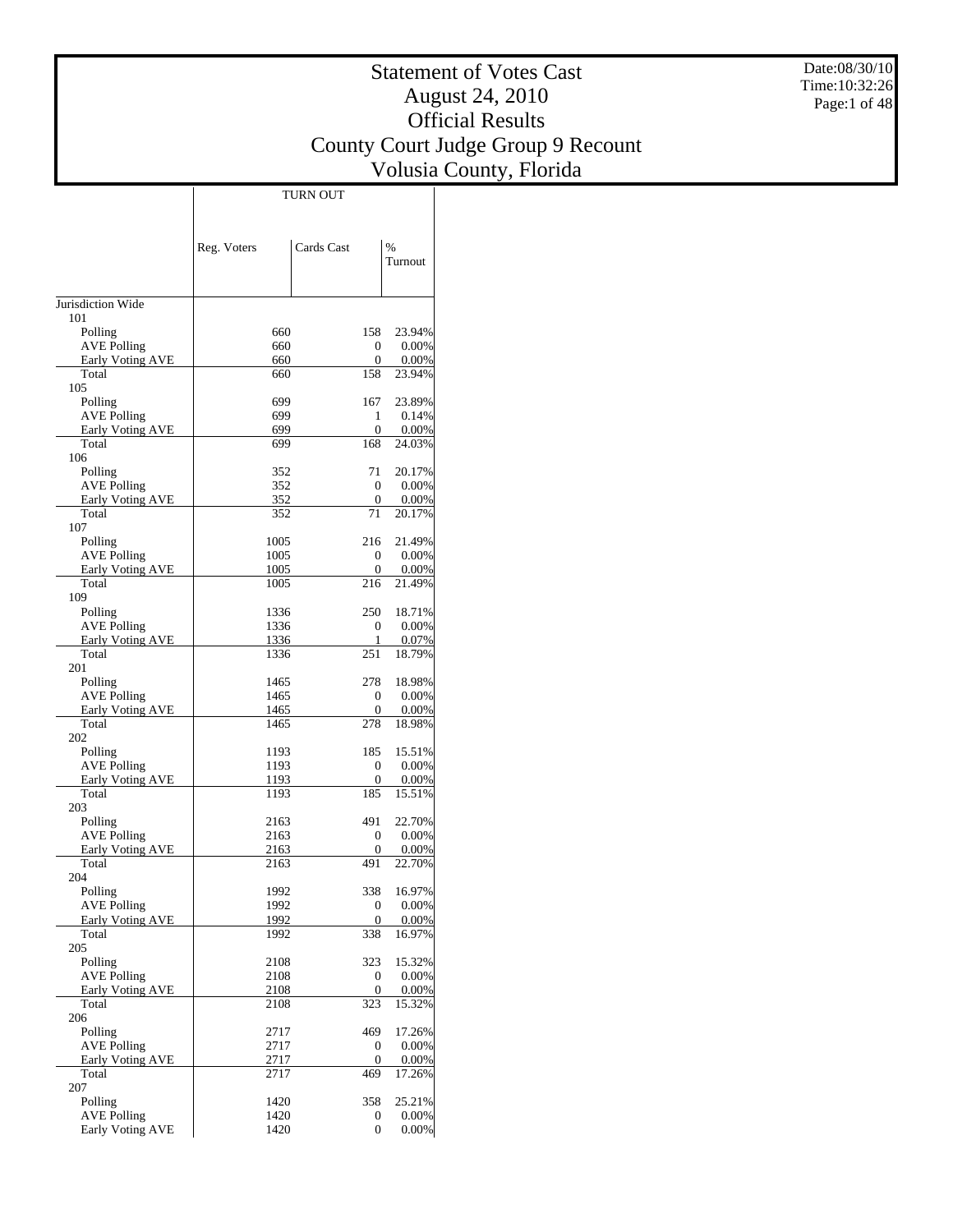# Statement of Votes Cast
## August 24, 2010
## Official Results
## County Court Judge Group 9 Recount
## Volusia County, Florida

Date:08/30/10
Time:10:32:26

| | TURN OUT | | |
|---|---|---|---|
| | Reg. Voters | Cards Cast | % Turnout |
| Jurisdiction Wide | | | |
| 101 | | | |
| Polling | 660 | 158 | 23.94% |
| AVE Polling | 660 | 0 | 0.00% |
| Early Voting AVE | 660 | 0 | 0.00% |
| Total | 660 | 158 | 23.94% |
| 105 | | | |
| Polling | 699 | 167 | 23.89% |
| AVE Polling | 699 | 1 | 0.14% |
| Early Voting AVE | 699 | 0 | 0.00% |
| Total | 699 | 168 | 24.03% |
| 106 | | | |
| Polling | 352 | 71 | 20.17% |
| AVE Polling | 352 | 0 | 0.00% |
| Early Voting AVE | 352 | 0 | 0.00% |
| Total | 352 | 71 | 20.17% |
| 107 | | | |
| Polling | 1005 | 216 | 21.49% |
| AVE Polling | 1005 | 0 | 0.00% |
| Early Voting AVE | 1005 | 0 | 0.00% |
| Total | 1005 | 216 | 21.49% |
| 109 | | | |
| Polling | 1336 | 250 | 18.71% |
| AVE Polling | 1336 | 0 | 0.00% |
| Early Voting AVE | 1336 | 1 | 0.07% |
| Total | 1336 | 251 | 18.79% |
| 201 | | | |
| Polling | 1465 | 278 | 18.98% |
| AVE Polling | 1465 | 0 | 0.00% |
| Early Voting AVE | 1465 | 0 | 0.00% |
| Total | 1465 | 278 | 18.98% |
| 202 | | | |
| Polling | 1193 | 185 | 15.51% |
| AVE Polling | 1193 | 0 | 0.00% |
| Early Voting AVE | 1193 | 0 | 0.00% |
| Total | 1193 | 185 | 15.51% |
| 203 | | | |
| Polling | 2163 | 491 | 22.70% |
| AVE Polling | 2163 | 0 | 0.00% |
| Early Voting AVE | 2163 | 0 | 0.00% |
| Total | 2163 | 491 | 22.70% |
| 204 | | | |
| Polling | 1992 | 338 | 16.97% |
| AVE Polling | 1992 | 0 | 0.00% |
| Early Voting AVE | 1992 | 0 | 0.00% |
| Total | 1992 | 338 | 16.97% |
| 205 | | | |
| Polling | 2108 | 323 | 15.32% |
| AVE Polling | 2108 | 0 | 0.00% |
| Early Voting AVE | 2108 | 0 | 0.00% |
| Total | 2108 | 323 | 15.32% |
| 206 | | | |
| Polling | 2717 | 469 | 17.26% |
| AVE Polling | 2717 | 0 | 0.00% |
| Early Voting AVE | 2717 | 0 | 0.00% |
| Total | 2717 | 469 | 17.26% |
| 207 | | | |
| Polling | 1420 | 358 | 25.21% |
| AVE Polling | 1420 | 0 | 0.00% |
| Early Voting AVE | 1420 | 0 | 0.00% |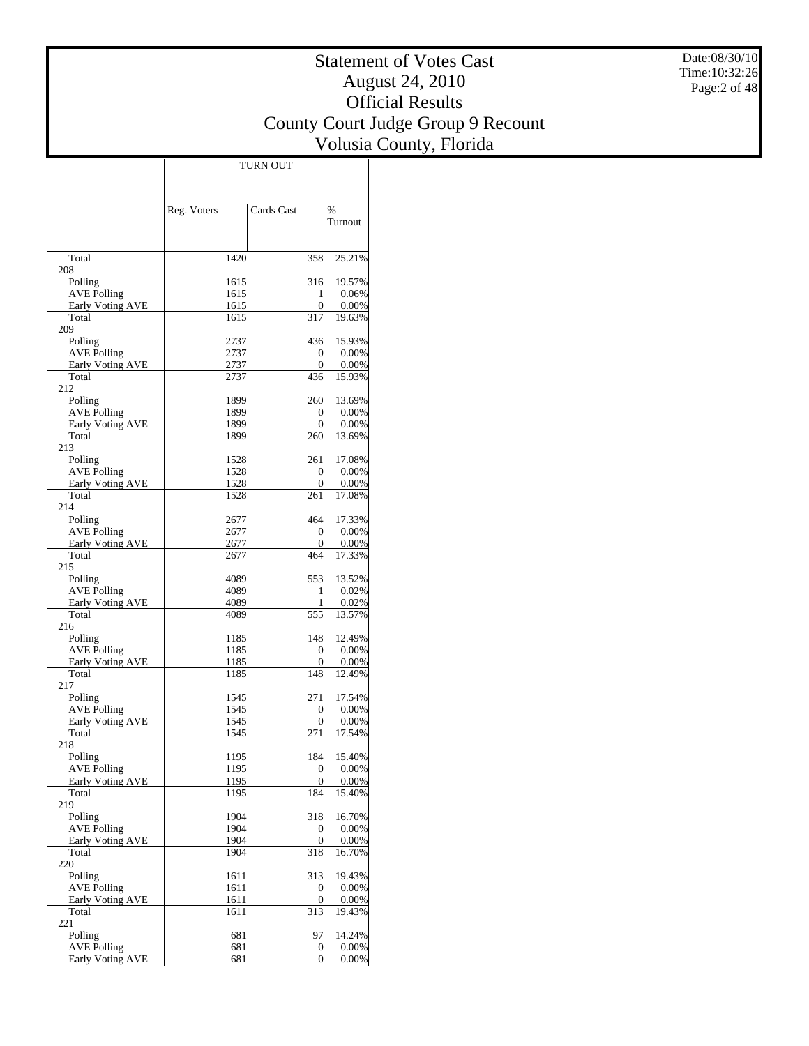# Statement of Votes Cast
## August 24, 2010
## Official Results
## County Court Judge Group 9 Recount
## Volusia County, Florida

Date:08/30/10
Time:10:32:26

| | TURN OUT | | |
|---|---|---|---|
| | Reg. Voters | Cards Cast | % Turnout |
| Total | 1420 | 358 | 25.21% |
| 208 | | | |
| Polling | 1615 | 316 | 19.57% |
| AVE Polling | 1615 | 1 | 0.06% |
| Early Voting AVE | 1615 | 0 | 0.00% |
| Total | 1615 | 317 | 19.63% |
| 209 | | | |
| Polling | 2737 | 436 | 15.93% |
| AVE Polling | 2737 | 0 | 0.00% |
| Early Voting AVE | 2737 | 0 | 0.00% |
| Total | 2737 | 436 | 15.93% |
| 212 | | | |
| Polling | 1899 | 260 | 13.69% |
| AVE Polling | 1899 | 0 | 0.00% |
| Early Voting AVE | 1899 | 0 | 0.00% |
| Total | 1899 | 260 | 13.69% |
| 213 | | | |
| Polling | 1528 | 261 | 17.08% |
| AVE Polling | 1528 | 0 | 0.00% |
| Early Voting AVE | 1528 | 0 | 0.00% |
| Total | 1528 | 261 | 17.08% |
| 214 | | | |
| Polling | 2677 | 464 | 17.33% |
| AVE Polling | 2677 | 0 | 0.00% |
| Early Voting AVE | 2677 | 0 | 0.00% |
| Total | 2677 | 464 | 17.33% |
| 215 | | | |
| Polling | 4089 | 553 | 13.52% |
| AVE Polling | 4089 | 1 | 0.02% |
| Early Voting AVE | 4089 | 1 | 0.02% |
| Total | 4089 | 555 | 13.57% |
| 216 | | | |
| Polling | 1185 | 148 | 12.49% |
| AVE Polling | 1185 | 0 | 0.00% |
| Early Voting AVE | 1185 | 0 | 0.00% |
| Total | 1185 | 148 | 12.49% |
| 217 | | | |
| Polling | 1545 | 271 | 17.54% |
| AVE Polling | 1545 | 0 | 0.00% |
| Early Voting AVE | 1545 | 0 | 0.00% |
| Total | 1545 | 271 | 17.54% |
| 218 | | | |
| Polling | 1195 | 184 | 15.40% |
| AVE Polling | 1195 | 0 | 0.00% |
| Early Voting AVE | 1195 | 0 | 0.00% |
| Total | 1195 | 184 | 15.40% |
| 219 | | | |
| Polling | 1904 | 318 | 16.70% |
| AVE Polling | 1904 | 0 | 0.00% |
| Early Voting AVE | 1904 | 0 | 0.00% |
| Total | 1904 | 318 | 16.70% |
| 220 | | | |
| Polling | 1611 | 313 | 19.43% |
| AVE Polling | 1611 | 0 | 0.00% |
| Early Voting AVE | 1611 | 0 | 0.00% |
| Total | 1611 | 313 | 19.43% |
| 221 | | | |
| Polling | 681 | 97 | 14.24% |
| AVE Polling | 681 | 0 | 0.00% |
| Early Voting AVE | 681 | 0 | 0.00% |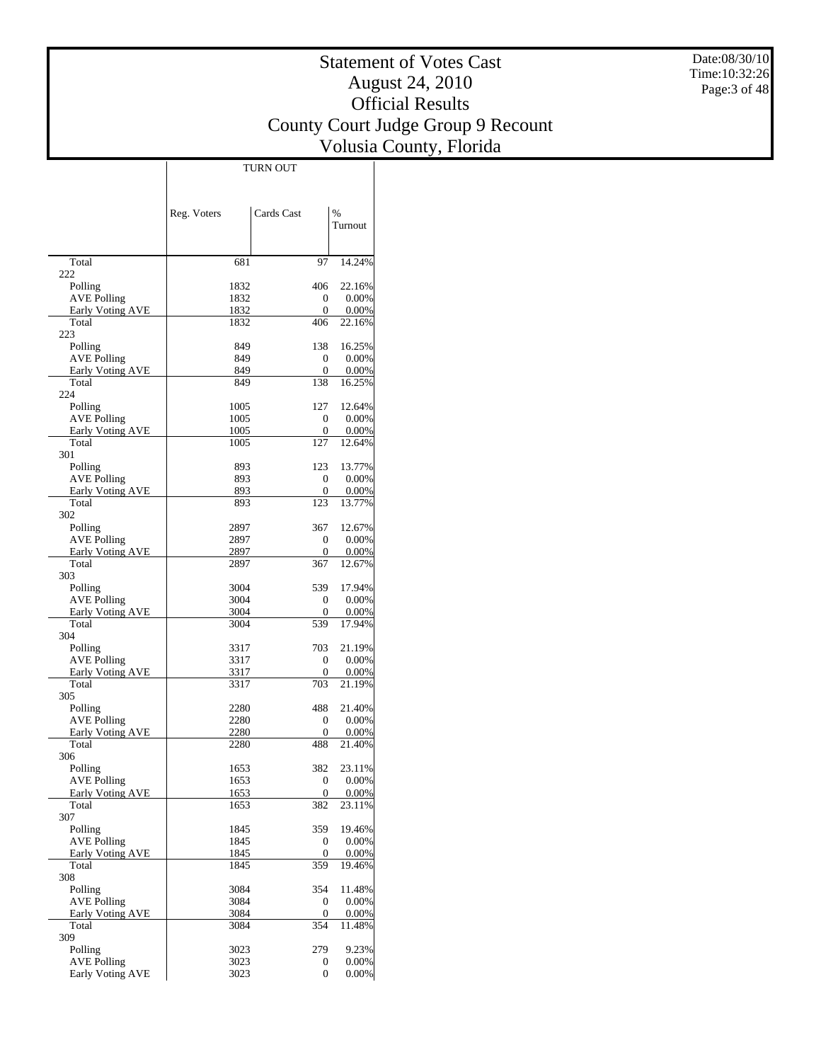# Statement of Votes Cast
## August 24, 2010
## Official Results
## County Court Judge Group 9 Recount
## Volusia County, Florida

| | TURN OUT | | |
|---|---|---|---|
| | Reg. Voters | Cards Cast | % Turnout |
| Total | 681 | 97 | 14.24% |
| 222 | | | |
| Polling | 1832 | 406 | 22.16% |
| AVE Polling | 1832 | 0 | 0.00% |
| Early Voting AVE | 1832 | 0 | 0.00% |
| Total | 1832 | 406 | 22.16% |
| 223 | | | |
| Polling | 849 | 138 | 16.25% |
| AVE Polling | 849 | 0 | 0.00% |
| Early Voting AVE | 849 | 0 | 0.00% |
| Total | 849 | 138 | 16.25% |
| 224 | | | |
| Polling | 1005 | 127 | 12.64% |
| AVE Polling | 1005 | 0 | 0.00% |
| Early Voting AVE | 1005 | 0 | 0.00% |
| Total | 1005 | 127 | 12.64% |
| 301 | | | |
| Polling | 893 | 123 | 13.77% |
| AVE Polling | 893 | 0 | 0.00% |
| Early Voting AVE | 893 | 0 | 0.00% |
| Total | 893 | 123 | 13.77% |
| 302 | | | |
| Polling | 2897 | 367 | 12.67% |
| AVE Polling | 2897 | 0 | 0.00% |
| Early Voting AVE | 2897 | 0 | 0.00% |
| Total | 2897 | 367 | 12.67% |
| 303 | | | |
| Polling | 3004 | 539 | 17.94% |
| AVE Polling | 3004 | 0 | 0.00% |
| Early Voting AVE | 3004 | 0 | 0.00% |
| Total | 3004 | 539 | 17.94% |
| 304 | | | |
| Polling | 3317 | 703 | 21.19% |
| AVE Polling | 3317 | 0 | 0.00% |
| Early Voting AVE | 3317 | 0 | 0.00% |
| Total | 3317 | 703 | 21.19% |
| 305 | | | |
| Polling | 2280 | 488 | 21.40% |
| AVE Polling | 2280 | 0 | 0.00% |
| Early Voting AVE | 2280 | 0 | 0.00% |
| Total | 2280 | 488 | 21.40% |
| 306 | | | |
| Polling | 1653 | 382 | 23.11% |
| AVE Polling | 1653 | 0 | 0.00% |
| Early Voting AVE | 1653 | 0 | 0.00% |
| Total | 1653 | 382 | 23.11% |
| 307 | | | |
| Polling | 1845 | 359 | 19.46% |
| AVE Polling | 1845 | 0 | 0.00% |
| Early Voting AVE | 1845 | 0 | 0.00% |
| Total | 1845 | 359 | 19.46% |
| 308 | | | |
| Polling | 3084 | 354 | 11.48% |
| AVE Polling | 3084 | 0 | 0.00% |
| Early Voting AVE | 3084 | 0 | 0.00% |
| Total | 3084 | 354 | 11.48% |
| 309 | | | |
| Polling | 3023 | 279 | 9.23% |
| AVE Polling | 3023 | 0 | 0.00% |
| Early Voting AVE | 3023 | 0 | 0.00% |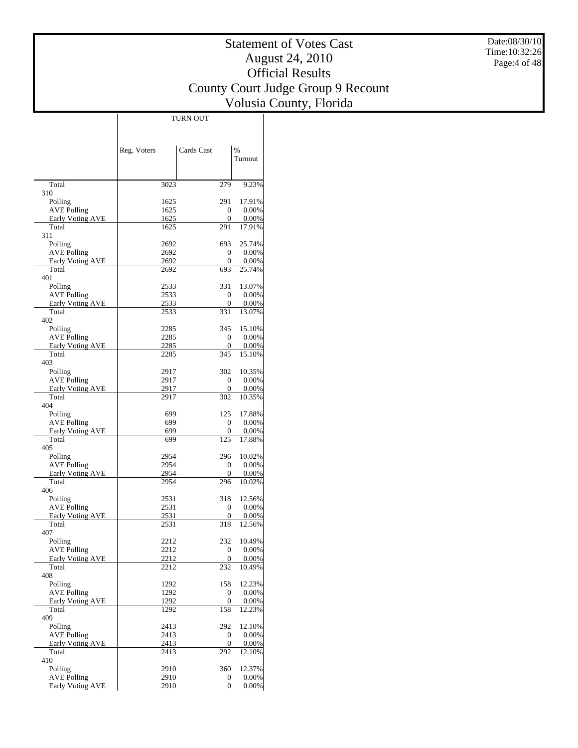# Statement of Votes Cast
## August 24, 2010
## Official Results
## County Court Judge Group 9 Recount
## Volusia County, Florida

Date:08/30/10
Time:10:32:26

| | TURN OUT | | |
|---|---|---|---|
| | Reg. Voters | Cards Cast | % Turnout |
| Total | 3023 | 279 | 9.23% |
| 310 | | | |
| Polling | 1625 | 291 | 17.91% |
| AVE Polling | 1625 | 0 | 0.00% |
| Early Voting AVE | 1625 | 0 | 0.00% |
| Total | 1625 | 291 | 17.91% |
| 311 | | | |
| Polling | 2692 | 693 | 25.74% |
| AVE Polling | 2692 | 0 | 0.00% |
| Early Voting AVE | 2692 | 0 | 0.00% |
| Total | 2692 | 693 | 25.74% |
| 401 | | | |
| Polling | 2533 | 331 | 13.07% |
| AVE Polling | 2533 | 0 | 0.00% |
| Early Voting AVE | 2533 | 0 | 0.00% |
| Total | 2533 | 331 | 13.07% |
| 402 | | | |
| Polling | 2285 | 345 | 15.10% |
| AVE Polling | 2285 | 0 | 0.00% |
| Early Voting AVE | 2285 | 0 | 0.00% |
| Total | 2285 | 345 | 15.10% |
| 403 | | | |
| Polling | 2917 | 302 | 10.35% |
| AVE Polling | 2917 | 0 | 0.00% |
| Early Voting AVE | 2917 | 0 | 0.00% |
| Total | 2917 | 302 | 10.35% |
| 404 | | | |
| Polling | 699 | 125 | 17.88% |
| AVE Polling | 699 | 0 | 0.00% |
| Early Voting AVE | 699 | 0 | 0.00% |
| Total | 699 | 125 | 17.88% |
| 405 | | | |
| Polling | 2954 | 296 | 10.02% |
| AVE Polling | 2954 | 0 | 0.00% |
| Early Voting AVE | 2954 | 0 | 0.00% |
| Total | 2954 | 296 | 10.02% |
| 406 | | | |
| Polling | 2531 | 318 | 12.56% |
| AVE Polling | 2531 | 0 | 0.00% |
| Early Voting AVE | 2531 | 0 | 0.00% |
| Total | 2531 | 318 | 12.56% |
| 407 | | | |
| Polling | 2212 | 232 | 10.49% |
| AVE Polling | 2212 | 0 | 0.00% |
| Early Voting AVE | 2212 | 0 | 0.00% |
| Total | 2212 | 232 | 10.49% |
| 408 | | | |
| Polling | 1292 | 158 | 12.23% |
| AVE Polling | 1292 | 0 | 0.00% |
| Early Voting AVE | 1292 | 0 | 0.00% |
| Total | 1292 | 158 | 12.23% |
| 409 | | | |
| Polling | 2413 | 292 | 12.10% |
| AVE Polling | 2413 | 0 | 0.00% |
| Early Voting AVE | 2413 | 0 | 0.00% |
| Total | 2413 | 292 | 12.10% |
| 410 | | | |
| Polling | 2910 | 360 | 12.37% |
| AVE Polling | 2910 | 0 | 0.00% |
| Early Voting AVE | 2910 | 0 | 0.00% |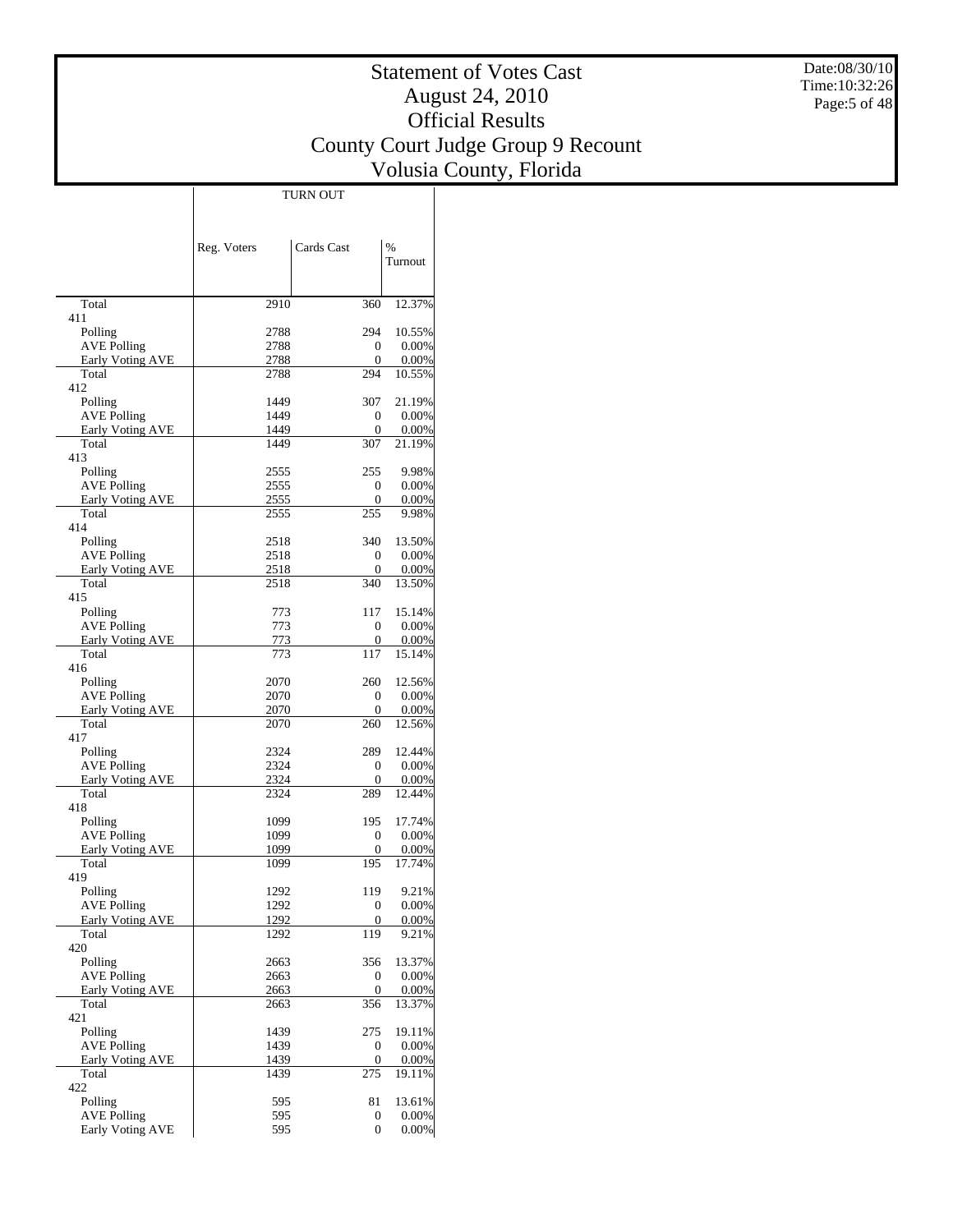# Statement of Votes Cast
# August 24, 2010
# Official Results
# County Court Judge Group 9 Recount
# Volusia County, Florida

Date:08/30/10
Time:10:32:26

| | TURN OUT | | |
|---|---|---|---|
| | Reg. Voters | Cards Cast | % Turnout |
| Total | 2910 | 360 | 12.37% |
| 411 | | | |
| Polling | 2788 | 294 | 10.55% |
| AVE Polling | 2788 | 0 | 0.00% |
| Early Voting AVE | 2788 | 0 | 0.00% |
| Total | 2788 | 294 | 10.55% |
| 412 | | | |
| Polling | 1449 | 307 | 21.19% |
| AVE Polling | 1449 | 0 | 0.00% |
| Early Voting AVE | 1449 | 0 | 0.00% |
| Total | 1449 | 307 | 21.19% |
| 413 | | | |
| Polling | 2555 | 255 | 9.98% |
| AVE Polling | 2555 | 0 | 0.00% |
| Early Voting AVE | 2555 | 0 | 0.00% |
| Total | 2555 | 255 | 9.98% |
| 414 | | | |
| Polling | 2518 | 340 | 13.50% |
| AVE Polling | 2518 | 0 | 0.00% |
| Early Voting AVE | 2518 | 0 | 0.00% |
| Total | 2518 | 340 | 13.50% |
| 415 | | | |
| Polling | 773 | 117 | 15.14% |
| AVE Polling | 773 | 0 | 0.00% |
| Early Voting AVE | 773 | 0 | 0.00% |
| Total | 773 | 117 | 15.14% |
| 416 | | | |
| Polling | 2070 | 260 | 12.56% |
| AVE Polling | 2070 | 0 | 0.00% |
| Early Voting AVE | 2070 | 0 | 0.00% |
| Total | 2070 | 260 | 12.56% |
| 417 | | | |
| Polling | 2324 | 289 | 12.44% |
| AVE Polling | 2324 | 0 | 0.00% |
| Early Voting AVE | 2324 | 0 | 0.00% |
| Total | 2324 | 289 | 12.44% |
| 418 | | | |
| Polling | 1099 | 195 | 17.74% |
| AVE Polling | 1099 | 0 | 0.00% |
| Early Voting AVE | 1099 | 0 | 0.00% |
| Total | 1099 | 195 | 17.74% |
| 419 | | | |
| Polling | 1292 | 119 | 9.21% |
| AVE Polling | 1292 | 0 | 0.00% |
| Early Voting AVE | 1292 | 0 | 0.00% |
| Total | 1292 | 119 | 9.21% |
| 420 | | | |
| Polling | 2663 | 356 | 13.37% |
| AVE Polling | 2663 | 0 | 0.00% |
| Early Voting AVE | 2663 | 0 | 0.00% |
| Total | 2663 | 356 | 13.37% |
| 421 | | | |
| Polling | 1439 | 275 | 19.11% |
| AVE Polling | 1439 | 0 | 0.00% |
| Early Voting AVE | 1439 | 0 | 0.00% |
| Total | 1439 | 275 | 19.11% |
| 422 | | | |
| Polling | 595 | 81 | 13.61% |
| AVE Polling | 595 | 0 | 0.00% |
| Early Voting AVE | 595 | 0 | 0.00% |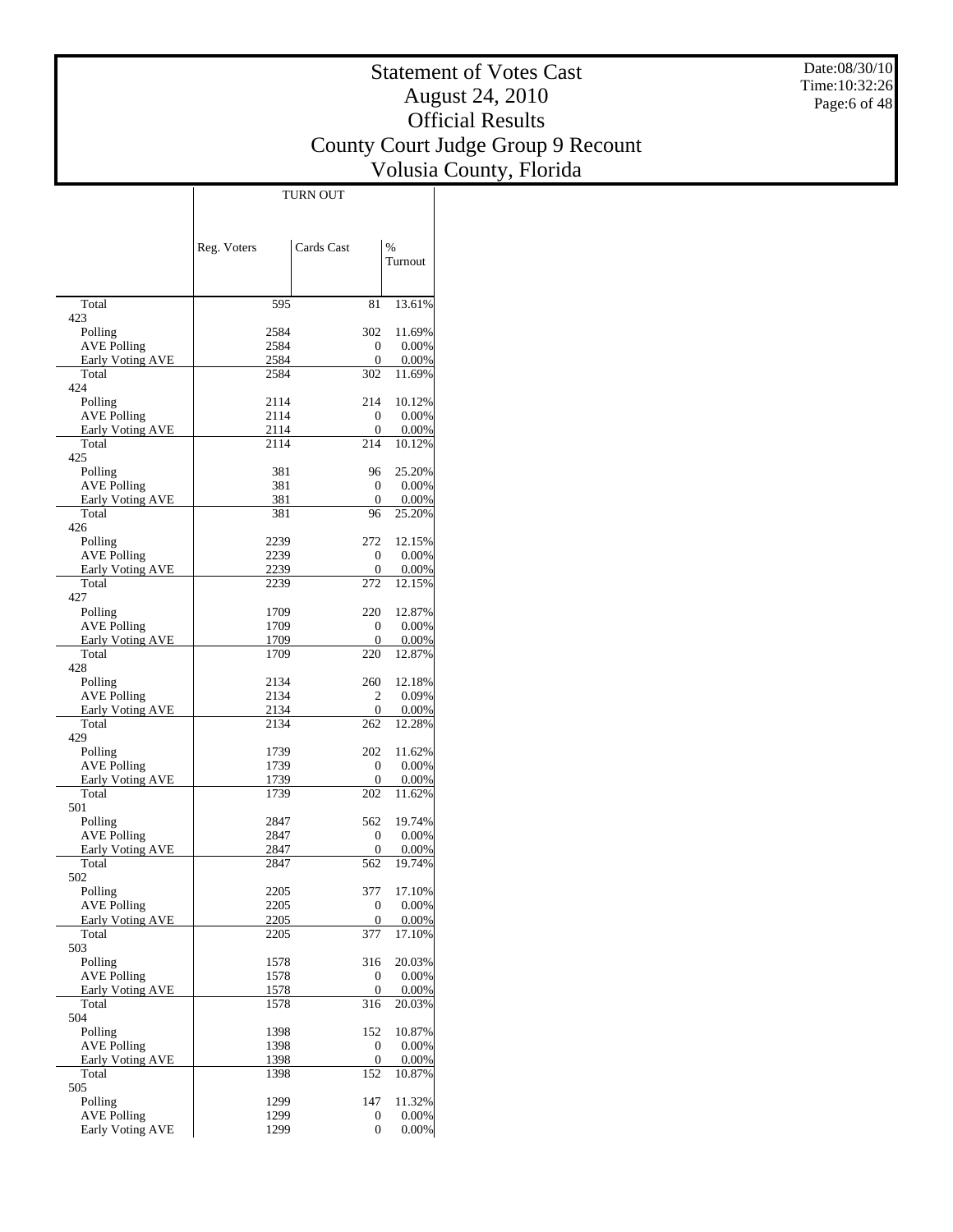# Statement of Votes Cast
## August 24, 2010
## Official Results
## County Court Judge Group 9 Recount
## Volusia County, Florida

Date:08/30/10
Time:10:32:26

| | TURN OUT | | |
|---|---|---|---|
| | Reg. Voters | Cards Cast | % Turnout |
| Total | 595 | 81 | 13.61% |
| 423 | | | |
| Polling | 2584 | 302 | 11.69% |
| AVE Polling | 2584 | 0 | 0.00% |
| Early Voting AVE | 2584 | 0 | 0.00% |
| Total | 2584 | 302 | 11.69% |
| 424 | | | |
| Polling | 2114 | 214 | 10.12% |
| AVE Polling | 2114 | 0 | 0.00% |
| Early Voting AVE | 2114 | 0 | 0.00% |
| Total | 2114 | 214 | 10.12% |
| 425 | | | |
| Polling | 381 | 96 | 25.20% |
| AVE Polling | 381 | 0 | 0.00% |
| Early Voting AVE | 381 | 0 | 0.00% |
| Total | 381 | 96 | 25.20% |
| 426 | | | |
| Polling | 2239 | 272 | 12.15% |
| AVE Polling | 2239 | 0 | 0.00% |
| Early Voting AVE | 2239 | 0 | 0.00% |
| Total | 2239 | 272 | 12.15% |
| 427 | | | |
| Polling | 1709 | 220 | 12.87% |
| AVE Polling | 1709 | 0 | 0.00% |
| Early Voting AVE | 1709 | 0 | 0.00% |
| Total | 1709 | 220 | 12.87% |
| 428 | | | |
| Polling | 2134 | 260 | 12.18% |
| AVE Polling | 2134 | 2 | 0.09% |
| Early Voting AVE | 2134 | 0 | 0.00% |
| Total | 2134 | 262 | 12.28% |
| 429 | | | |
| Polling | 1739 | 202 | 11.62% |
| AVE Polling | 1739 | 0 | 0.00% |
| Early Voting AVE | 1739 | 0 | 0.00% |
| Total | 1739 | 202 | 11.62% |
| 501 | | | |
| Polling | 2847 | 562 | 19.74% |
| AVE Polling | 2847 | 0 | 0.00% |
| Early Voting AVE | 2847 | 0 | 0.00% |
| Total | 2847 | 562 | 19.74% |
| 502 | | | |
| Polling | 2205 | 377 | 17.10% |
| AVE Polling | 2205 | 0 | 0.00% |
| Early Voting AVE | 2205 | 0 | 0.00% |
| Total | 2205 | 377 | 17.10% |
| 503 | | | |
| Polling | 1578 | 316 | 20.03% |
| AVE Polling | 1578 | 0 | 0.00% |
| Early Voting AVE | 1578 | 0 | 0.00% |
| Total | 1578 | 316 | 20.03% |
| 504 | | | |
| Polling | 1398 | 152 | 10.87% |
| AVE Polling | 1398 | 0 | 0.00% |
| Early Voting AVE | 1398 | 0 | 0.00% |
| Total | 1398 | 152 | 10.87% |
| 505 | | | |
| Polling | 1299 | 147 | 11.32% |
| AVE Polling | 1299 | 0 | 0.00% |
| Early Voting AVE | 1299 | 0 | 0.00% |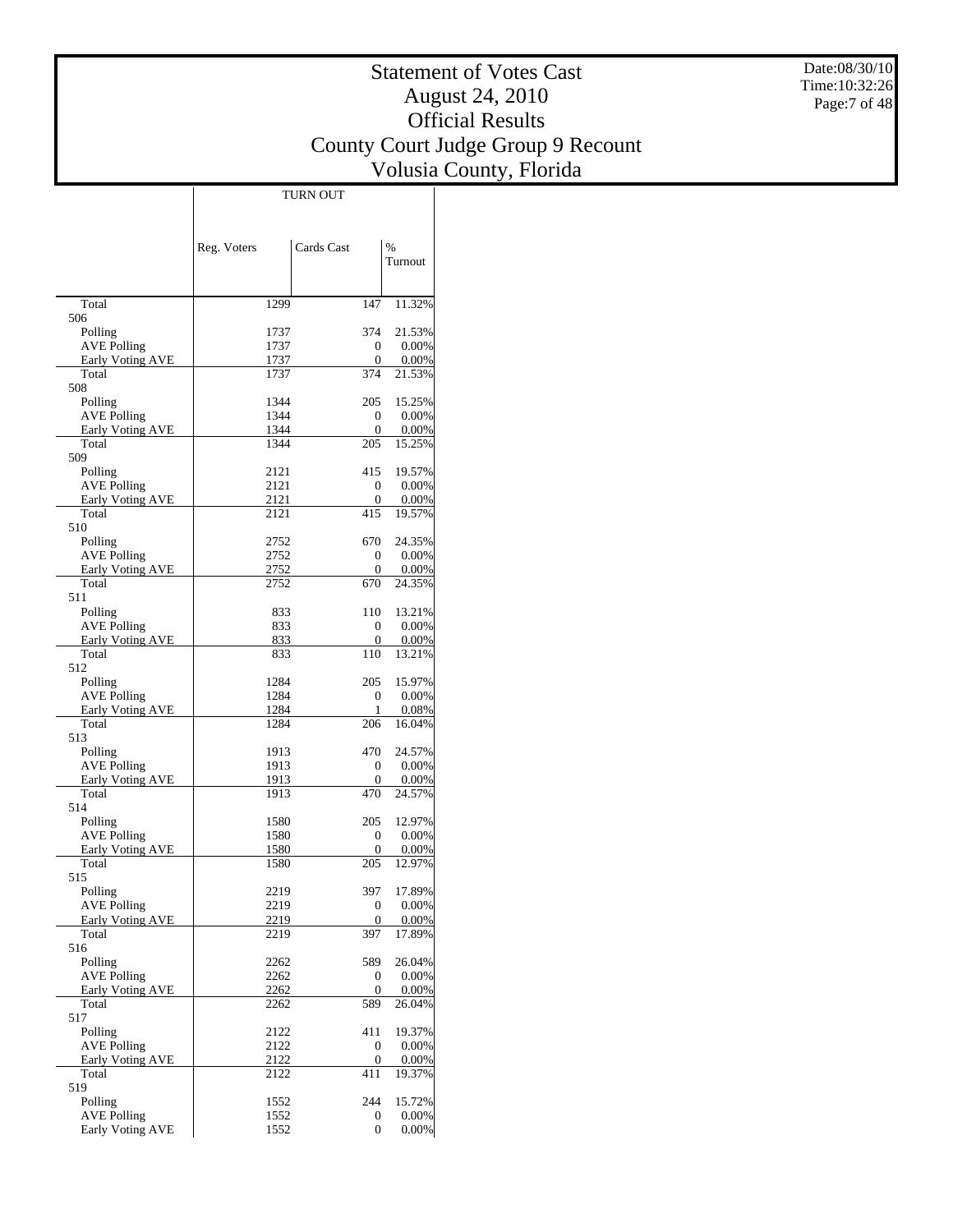# Statement of Votes Cast
# August 24, 2010
# Official Results
# County Court Judge Group 9 Recount
# Volusia County, Florida

Date:08/30/10
Time:10:32:26

| | TURN OUT | | |
|---|---|---|---|
| | Reg. Voters | Cards Cast | % Turnout |
| Total | 1299 | 147 | 11.32% |
| 506 | | | |
| Polling | 1737 | 374 | 21.53% |
| AVE Polling | 1737 | 0 | 0.00% |
| Early Voting AVE | 1737 | 0 | 0.00% |
| Total | 1737 | 374 | 21.53% |
| 508 | | | |
| Polling | 1344 | 205 | 15.25% |
| AVE Polling | 1344 | 0 | 0.00% |
| Early Voting AVE | 1344 | 0 | 0.00% |
| Total | 1344 | 205 | 15.25% |
| 509 | | | |
| Polling | 2121 | 415 | 19.57% |
| AVE Polling | 2121 | 0 | 0.00% |
| Early Voting AVE | 2121 | 0 | 0.00% |
| Total | 2121 | 415 | 19.57% |
| 510 | | | |
| Polling | 2752 | 670 | 24.35% |
| AVE Polling | 2752 | 0 | 0.00% |
| Early Voting AVE | 2752 | 0 | 0.00% |
| Total | 2752 | 670 | 24.35% |
| 511 | | | |
| Polling | 833 | 110 | 13.21% |
| AVE Polling | 833 | 0 | 0.00% |
| Early Voting AVE | 833 | 0 | 0.00% |
| Total | 833 | 110 | 13.21% |
| 512 | | | |
| Polling | 1284 | 205 | 15.97% |
| AVE Polling | 1284 | 0 | 0.00% |
| Early Voting AVE | 1284 | 1 | 0.08% |
| Total | 1284 | 206 | 16.04% |
| 513 | | | |
| Polling | 1913 | 470 | 24.57% |
| AVE Polling | 1913 | 0 | 0.00% |
| Early Voting AVE | 1913 | 0 | 0.00% |
| Total | 1913 | 470 | 24.57% |
| 514 | | | |
| Polling | 1580 | 205 | 12.97% |
| AVE Polling | 1580 | 0 | 0.00% |
| Early Voting AVE | 1580 | 0 | 0.00% |
| Total | 1580 | 205 | 12.97% |
| 515 | | | |
| Polling | 2219 | 397 | 17.89% |
| AVE Polling | 2219 | 0 | 0.00% |
| Early Voting AVE | 2219 | 0 | 0.00% |
| Total | 2219 | 397 | 17.89% |
| 516 | | | |
| Polling | 2262 | 589 | 26.04% |
| AVE Polling | 2262 | 0 | 0.00% |
| Early Voting AVE | 2262 | 0 | 0.00% |
| Total | 2262 | 589 | 26.04% |
| 517 | | | |
| Polling | 2122 | 411 | 19.37% |
| AVE Polling | 2122 | 0 | 0.00% |
| Early Voting AVE | 2122 | 0 | 0.00% |
| Total | 2122 | 411 | 19.37% |
| 519 | | | |
| Polling | 1552 | 244 | 15.72% |
| AVE Polling | 1552 | 0 | 0.00% |
| Early Voting AVE | 1552 | 0 | 0.00% |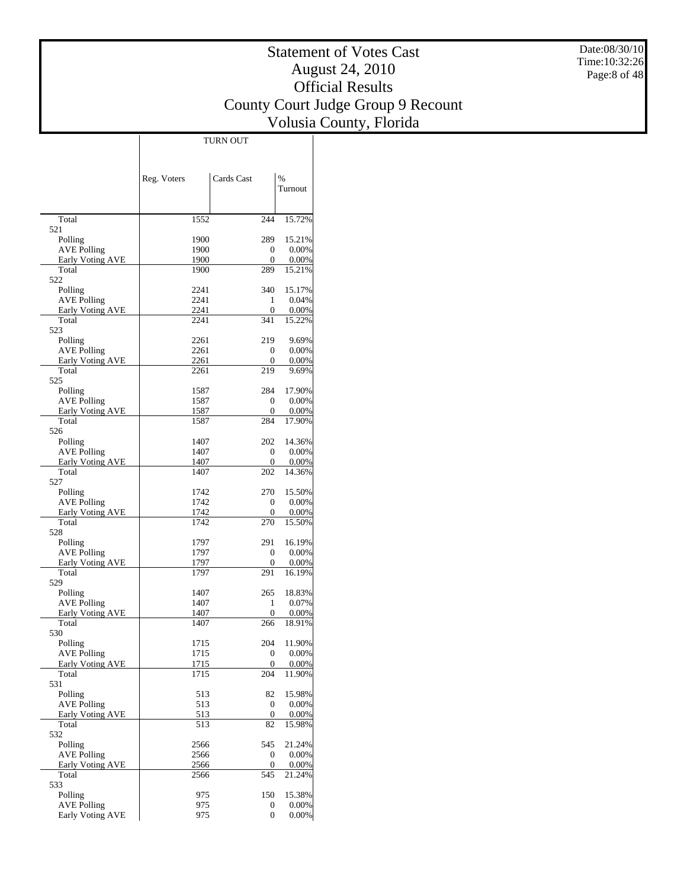# Statement of Votes Cast
# August 24, 2010
# Official Results
# County Court Judge Group 9 Recount
# Volusia County, Florida

Date:08/30/10
Time:10:32:26

| | TURN OUT | | |
|---|---|---|---|
| | Reg. Voters | Cards Cast | % Turnout |
| Total | 1552 | 244 | 15.72% |
| 521 | | | |
| Polling | 1900 | 289 | 15.21% |
| AVE Polling | 1900 | 0 | 0.00% |
| Early Voting AVE | 1900 | 0 | 0.00% |
| Total | 1900 | 289 | 15.21% |
| 522 | | | |
| Polling | 2241 | 340 | 15.17% |
| AVE Polling | 2241 | 1 | 0.04% |
| Early Voting AVE | 2241 | 0 | 0.00% |
| Total | 2241 | 341 | 15.22% |
| 523 | | | |
| Polling | 2261 | 219 | 9.69% |
| AVE Polling | 2261 | 0 | 0.00% |
| Early Voting AVE | 2261 | 0 | 0.00% |
| Total | 2261 | 219 | 9.69% |
| 525 | | | |
| Polling | 1587 | 284 | 17.90% |
| AVE Polling | 1587 | 0 | 0.00% |
| Early Voting AVE | 1587 | 0 | 0.00% |
| Total | 1587 | 284 | 17.90% |
| 526 | | | |
| Polling | 1407 | 202 | 14.36% |
| AVE Polling | 1407 | 0 | 0.00% |
| Early Voting AVE | 1407 | 0 | 0.00% |
| Total | 1407 | 202 | 14.36% |
| 527 | | | |
| Polling | 1742 | 270 | 15.50% |
| AVE Polling | 1742 | 0 | 0.00% |
| Early Voting AVE | 1742 | 0 | 0.00% |
| Total | 1742 | 270 | 15.50% |
| 528 | | | |
| Polling | 1797 | 291 | 16.19% |
| AVE Polling | 1797 | 0 | 0.00% |
| Early Voting AVE | 1797 | 0 | 0.00% |
| Total | 1797 | 291 | 16.19% |
| 529 | | | |
| Polling | 1407 | 265 | 18.83% |
| AVE Polling | 1407 | 1 | 0.07% |
| Early Voting AVE | 1407 | 0 | 0.00% |
| Total | 1407 | 266 | 18.91% |
| 530 | | | |
| Polling | 1715 | 204 | 11.90% |
| AVE Polling | 1715 | 0 | 0.00% |
| Early Voting AVE | 1715 | 0 | 0.00% |
| Total | 1715 | 204 | 11.90% |
| 531 | | | |
| Polling | 513 | 82 | 15.98% |
| AVE Polling | 513 | 0 | 0.00% |
| Early Voting AVE | 513 | 0 | 0.00% |
| Total | 513 | 82 | 15.98% |
| 532 | | | |
| Polling | 2566 | 545 | 21.24% |
| AVE Polling | 2566 | 0 | 0.00% |
| Early Voting AVE | 2566 | 0 | 0.00% |
| Total | 2566 | 545 | 21.24% |
| 533 | | | |
| Polling | 975 | 150 | 15.38% |
| AVE Polling | 975 | 0 | 0.00% |
| Early Voting AVE | 975 | 0 | 0.00% |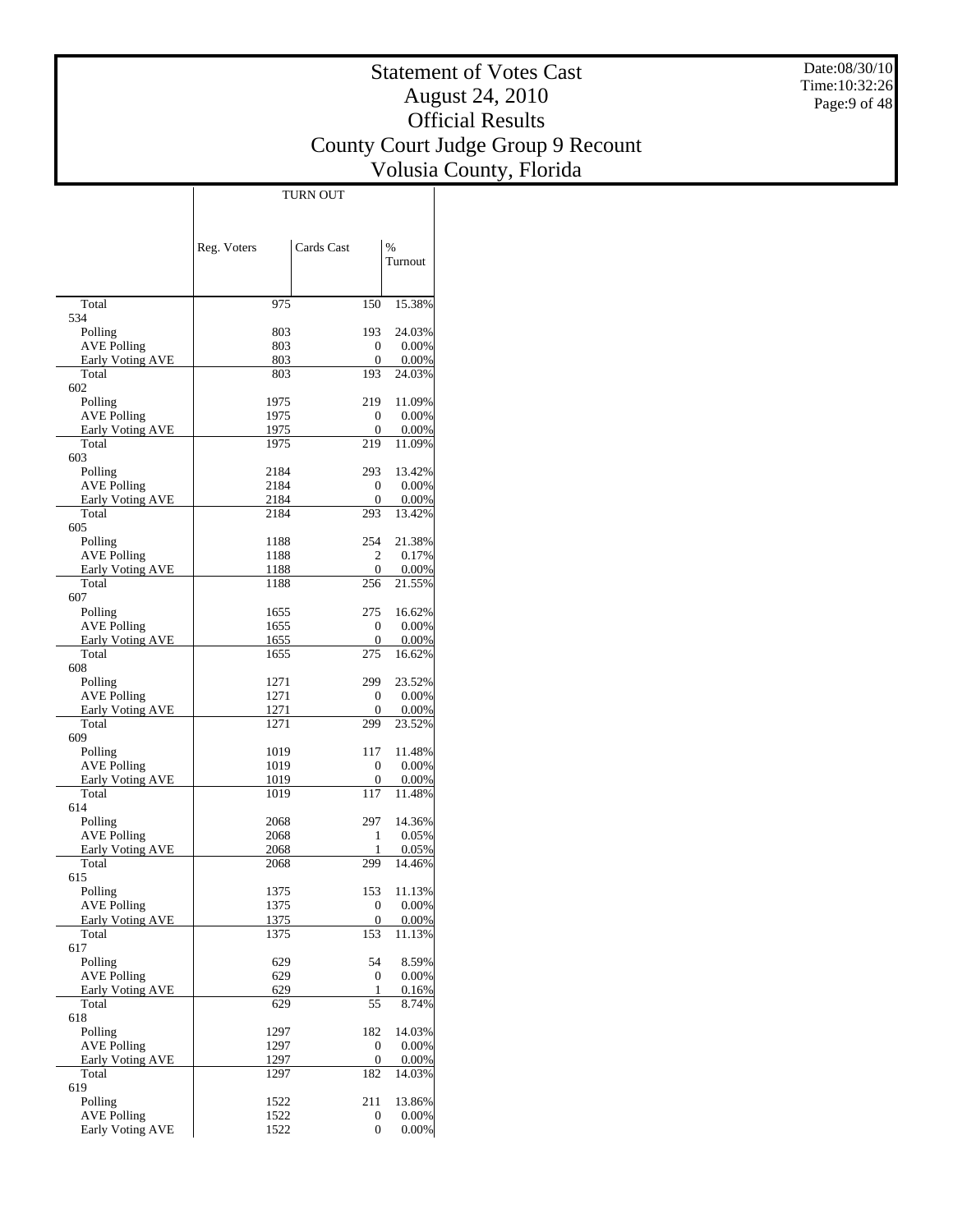# Statement of Votes Cast
# August 24, 2010
# Official Results
# County Court Judge Group 9 Recount
# Volusia County, Florida

Date:08/30/10
Time:10:32:26

| | TURN OUT | | |
|---|---|---|---|
| | Reg. Voters | Cards Cast | % Turnout |
| Total | 975 | 150 | 15.38% |
| 534 | | | |
| Polling | 803 | 193 | 24.03% |
| AVE Polling | 803 | 0 | 0.00% |
| Early Voting AVE | 803 | 0 | 0.00% |
| Total | 803 | 193 | 24.03% |
| 602 | | | |
| Polling | 1975 | 219 | 11.09% |
| AVE Polling | 1975 | 0 | 0.00% |
| Early Voting AVE | 1975 | 0 | 0.00% |
| Total | 1975 | 219 | 11.09% |
| 603 | | | |
| Polling | 2184 | 293 | 13.42% |
| AVE Polling | 2184 | 0 | 0.00% |
| Early Voting AVE | 2184 | 0 | 0.00% |
| Total | 2184 | 293 | 13.42% |
| 605 | | | |
| Polling | 1188 | 254 | 21.38% |
| AVE Polling | 1188 | 2 | 0.17% |
| Early Voting AVE | 1188 | 0 | 0.00% |
| Total | 1188 | 256 | 21.55% |
| 607 | | | |
| Polling | 1655 | 275 | 16.62% |
| AVE Polling | 1655 | 0 | 0.00% |
| Early Voting AVE | 1655 | 0 | 0.00% |
| Total | 1655 | 275 | 16.62% |
| 608 | | | |
| Polling | 1271 | 299 | 23.52% |
| AVE Polling | 1271 | 0 | 0.00% |
| Early Voting AVE | 1271 | 0 | 0.00% |
| Total | 1271 | 299 | 23.52% |
| 609 | | | |
| Polling | 1019 | 117 | 11.48% |
| AVE Polling | 1019 | 0 | 0.00% |
| Early Voting AVE | 1019 | 0 | 0.00% |
| Total | 1019 | 117 | 11.48% |
| 614 | | | |
| Polling | 2068 | 297 | 14.36% |
| AVE Polling | 2068 | 1 | 0.05% |
| Early Voting AVE | 2068 | 1 | 0.05% |
| Total | 2068 | 299 | 14.46% |
| 615 | | | |
| Polling | 1375 | 153 | 11.13% |
| AVE Polling | 1375 | 0 | 0.00% |
| Early Voting AVE | 1375 | 0 | 0.00% |
| Total | 1375 | 153 | 11.13% |
| 617 | | | |
| Polling | 629 | 54 | 8.59% |
| AVE Polling | 629 | 0 | 0.00% |
| Early Voting AVE | 629 | 1 | 0.16% |
| Total | 629 | 55 | 8.74% |
| 618 | | | |
| Polling | 1297 | 182 | 14.03% |
| AVE Polling | 1297 | 0 | 0.00% |
| Early Voting AVE | 1297 | 0 | 0.00% |
| Total | 1297 | 182 | 14.03% |
| 619 | | | |
| Polling | 1522 | 211 | 13.86% |
| AVE Polling | 1522 | 0 | 0.00% |
| Early Voting AVE | 1522 | 0 | 0.00% |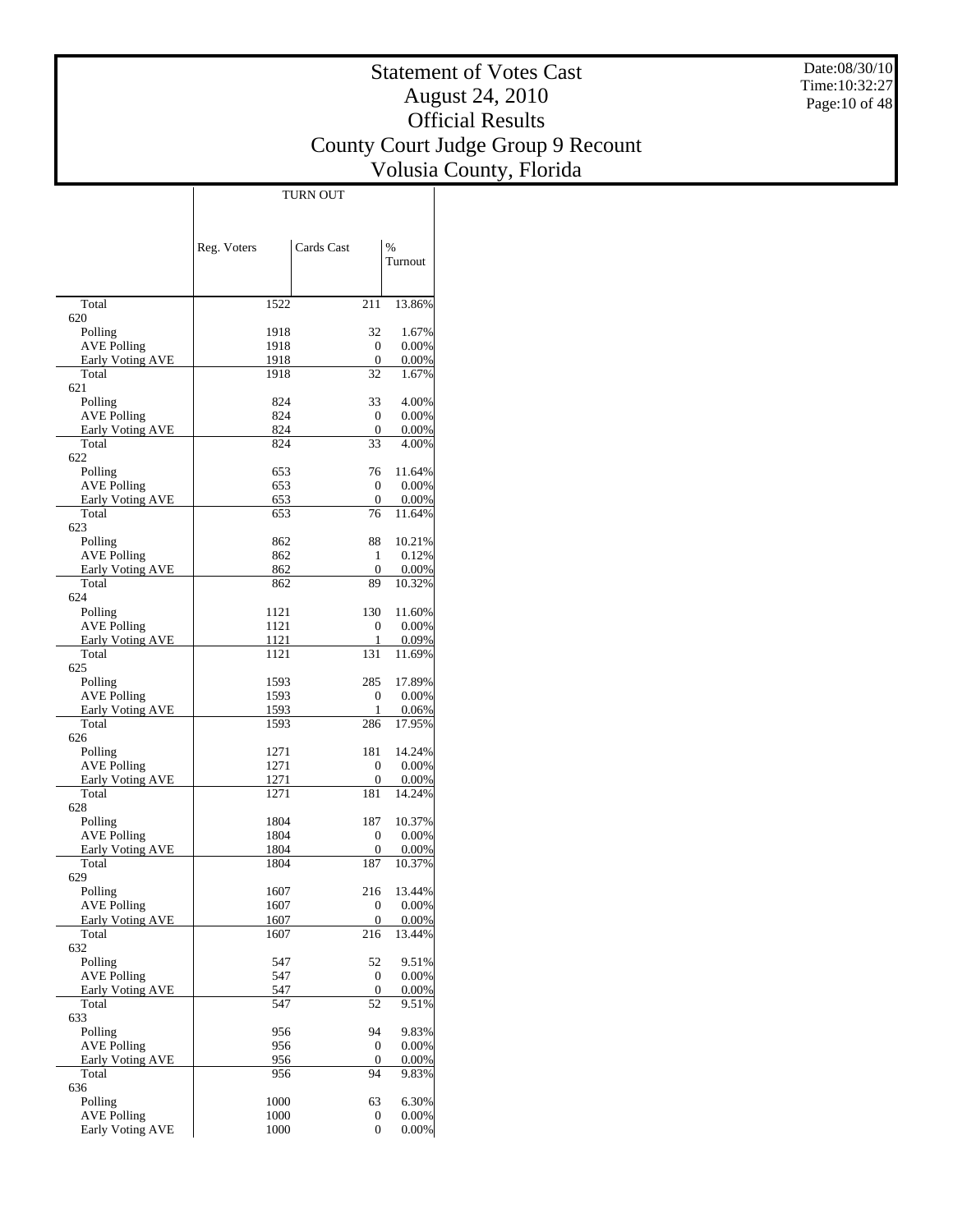# Statement of Votes Cast
# August 24, 2010
# Official Results
# County Court Judge Group 9 Recount
# Volusia County, Florida

Date:08/30/10
Time:10:32:27

| | TURN OUT | | |
|---|---|---|---|
| | Reg. Voters | Cards Cast | % Turnout |
| Total | 1522 | 211 | 13.86% |
| 620 | | | |
| Polling | 1918 | 32 | 1.67% |
| AVE Polling | 1918 | 0 | 0.00% |
| Early Voting AVE | 1918 | 0 | 0.00% |
| Total | 1918 | 32 | 1.67% |
| 621 | | | |
| Polling | 824 | 33 | 4.00% |
| AVE Polling | 824 | 0 | 0.00% |
| Early Voting AVE | 824 | 0 | 0.00% |
| Total | 824 | 33 | 4.00% |
| 622 | | | |
| Polling | 653 | 76 | 11.64% |
| AVE Polling | 653 | 0 | 0.00% |
| Early Voting AVE | 653 | 0 | 0.00% |
| Total | 653 | 76 | 11.64% |
| 623 | | | |
| Polling | 862 | 88 | 10.21% |
| AVE Polling | 862 | 1 | 0.12% |
| Early Voting AVE | 862 | 0 | 0.00% |
| Total | 862 | 89 | 10.32% |
| 624 | | | |
| Polling | 1121 | 130 | 11.60% |
| AVE Polling | 1121 | 0 | 0.00% |
| Early Voting AVE | 1121 | 1 | 0.09% |
| Total | 1121 | 131 | 11.69% |
| 625 | | | |
| Polling | 1593 | 285 | 17.89% |
| AVE Polling | 1593 | 0 | 0.00% |
| Early Voting AVE | 1593 | 1 | 0.06% |
| Total | 1593 | 286 | 17.95% |
| 626 | | | |
| Polling | 1271 | 181 | 14.24% |
| AVE Polling | 1271 | 0 | 0.00% |
| Early Voting AVE | 1271 | 0 | 0.00% |
| Total | 1271 | 181 | 14.24% |
| 628 | | | |
| Polling | 1804 | 187 | 10.37% |
| AVE Polling | 1804 | 0 | 0.00% |
| Early Voting AVE | 1804 | 0 | 0.00% |
| Total | 1804 | 187 | 10.37% |
| 629 | | | |
| Polling | 1607 | 216 | 13.44% |
| AVE Polling | 1607 | 0 | 0.00% |
| Early Voting AVE | 1607 | 0 | 0.00% |
| Total | 1607 | 216 | 13.44% |
| 632 | | | |
| Polling | 547 | 52 | 9.51% |
| AVE Polling | 547 | 0 | 0.00% |
| Early Voting AVE | 547 | 0 | 0.00% |
| Total | 547 | 52 | 9.51% |
| 633 | | | |
| Polling | 956 | 94 | 9.83% |
| AVE Polling | 956 | 0 | 0.00% |
| Early Voting AVE | 956 | 0 | 0.00% |
| Total | 956 | 94 | 9.83% |
| 636 | | | |
| Polling | 1000 | 63 | 6.30% |
| AVE Polling | 1000 | 0 | 0.00% |
| Early Voting AVE | 1000 | 0 | 0.00% |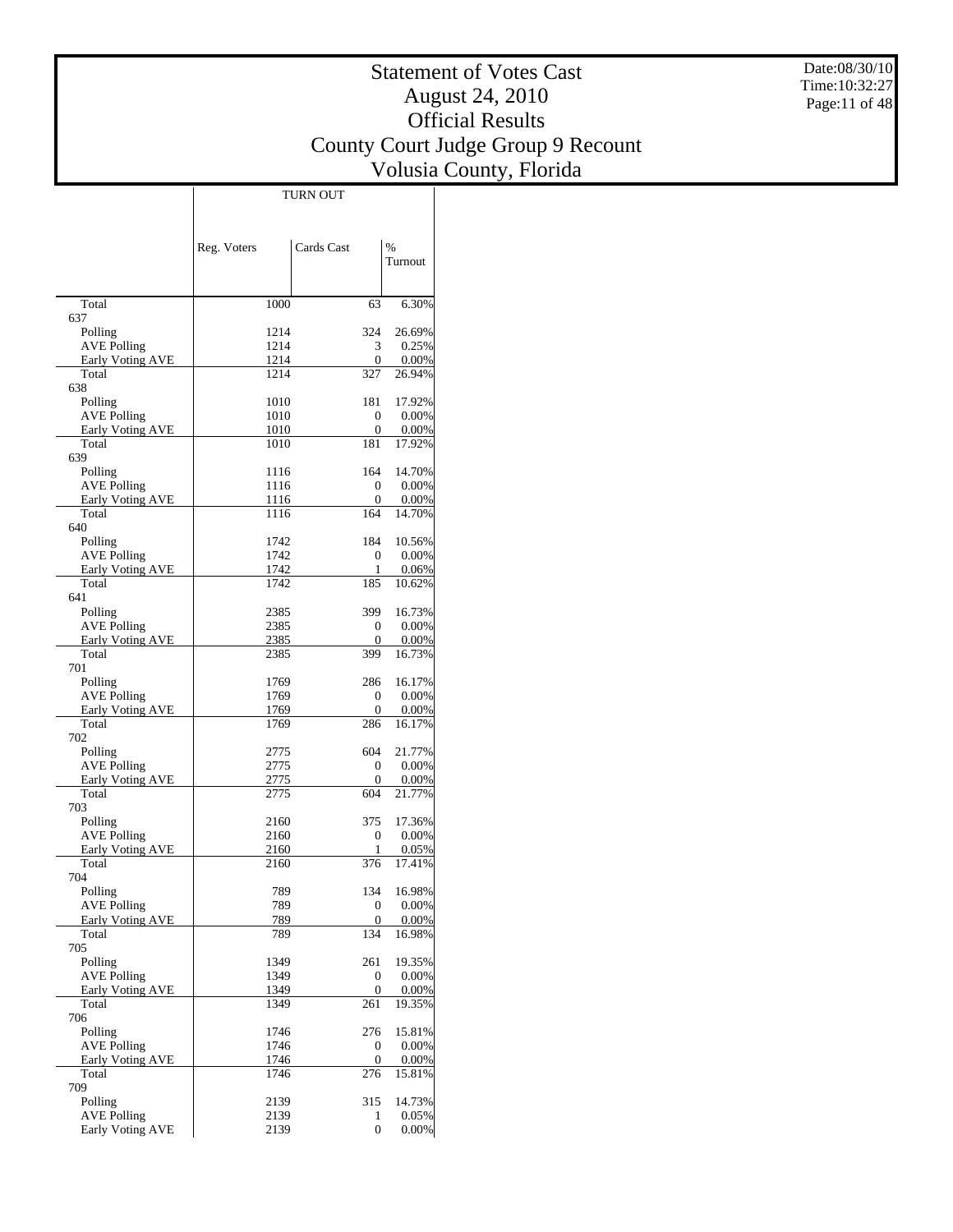# Statement of Votes Cast
## August 24, 2010
## Official Results
## County Court Judge Group 9 Recount
## Volusia County, Florida

Date:08/30/10
Time:10:32:27

| | TURN OUT | | |
|---|---|---|---|
| | Reg. Voters | Cards Cast | % Turnout |
| Total | 1000 | 63 | 6.30% |
| 637 | | | |
| Polling | 1214 | 324 | 26.69% |
| AVE Polling | 1214 | 3 | 0.25% |
| Early Voting AVE | 1214 | 0 | 0.00% |
| Total | 1214 | 327 | 26.94% |
| 638 | | | |
| Polling | 1010 | 181 | 17.92% |
| AVE Polling | 1010 | 0 | 0.00% |
| Early Voting AVE | 1010 | 0 | 0.00% |
| Total | 1010 | 181 | 17.92% |
| 639 | | | |
| Polling | 1116 | 164 | 14.70% |
| AVE Polling | 1116 | 0 | 0.00% |
| Early Voting AVE | 1116 | 0 | 0.00% |
| Total | 1116 | 164 | 14.70% |
| 640 | | | |
| Polling | 1742 | 184 | 10.56% |
| AVE Polling | 1742 | 0 | 0.00% |
| Early Voting AVE | 1742 | 1 | 0.06% |
| Total | 1742 | 185 | 10.62% |
| 641 | | | |
| Polling | 2385 | 399 | 16.73% |
| AVE Polling | 2385 | 0 | 0.00% |
| Early Voting AVE | 2385 | 0 | 0.00% |
| Total | 2385 | 399 | 16.73% |
| 701 | | | |
| Polling | 1769 | 286 | 16.17% |
| AVE Polling | 1769 | 0 | 0.00% |
| Early Voting AVE | 1769 | 0 | 0.00% |
| Total | 1769 | 286 | 16.17% |
| 702 | | | |
| Polling | 2775 | 604 | 21.77% |
| AVE Polling | 2775 | 0 | 0.00% |
| Early Voting AVE | 2775 | 0 | 0.00% |
| Total | 2775 | 604 | 21.77% |
| 703 | | | |
| Polling | 2160 | 375 | 17.36% |
| AVE Polling | 2160 | 0 | 0.00% |
| Early Voting AVE | 2160 | 1 | 0.05% |
| Total | 2160 | 376 | 17.41% |
| 704 | | | |
| Polling | 789 | 134 | 16.98% |
| AVE Polling | 789 | 0 | 0.00% |
| Early Voting AVE | 789 | 0 | 0.00% |
| Total | 789 | 134 | 16.98% |
| 705 | | | |
| Polling | 1349 | 261 | 19.35% |
| AVE Polling | 1349 | 0 | 0.00% |
| Early Voting AVE | 1349 | 0 | 0.00% |
| Total | 1349 | 261 | 19.35% |
| 706 | | | |
| Polling | 1746 | 276 | 15.81% |
| AVE Polling | 1746 | 0 | 0.00% |
| Early Voting AVE | 1746 | 0 | 0.00% |
| Total | 1746 | 276 | 15.81% |
| 709 | | | |
| Polling | 2139 | 315 | 14.73% |
| AVE Polling | 2139 | 1 | 0.05% |
| Early Voting AVE | 2139 | 0 | 0.00% |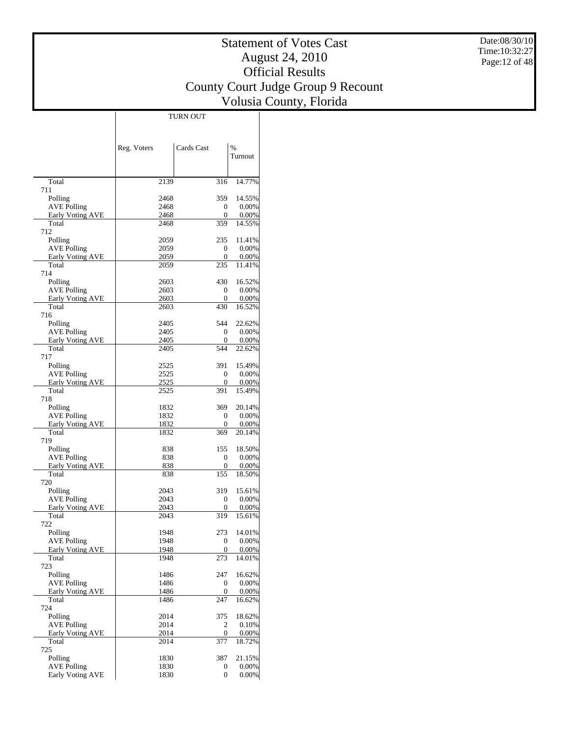# Statement of Votes Cast
## August 24, 2010
## Official Results
## County Court Judge Group 9 Recount
## Volusia County, Florida

Date:08/30/10
Time:10:32:27

| | TURN OUT | | |
|---|---|---|---|
| | Reg. Voters | Cards Cast | % Turnout |
| Total | 2139 | 316 | 14.77% |
| 711 | | | |
| Polling | 2468 | 359 | 14.55% |
| AVE Polling | 2468 | 0 | 0.00% |
| Early Voting AVE | 2468 | 0 | 0.00% |
| Total | 2468 | 359 | 14.55% |
| 712 | | | |
| Polling | 2059 | 235 | 11.41% |
| AVE Polling | 2059 | 0 | 0.00% |
| Early Voting AVE | 2059 | 0 | 0.00% |
| Total | 2059 | 235 | 11.41% |
| 714 | | | |
| Polling | 2603 | 430 | 16.52% |
| AVE Polling | 2603 | 0 | 0.00% |
| Early Voting AVE | 2603 | 0 | 0.00% |
| Total | 2603 | 430 | 16.52% |
| 716 | | | |
| Polling | 2405 | 544 | 22.62% |
| AVE Polling | 2405 | 0 | 0.00% |
| Early Voting AVE | 2405 | 0 | 0.00% |
| Total | 2405 | 544 | 22.62% |
| 717 | | | |
| Polling | 2525 | 391 | 15.49% |
| AVE Polling | 2525 | 0 | 0.00% |
| Early Voting AVE | 2525 | 0 | 0.00% |
| Total | 2525 | 391 | 15.49% |
| 718 | | | |
| Polling | 1832 | 369 | 20.14% |
| AVE Polling | 1832 | 0 | 0.00% |
| Early Voting AVE | 1832 | 0 | 0.00% |
| Total | 1832 | 369 | 20.14% |
| 719 | | | |
| Polling | 838 | 155 | 18.50% |
| AVE Polling | 838 | 0 | 0.00% |
| Early Voting AVE | 838 | 0 | 0.00% |
| Total | 838 | 155 | 18.50% |
| 720 | | | |
| Polling | 2043 | 319 | 15.61% |
| AVE Polling | 2043 | 0 | 0.00% |
| Early Voting AVE | 2043 | 0 | 0.00% |
| Total | 2043 | 319 | 15.61% |
| 722 | | | |
| Polling | 1948 | 273 | 14.01% |
| AVE Polling | 1948 | 0 | 0.00% |
| Early Voting AVE | 1948 | 0 | 0.00% |
| Total | 1948 | 273 | 14.01% |
| 723 | | | |
| Polling | 1486 | 247 | 16.62% |
| AVE Polling | 1486 | 0 | 0.00% |
| Early Voting AVE | 1486 | 0 | 0.00% |
| Total | 1486 | 247 | 16.62% |
| 724 | | | |
| Polling | 2014 | 375 | 18.62% |
| AVE Polling | 2014 | 2 | 0.10% |
| Early Voting AVE | 2014 | 0 | 0.00% |
| Total | 2014 | 377 | 18.72% |
| 725 | | | |
| Polling | 1830 | 387 | 21.15% |
| AVE Polling | 1830 | 0 | 0.00% |
| Early Voting AVE | 1830 | 0 | 0.00% |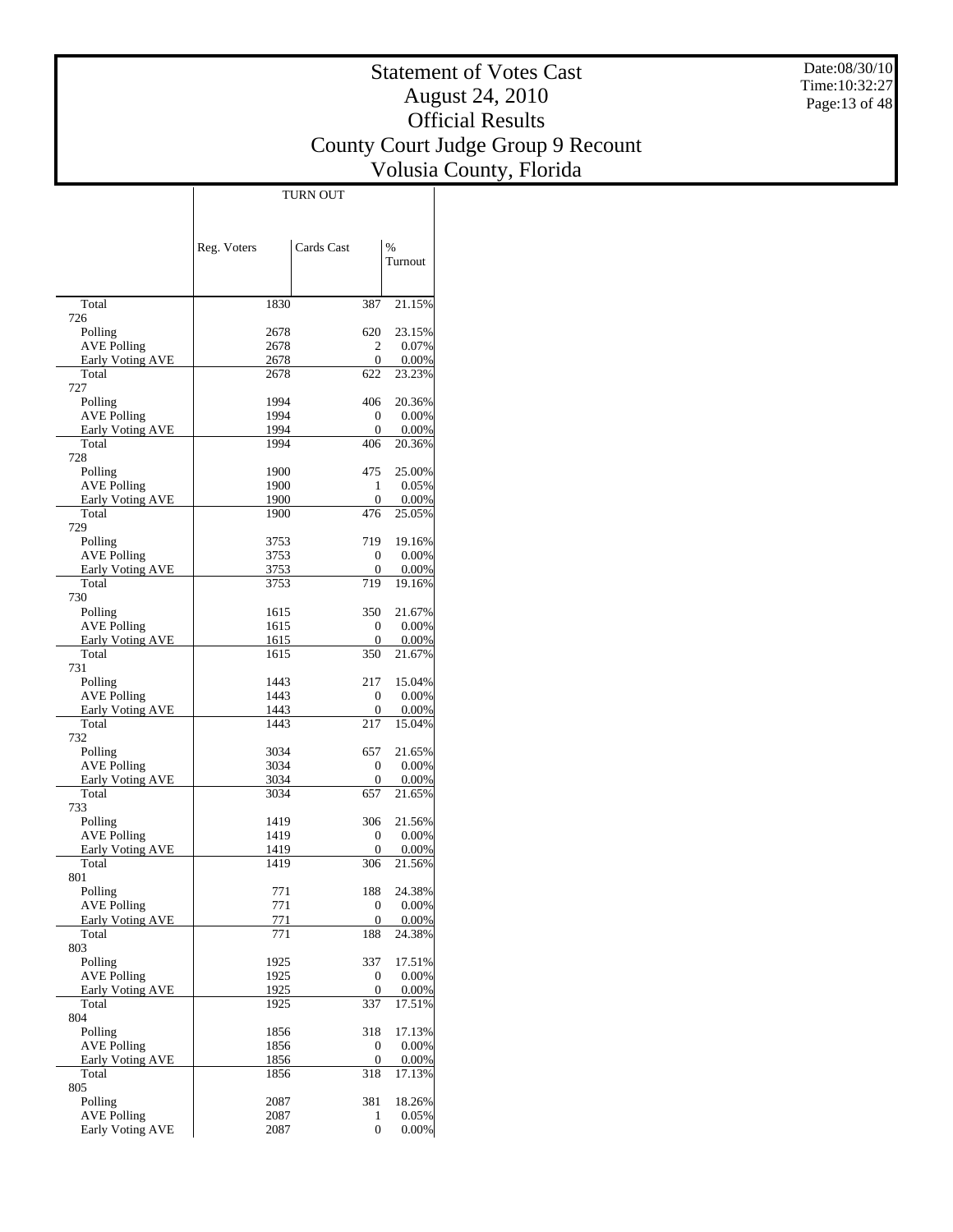# Statement of Votes Cast
## August 24, 2010
## Official Results
## County Court Judge Group 9 Recount
## Volusia County, Florida

| | TURN OUT | | |
|---|---|---|---|
| | Reg. Voters | Cards Cast | % Turnout |
| Total | 1830 | 387 | 21.15% |
| 726 | | | |
| Polling | 2678 | 620 | 23.15% |
| AVE Polling | 2678 | 2 | 0.07% |
| Early Voting AVE | 2678 | 0 | 0.00% |
| Total | 2678 | 622 | 23.23% |
| 727 | | | |
| Polling | 1994 | 406 | 20.36% |
| AVE Polling | 1994 | 0 | 0.00% |
| Early Voting AVE | 1994 | 0 | 0.00% |
| Total | 1994 | 406 | 20.36% |
| 728 | | | |
| Polling | 1900 | 475 | 25.00% |
| AVE Polling | 1900 | 1 | 0.05% |
| Early Voting AVE | 1900 | 0 | 0.00% |
| Total | 1900 | 476 | 25.05% |
| 729 | | | |
| Polling | 3753 | 719 | 19.16% |
| AVE Polling | 3753 | 0 | 0.00% |
| Early Voting AVE | 3753 | 0 | 0.00% |
| Total | 3753 | 719 | 19.16% |
| 730 | | | |
| Polling | 1615 | 350 | 21.67% |
| AVE Polling | 1615 | 0 | 0.00% |
| Early Voting AVE | 1615 | 0 | 0.00% |
| Total | 1615 | 350 | 21.67% |
| 731 | | | |
| Polling | 1443 | 217 | 15.04% |
| AVE Polling | 1443 | 0 | 0.00% |
| Early Voting AVE | 1443 | 0 | 0.00% |
| Total | 1443 | 217 | 15.04% |
| 732 | | | |
| Polling | 3034 | 657 | 21.65% |
| AVE Polling | 3034 | 0 | 0.00% |
| Early Voting AVE | 3034 | 0 | 0.00% |
| Total | 3034 | 657 | 21.65% |
| 733 | | | |
| Polling | 1419 | 306 | 21.56% |
| AVE Polling | 1419 | 0 | 0.00% |
| Early Voting AVE | 1419 | 0 | 0.00% |
| Total | 1419 | 306 | 21.56% |
| 801 | | | |
| Polling | 771 | 188 | 24.38% |
| AVE Polling | 771 | 0 | 0.00% |
| Early Voting AVE | 771 | 0 | 0.00% |
| Total | 771 | 188 | 24.38% |
| 803 | | | |
| Polling | 1925 | 337 | 17.51% |
| AVE Polling | 1925 | 0 | 0.00% |
| Early Voting AVE | 1925 | 0 | 0.00% |
| Total | 1925 | 337 | 17.51% |
| 804 | | | |
| Polling | 1856 | 318 | 17.13% |
| AVE Polling | 1856 | 0 | 0.00% |
| Early Voting AVE | 1856 | 0 | 0.00% |
| Total | 1856 | 318 | 17.13% |
| 805 | | | |
| Polling | 2087 | 381 | 18.26% |
| AVE Polling | 2087 | 1 | 0.05% |
| Early Voting AVE | 2087 | 0 | 0.00% |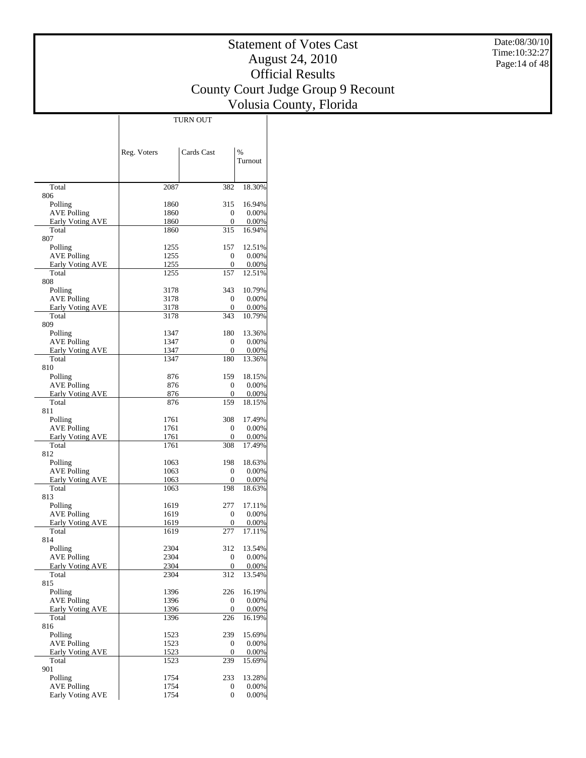# Statement of Votes Cast

August 24, 2010

Official Results

County Court Judge Group 9 Recount

Volusia County, Florida

Date:08/30/10
Time:10:32:27

| | TURN OUT | | |
|---|---|---|---|
| | Reg. Voters | Cards Cast | % Turnout |
| Total | 2087 | 382 | 18.30% |
| 806 | | | |
| Polling | 1860 | 315 | 16.94% |
| AVE Polling | 1860 | 0 | 0.00% |
| Early Voting AVE | 1860 | 0 | 0.00% |
| Total | 1860 | 315 | 16.94% |
| 807 | | | |
| Polling | 1255 | 157 | 12.51% |
| AVE Polling | 1255 | 0 | 0.00% |
| Early Voting AVE | 1255 | 0 | 0.00% |
| Total | 1255 | 157 | 12.51% |
| 808 | | | |
| Polling | 3178 | 343 | 10.79% |
| AVE Polling | 3178 | 0 | 0.00% |
| Early Voting AVE | 3178 | 0 | 0.00% |
| Total | 3178 | 343 | 10.79% |
| 809 | | | |
| Polling | 1347 | 180 | 13.36% |
| AVE Polling | 1347 | 0 | 0.00% |
| Early Voting AVE | 1347 | 0 | 0.00% |
| Total | 1347 | 180 | 13.36% |
| 810 | | | |
| Polling | 876 | 159 | 18.15% |
| AVE Polling | 876 | 0 | 0.00% |
| Early Voting AVE | 876 | 0 | 0.00% |
| Total | 876 | 159 | 18.15% |
| 811 | | | |
| Polling | 1761 | 308 | 17.49% |
| AVE Polling | 1761 | 0 | 0.00% |
| Early Voting AVE | 1761 | 0 | 0.00% |
| Total | 1761 | 308 | 17.49% |
| 812 | | | |
| Polling | 1063 | 198 | 18.63% |
| AVE Polling | 1063 | 0 | 0.00% |
| Early Voting AVE | 1063 | 0 | 0.00% |
| Total | 1063 | 198 | 18.63% |
| 813 | | | |
| Polling | 1619 | 277 | 17.11% |
| AVE Polling | 1619 | 0 | 0.00% |
| Early Voting AVE | 1619 | 0 | 0.00% |
| Total | 1619 | 277 | 17.11% |
| 814 | | | |
| Polling | 2304 | 312 | 13.54% |
| AVE Polling | 2304 | 0 | 0.00% |
| Early Voting AVE | 2304 | 0 | 0.00% |
| Total | 2304 | 312 | 13.54% |
| 815 | | | |
| Polling | 1396 | 226 | 16.19% |
| AVE Polling | 1396 | 0 | 0.00% |
| Early Voting AVE | 1396 | 0 | 0.00% |
| Total | 1396 | 226 | 16.19% |
| 816 | | | |
| Polling | 1523 | 239 | 15.69% |
| AVE Polling | 1523 | 0 | 0.00% |
| Early Voting AVE | 1523 | 0 | 0.00% |
| Total | 1523 | 239 | 15.69% |
| 901 | | | |
| Polling | 1754 | 233 | 13.28% |
| AVE Polling | 1754 | 0 | 0.00% |
| Early Voting AVE | 1754 | 0 | 0.00% |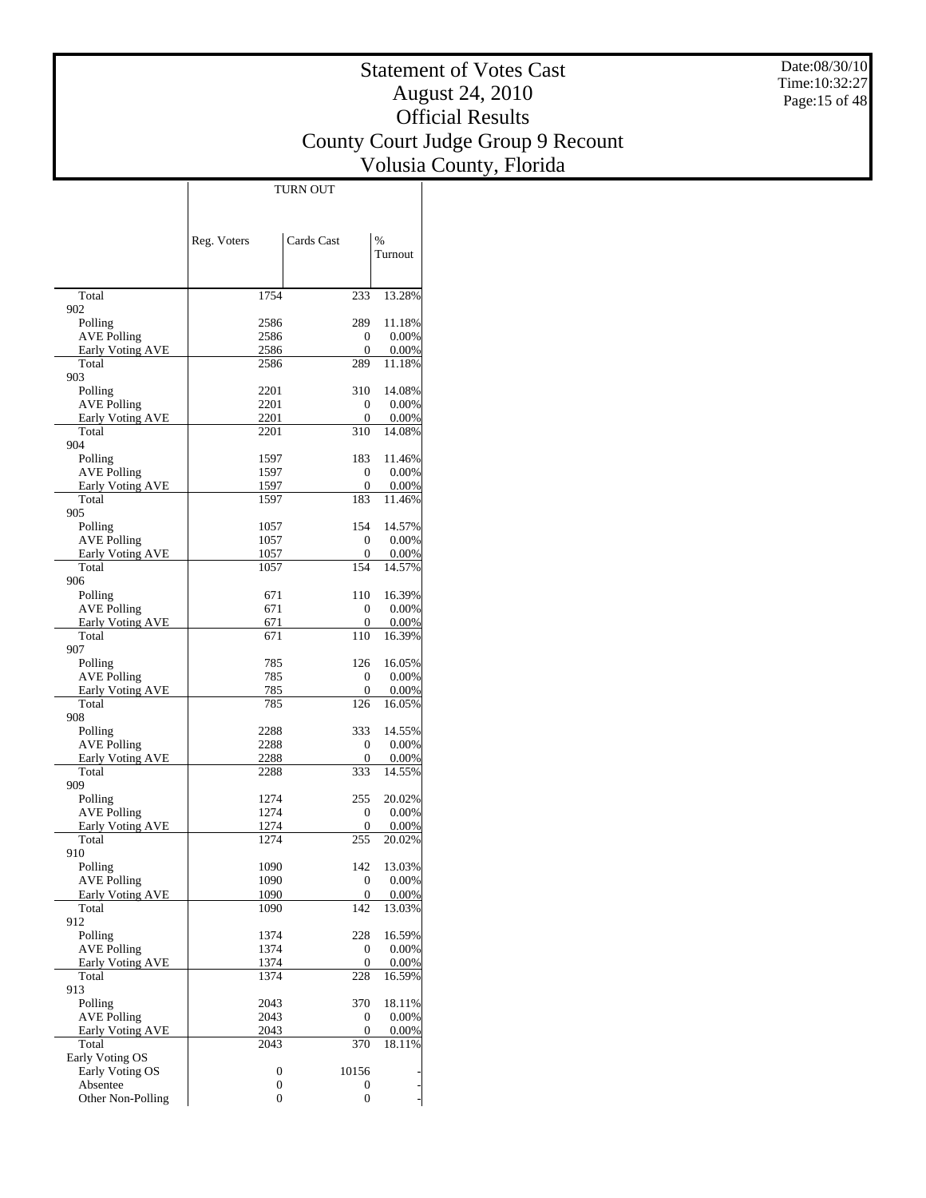# Statement of Votes Cast
## August 24, 2010
## Official Results
## County Court Judge Group 9 Recount
## Volusia County, Florida

Date:08/30/10
Time:10:32:27

| | TURN OUT | | |
|---|---|---|---|
| | Reg. Voters | Cards Cast | % Turnout |
| Total | 1754 | 233 | 13.28% |
| 902 | | | |
| Polling | 2586 | 289 | 11.18% |
| AVE Polling | 2586 | 0 | 0.00% |
| Early Voting AVE | 2586 | 0 | 0.00% |
| Total | 2586 | 289 | 11.18% |
| 903 | | | |
| Polling | 2201 | 310 | 14.08% |
| AVE Polling | 2201 | 0 | 0.00% |
| Early Voting AVE | 2201 | 0 | 0.00% |
| Total | 2201 | 310 | 14.08% |
| 904 | | | |
| Polling | 1597 | 183 | 11.46% |
| AVE Polling | 1597 | 0 | 0.00% |
| Early Voting AVE | 1597 | 0 | 0.00% |
| Total | 1597 | 183 | 11.46% |
| 905 | | | |
| Polling | 1057 | 154 | 14.57% |
| AVE Polling | 1057 | 0 | 0.00% |
| Early Voting AVE | 1057 | 0 | 0.00% |
| Total | 1057 | 154 | 14.57% |
| 906 | | | |
| Polling | 671 | 110 | 16.39% |
| AVE Polling | 671 | 0 | 0.00% |
| Early Voting AVE | 671 | 0 | 0.00% |
| Total | 671 | 110 | 16.39% |
| 907 | | | |
| Polling | 785 | 126 | 16.05% |
| AVE Polling | 785 | 0 | 0.00% |
| Early Voting AVE | 785 | 0 | 0.00% |
| Total | 785 | 126 | 16.05% |
| 908 | | | |
| Polling | 2288 | 333 | 14.55% |
| AVE Polling | 2288 | 0 | 0.00% |
| Early Voting AVE | 2288 | 0 | 0.00% |
| Total | 2288 | 333 | 14.55% |
| 909 | | | |
| Polling | 1274 | 255 | 20.02% |
| AVE Polling | 1274 | 0 | 0.00% |
| Early Voting AVE | 1274 | 0 | 0.00% |
| Total | 1274 | 255 | 20.02% |
| 910 | | | |
| Polling | 1090 | 142 | 13.03% |
| AVE Polling | 1090 | 0 | 0.00% |
| Early Voting AVE | 1090 | 0 | 0.00% |
| Total | 1090 | 142 | 13.03% |
| 912 | | | |
| Polling | 1374 | 228 | 16.59% |
| AVE Polling | 1374 | 0 | 0.00% |
| Early Voting AVE | 1374 | 0 | 0.00% |
| Total | 1374 | 228 | 16.59% |
| 913 | | | |
| Polling | 2043 | 370 | 18.11% |
| AVE Polling | 2043 | 0 | 0.00% |
| Early Voting AVE | 2043 | 0 | 0.00% |
| Total | 2043 | 370 | 18.11% |
| Early Voting OS | | | |
| Early Voting OS | 0 | 10156 | - |
| Absentee | 0 | 0 | - |
| Other Non-Polling | 0 | 0 | - |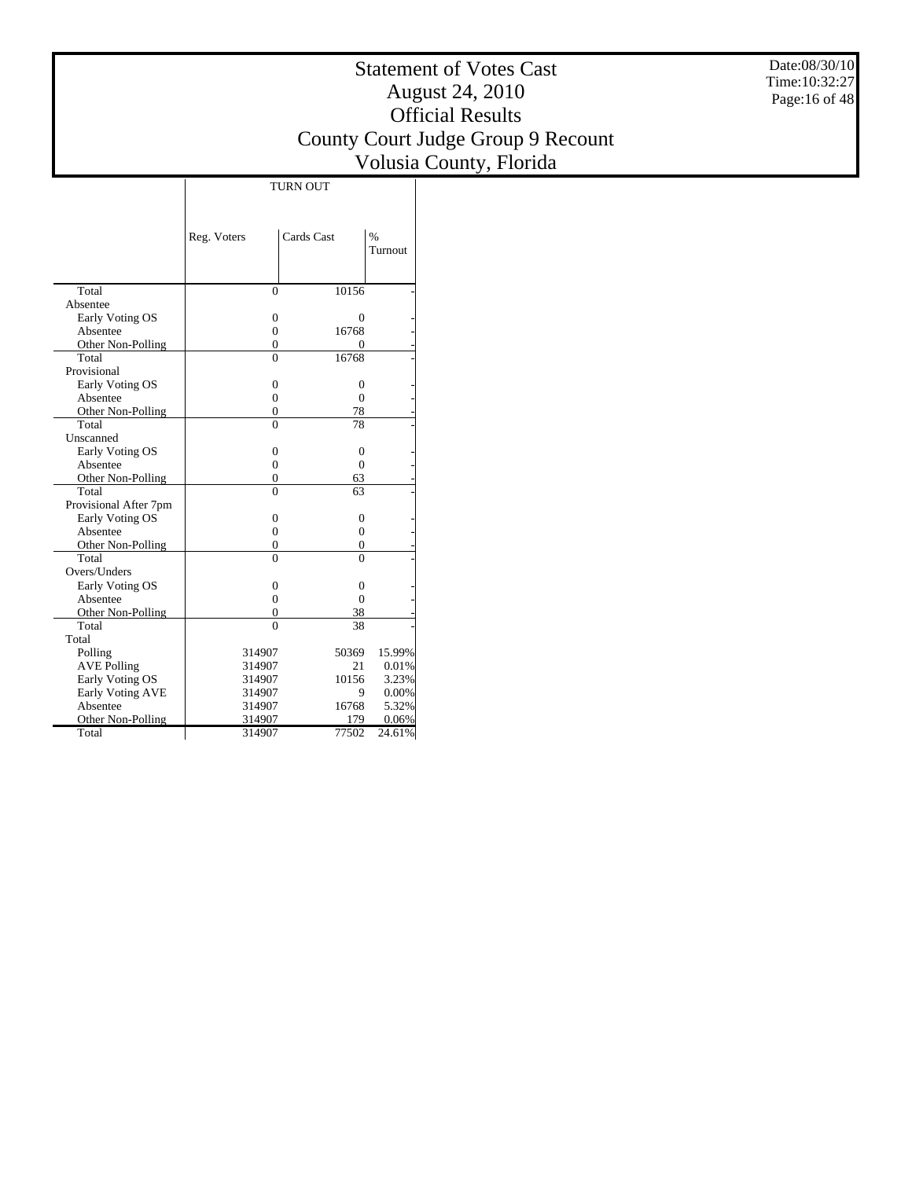# Statement of Votes Cast
## August 24, 2010
## Official Results
## County Court Judge Group 9 Recount
## Volusia County, Florida

Date:08/30/10
Time:10:32:27

| | TURN OUT | | |
|---|---|---|---|
| | Reg. Voters | Cards Cast | % Turnout |
| Total | 0 | 10156 | - |
| Absentee | | | |
| Early Voting OS | 0 | 0 | - |
| Absentee | 0 | 16768 | - |
| Other Non-Polling | 0 | 0 | - |
| Total | 0 | 16768 | - |
| Provisional | | | |
| Early Voting OS | 0 | 0 | - |
| Absentee | 0 | 0 | - |
| Other Non-Polling | 0 | 78 | - |
| Total | 0 | 78 | - |
| Unscanned | | | |
| Early Voting OS | 0 | 0 | - |
| Absentee | 0 | 0 | - |
| Other Non-Polling | 0 | 63 | - |
| Total | 0 | 63 | - |
| Provisional After 7pm | | | |
| Early Voting OS | 0 | 0 | - |
| Absentee | 0 | 0 | - |
| Other Non-Polling | 0 | 0 | - |
| Total | 0 | 0 | - |
| Overs/Unders | | | |
| Early Voting OS | 0 | 0 | - |
| Absentee | 0 | 0 | - |
| Other Non-Polling | 0 | 38 | - |
| Total | 0 | 38 | - |
| Total | | | |
| Polling | 314907 | 50369 | 15.99% |
| AVE Polling | 314907 | 21 | 0.01% |
| Early Voting OS | 314907 | 10156 | 3.23% |
| Early Voting AVE | 314907 | 9 | 0.00% |
| Absentee | 314907 | 16768 | 5.32% |
| Other Non-Polling | 314907 | 179 | 0.06% |
| Total | 314907 | 77502 | 24.61% |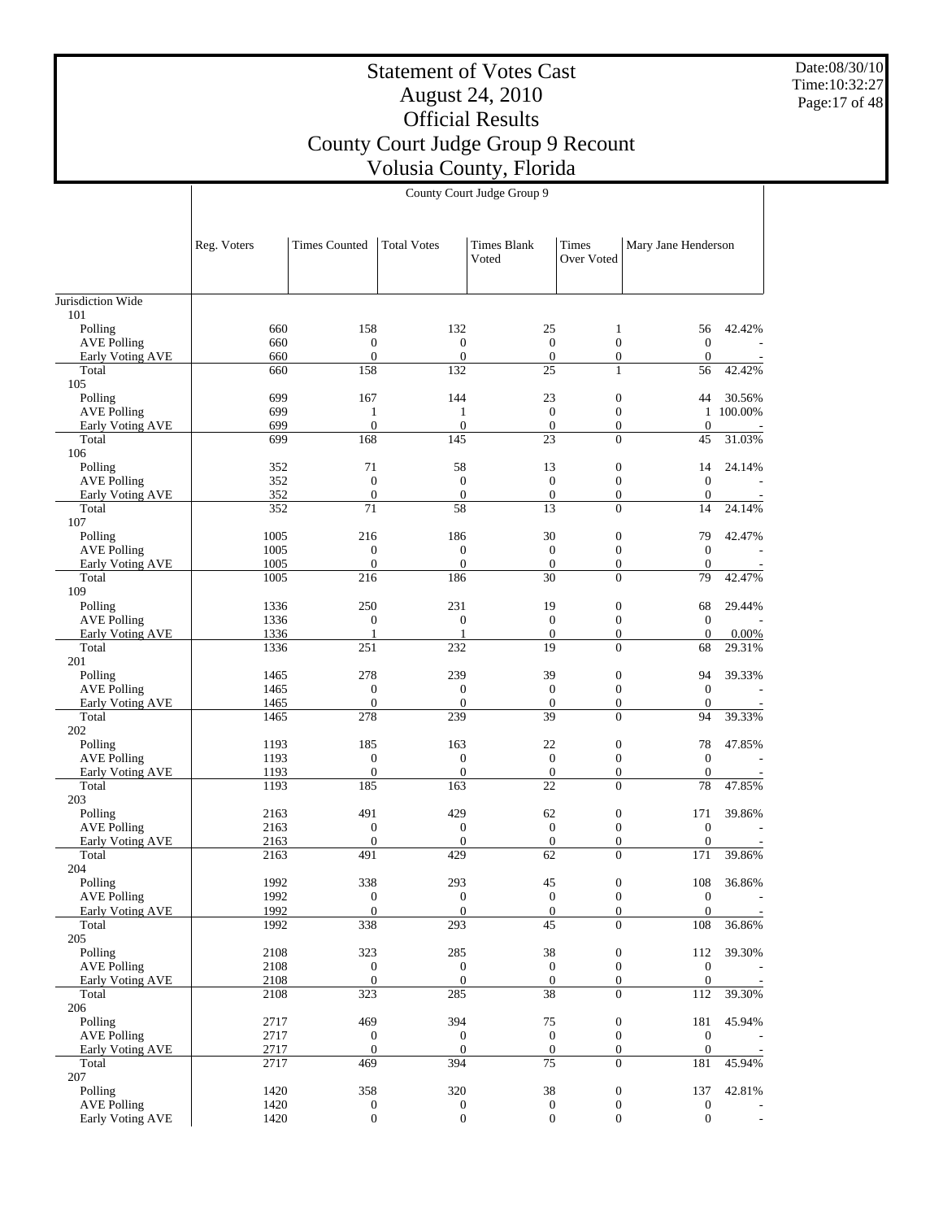# Statement of Votes Cast

## August 24, 2010

## Official Results

## County Court Judge Group 9 Recount

## Volusia County, Florida

Date:08/30/10
Time:10:32:27

| | County Court Judge Group 9 | | | | | | |
|---|---|---|---|---|---|---|---|
| | Reg. Voters | Times Counted | Total Votes | Times Blank Voted | Times Over Voted | Mary Jane Henderson | |
| Jurisdiction Wide | | | | | | | |
| 101 | | | | | | | |
| Polling | 660 | 158 | 132 | 25 | 1 | 56 | 42.42% |
| AVE Polling | 660 | 0 | 0 | 0 | 0 | 0 | - |
| Early Voting AVE | 660 | 0 | 0 | 0 | 0 | 0 | - |
| Total | 660 | 158 | 132 | 25 | 1 | 56 | 42.42% |
| 105 | | | | | | | |
| Polling | 699 | 167 | 144 | 23 | 0 | 44 | 30.56% |
| AVE Polling | 699 | 1 | 1 | 0 | 0 | 1 | 100.00% |
| Early Voting AVE | 699 | 0 | 0 | 0 | 0 | 0 | - |
| Total | 699 | 168 | 145 | 23 | 0 | 45 | 31.03% |
| 106 | | | | | | | |
| Polling | 352 | 71 | 58 | 13 | 0 | 14 | 24.14% |
| AVE Polling | 352 | 0 | 0 | 0 | 0 | 0 | - |
| Early Voting AVE | 352 | 0 | 0 | 0 | 0 | 0 | - |
| Total | 352 | 71 | 58 | 13 | 0 | 14 | 24.14% |
| 107 | | | | | | | |
| Polling | 1005 | 216 | 186 | 30 | 0 | 79 | 42.47% |
| AVE Polling | 1005 | 0 | 0 | 0 | 0 | 0 | - |
| Early Voting AVE | 1005 | 0 | 0 | 0 | 0 | 0 | - |
| Total | 1005 | 216 | 186 | 30 | 0 | 79 | 42.47% |
| 109 | | | | | | | |
| Polling | 1336 | 250 | 231 | 19 | 0 | 68 | 29.44% |
| AVE Polling | 1336 | 0 | 0 | 0 | 0 | 0 | - |
| Early Voting AVE | 1336 | 1 | 1 | 0 | 0 | 0 | 0.00% |
| Total | 1336 | 251 | 232 | 19 | 0 | 68 | 29.31% |
| 201 | | | | | | | |
| Polling | 1465 | 278 | 239 | 39 | 0 | 94 | 39.33% |
| AVE Polling | 1465 | 0 | 0 | 0 | 0 | 0 | - |
| Early Voting AVE | 1465 | 0 | 0 | 0 | 0 | 0 | - |
| Total | 1465 | 278 | 239 | 39 | 0 | 94 | 39.33% |
| 202 | | | | | | | |
| Polling | 1193 | 185 | 163 | 22 | 0 | 78 | 47.85% |
| AVE Polling | 1193 | 0 | 0 | 0 | 0 | 0 | - |
| Early Voting AVE | 1193 | 0 | 0 | 0 | 0 | 0 | - |
| Total | 1193 | 185 | 163 | 22 | 0 | 78 | 47.85% |
| 203 | | | | | | | |
| Polling | 2163 | 491 | 429 | 62 | 0 | 171 | 39.86% |
| AVE Polling | 2163 | 0 | 0 | 0 | 0 | 0 | - |
| Early Voting AVE | 2163 | 0 | 0 | 0 | 0 | 0 | - |
| Total | 2163 | 491 | 429 | 62 | 0 | 171 | 39.86% |
| 204 | | | | | | | |
| Polling | 1992 | 338 | 293 | 45 | 0 | 108 | 36.86% |
| AVE Polling | 1992 | 0 | 0 | 0 | 0 | 0 | - |
| Early Voting AVE | 1992 | 0 | 0 | 0 | 0 | 0 | - |
| Total | 1992 | 338 | 293 | 45 | 0 | 108 | 36.86% |
| 205 | | | | | | | |
| Polling | 2108 | 323 | 285 | 38 | 0 | 112 | 39.30% |
| AVE Polling | 2108 | 0 | 0 | 0 | 0 | 0 | - |
| Early Voting AVE | 2108 | 0 | 0 | 0 | 0 | 0 | - |
| Total | 2108 | 323 | 285 | 38 | 0 | 112 | 39.30% |
| 206 | | | | | | | |
| Polling | 2717 | 469 | 394 | 75 | 0 | 181 | 45.94% |
| AVE Polling | 2717 | 0 | 0 | 0 | 0 | 0 | - |
| Early Voting AVE | 2717 | 0 | 0 | 0 | 0 | 0 | - |
| Total | 2717 | 469 | 394 | 75 | 0 | 181 | 45.94% |
| 207 | | | | | | | |
| Polling | 1420 | 358 | 320 | 38 | 0 | 137 | 42.81% |
| AVE Polling | 1420 | 0 | 0 | 0 | 0 | 0 | - |
| Early Voting AVE | 1420 | 0 | 0 | 0 | 0 | 0 | - |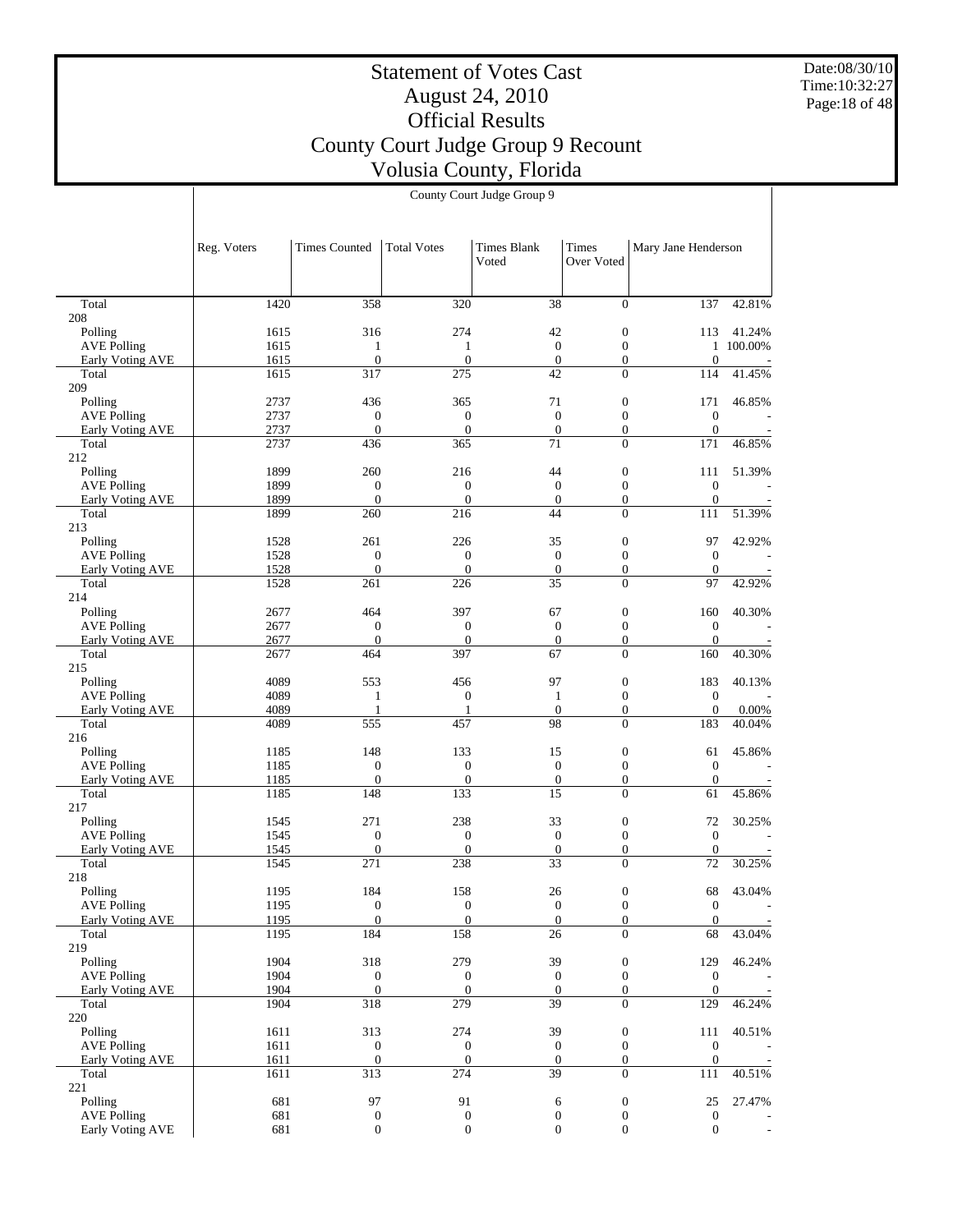# Statement of Votes Cast
## August 24, 2010
## Official Results
## County Court Judge Group 9 Recount
## Volusia County, Florida

County Court Judge Group 9

| | Reg. Voters | Times Counted | Total Votes | Times Blank Voted | Times Over Voted | Mary Jane Henderson | |
|---|---|---|---|---|---|---|---|
| Total | 1420 | 358 | 320 | 38 | 0 | 137 | 42.81% |
| 208 | | | | | | | |
| Polling | 1615 | 316 | 274 | 42 | 0 | 113 | 41.24% |
| AVE Polling | 1615 | 1 | 1 | 0 | 0 | 1 | 100.00% |
| Early Voting AVE | 1615 | 0 | 0 | 0 | 0 | 0 | - |
| Total | 1615 | 317 | 275 | 42 | 0 | 114 | 41.45% |
| 209 | | | | | | | |
| Polling | 2737 | 436 | 365 | 71 | 0 | 171 | 46.85% |
| AVE Polling | 2737 | 0 | 0 | 0 | 0 | 0 | - |
| Early Voting AVE | 2737 | 0 | 0 | 0 | 0 | 0 | - |
| Total | 2737 | 436 | 365 | 71 | 0 | 171 | 46.85% |
| 212 | | | | | | | |
| Polling | 1899 | 260 | 216 | 44 | 0 | 111 | 51.39% |
| AVE Polling | 1899 | 0 | 0 | 0 | 0 | 0 | - |
| Early Voting AVE | 1899 | 0 | 0 | 0 | 0 | 0 | - |
| Total | 1899 | 260 | 216 | 44 | 0 | 111 | 51.39% |
| 213 | | | | | | | |
| Polling | 1528 | 261 | 226 | 35 | 0 | 97 | 42.92% |
| AVE Polling | 1528 | 0 | 0 | 0 | 0 | 0 | - |
| Early Voting AVE | 1528 | 0 | 0 | 0 | 0 | 0 | - |
| Total | 1528 | 261 | 226 | 35 | 0 | 97 | 42.92% |
| 214 | | | | | | | |
| Polling | 2677 | 464 | 397 | 67 | 0 | 160 | 40.30% |
| AVE Polling | 2677 | 0 | 0 | 0 | 0 | 0 | - |
| Early Voting AVE | 2677 | 0 | 0 | 0 | 0 | 0 | - |
| Total | 2677 | 464 | 397 | 67 | 0 | 160 | 40.30% |
| 215 | | | | | | | |
| Polling | 4089 | 553 | 456 | 97 | 0 | 183 | 40.13% |
| AVE Polling | 4089 | 1 | 0 | 1 | 0 | 0 | - |
| Early Voting AVE | 4089 | 1 | 1 | 0 | 0 | 0 | 0.00% |
| Total | 4089 | 555 | 457 | 98 | 0 | 183 | 40.04% |
| 216 | | | | | | | |
| Polling | 1185 | 148 | 133 | 15 | 0 | 61 | 45.86% |
| AVE Polling | 1185 | 0 | 0 | 0 | 0 | 0 | - |
| Early Voting AVE | 1185 | 0 | 0 | 0 | 0 | 0 | - |
| Total | 1185 | 148 | 133 | 15 | 0 | 61 | 45.86% |
| 217 | | | | | | | |
| Polling | 1545 | 271 | 238 | 33 | 0 | 72 | 30.25% |
| AVE Polling | 1545 | 0 | 0 | 0 | 0 | 0 | - |
| Early Voting AVE | 1545 | 0 | 0 | 0 | 0 | 0 | - |
| Total | 1545 | 271 | 238 | 33 | 0 | 72 | 30.25% |
| 218 | | | | | | | |
| Polling | 1195 | 184 | 158 | 26 | 0 | 68 | 43.04% |
| AVE Polling | 1195 | 0 | 0 | 0 | 0 | 0 | - |
| Early Voting AVE | 1195 | 0 | 0 | 0 | 0 | 0 | - |
| Total | 1195 | 184 | 158 | 26 | 0 | 68 | 43.04% |
| 219 | | | | | | | |
| Polling | 1904 | 318 | 279 | 39 | 0 | 129 | 46.24% |
| AVE Polling | 1904 | 0 | 0 | 0 | 0 | 0 | - |
| Early Voting AVE | 1904 | 0 | 0 | 0 | 0 | 0 | - |
| Total | 1904 | 318 | 279 | 39 | 0 | 129 | 46.24% |
| 220 | | | | | | | |
| Polling | 1611 | 313 | 274 | 39 | 0 | 111 | 40.51% |
| AVE Polling | 1611 | 0 | 0 | 0 | 0 | 0 | - |
| Early Voting AVE | 1611 | 0 | 0 | 0 | 0 | 0 | - |
| Total | 1611 | 313 | 274 | 39 | 0 | 111 | 40.51% |
| 221 | | | | | | | |
| Polling | 681 | 97 | 91 | 6 | 0 | 25 | 27.47% |
| AVE Polling | 681 | 0 | 0 | 0 | 0 | 0 | - |
| Early Voting AVE | 681 | 0 | 0 | 0 | 0 | 0 | - |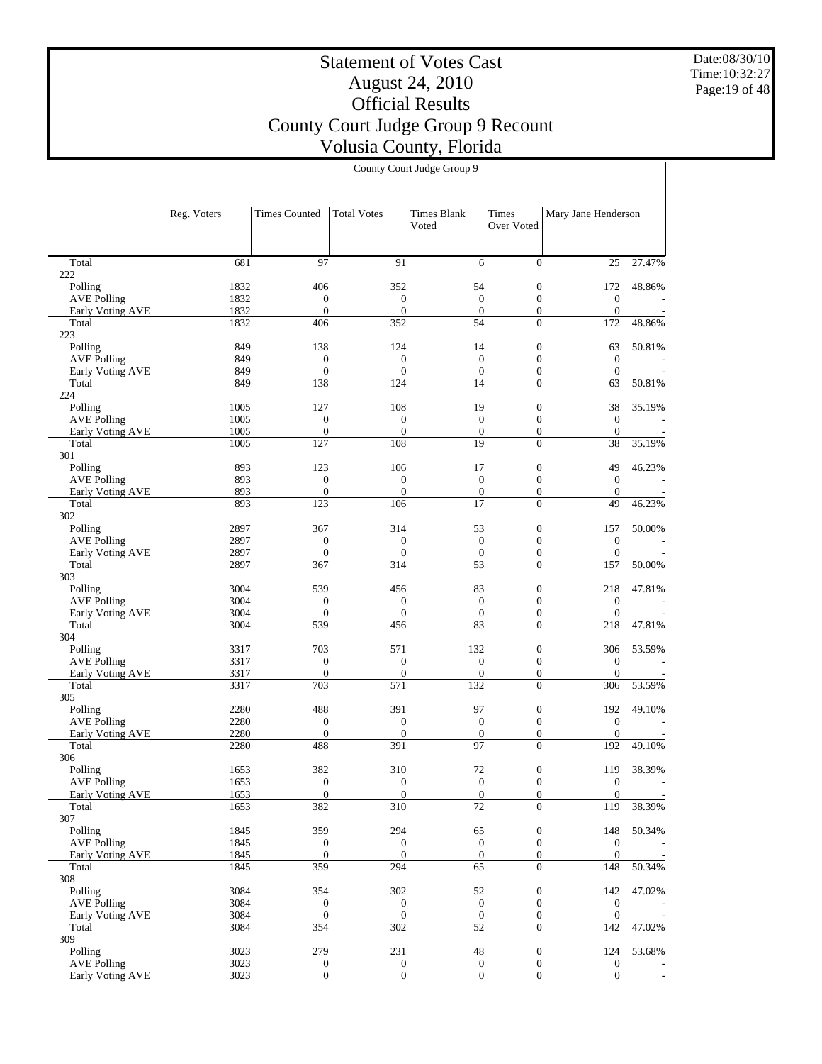# Statement of Votes Cast
# August 24, 2010
# Official Results
# County Court Judge Group 9 Recount
# Volusia County, Florida

Date:08/30/10
Time:10:32:27

| | County Court Judge Group 9 | | | | | | |
|---|---|---|---|---|---|---|---|
| | Reg. Voters | Times Counted | Total Votes | Times Blank Voted | Times Over Voted | Mary Jane Henderson | |
| Total | 681 | 97 | 91 | 6 | 0 | 25 | 27.47% |
| 222 | | | | | | | |
| Polling | 1832 | 406 | 352 | 54 | 0 | 172 | 48.86% |
| AVE Polling | 1832 | 0 | 0 | 0 | 0 | 0 | - |
| Early Voting AVE | 1832 | 0 | 0 | 0 | 0 | 0 | - |
| Total | 1832 | 406 | 352 | 54 | 0 | 172 | 48.86% |
| 223 | | | | | | | |
| Polling | 849 | 138 | 124 | 14 | 0 | 63 | 50.81% |
| AVE Polling | 849 | 0 | 0 | 0 | 0 | 0 | - |
| Early Voting AVE | 849 | 0 | 0 | 0 | 0 | 0 | - |
| Total | 849 | 138 | 124 | 14 | 0 | 63 | 50.81% |
| 224 | | | | | | | |
| Polling | 1005 | 127 | 108 | 19 | 0 | 38 | 35.19% |
| AVE Polling | 1005 | 0 | 0 | 0 | 0 | 0 | - |
| Early Voting AVE | 1005 | 0 | 0 | 0 | 0 | 0 | - |
| Total | 1005 | 127 | 108 | 19 | 0 | 38 | 35.19% |
| 301 | | | | | | | |
| Polling | 893 | 123 | 106 | 17 | 0 | 49 | 46.23% |
| AVE Polling | 893 | 0 | 0 | 0 | 0 | 0 | - |
| Early Voting AVE | 893 | 0 | 0 | 0 | 0 | 0 | - |
| Total | 893 | 123 | 106 | 17 | 0 | 49 | 46.23% |
| 302 | | | | | | | |
| Polling | 2897 | 367 | 314 | 53 | 0 | 157 | 50.00% |
| AVE Polling | 2897 | 0 | 0 | 0 | 0 | 0 | - |
| Early Voting AVE | 2897 | 0 | 0 | 0 | 0 | 0 | - |
| Total | 2897 | 367 | 314 | 53 | 0 | 157 | 50.00% |
| 303 | | | | | | | |
| Polling | 3004 | 539 | 456 | 83 | 0 | 218 | 47.81% |
| AVE Polling | 3004 | 0 | 0 | 0 | 0 | 0 | - |
| Early Voting AVE | 3004 | 0 | 0 | 0 | 0 | 0 | - |
| Total | 3004 | 539 | 456 | 83 | 0 | 218 | 47.81% |
| 304 | | | | | | | |
| Polling | 3317 | 703 | 571 | 132 | 0 | 306 | 53.59% |
| AVE Polling | 3317 | 0 | 0 | 0 | 0 | 0 | - |
| Early Voting AVE | 3317 | 0 | 0 | 0 | 0 | 0 | - |
| Total | 3317 | 703 | 571 | 132 | 0 | 306 | 53.59% |
| 305 | | | | | | | |
| Polling | 2280 | 488 | 391 | 97 | 0 | 192 | 49.10% |
| AVE Polling | 2280 | 0 | 0 | 0 | 0 | 0 | - |
| Early Voting AVE | 2280 | 0 | 0 | 0 | 0 | 0 | - |
| Total | 2280 | 488 | 391 | 97 | 0 | 192 | 49.10% |
| 306 | | | | | | | |
| Polling | 1653 | 382 | 310 | 72 | 0 | 119 | 38.39% |
| AVE Polling | 1653 | 0 | 0 | 0 | 0 | 0 | - |
| Early Voting AVE | 1653 | 0 | 0 | 0 | 0 | 0 | - |
| Total | 1653 | 382 | 310 | 72 | 0 | 119 | 38.39% |
| 307 | | | | | | | |
| Polling | 1845 | 359 | 294 | 65 | 0 | 148 | 50.34% |
| AVE Polling | 1845 | 0 | 0 | 0 | 0 | 0 | - |
| Early Voting AVE | 1845 | 0 | 0 | 0 | 0 | 0 | - |
| Total | 1845 | 359 | 294 | 65 | 0 | 148 | 50.34% |
| 308 | | | | | | | |
| Polling | 3084 | 354 | 302 | 52 | 0 | 142 | 47.02% |
| AVE Polling | 3084 | 0 | 0 | 0 | 0 | 0 | - |
| Early Voting AVE | 3084 | 0 | 0 | 0 | 0 | 0 | - |
| Total | 3084 | 354 | 302 | 52 | 0 | 142 | 47.02% |
| 309 | | | | | | | |
| Polling | 3023 | 279 | 231 | 48 | 0 | 124 | 53.68% |
| AVE Polling | 3023 | 0 | 0 | 0 | 0 | 0 | - |
| Early Voting AVE | 3023 | 0 | 0 | 0 | 0 | 0 | - |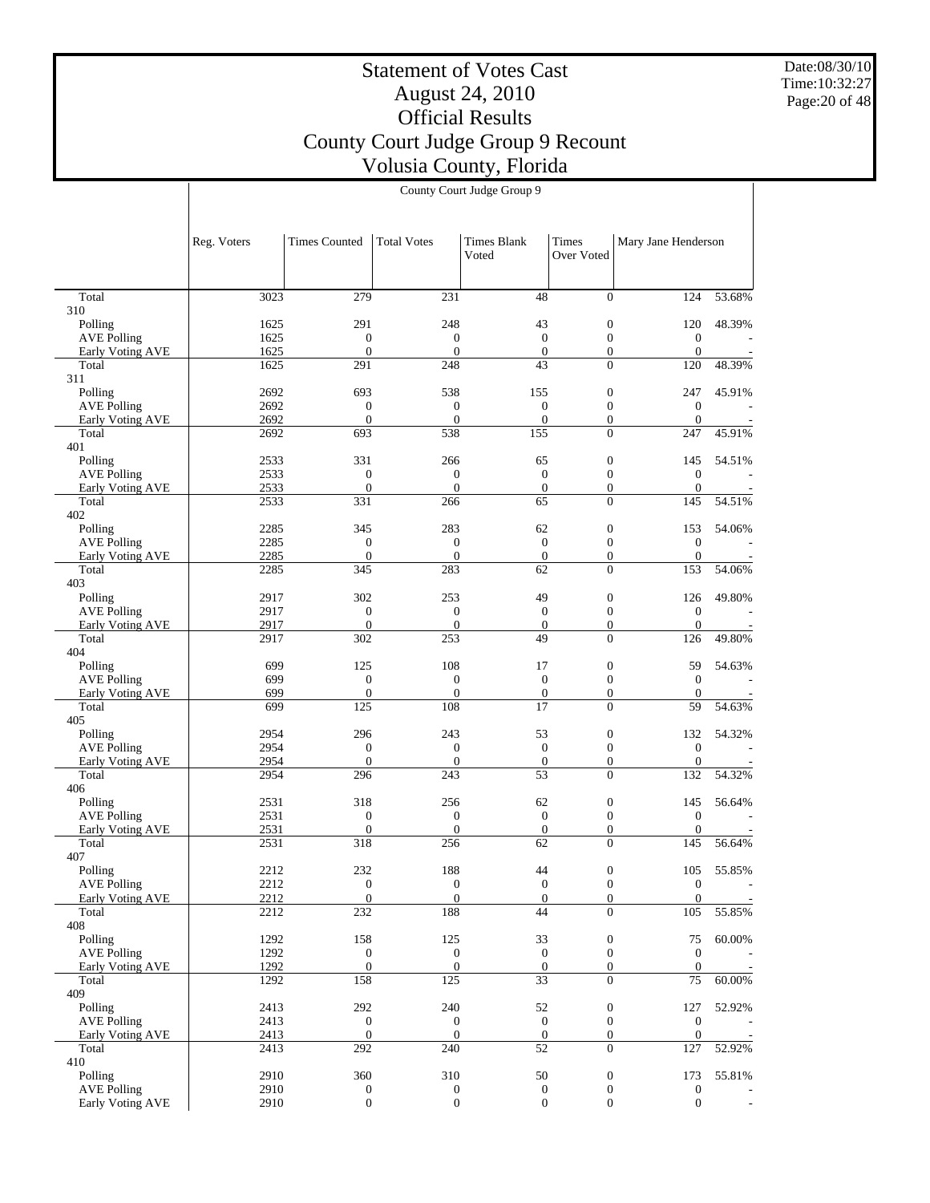# Statement of Votes Cast
## August 24, 2010
## Official Results
## County Court Judge Group 9 Recount
## Volusia County, Florida

| | County Court Judge Group 9 | | | | | | |
|---|---|---|---|---|---|---|---|
| | Reg. Voters | Times Counted | Total Votes | Times Blank Voted | Times Over Voted | Mary Jane Henderson | |
| Total | 3023 | 279 | 231 | 48 | 0 | 124 | 53.68% |
| 310 | | | | | | | |
| Polling | 1625 | 291 | 248 | 43 | 0 | 120 | 48.39% |
| AVE Polling | 1625 | 0 | 0 | 0 | 0 | 0 | - |
| Early Voting AVE | 1625 | 0 | 0 | 0 | 0 | 0 | - |
| Total | 1625 | 291 | 248 | 43 | 0 | 120 | 48.39% |
| 311 | | | | | | | |
| Polling | 2692 | 693 | 538 | 155 | 0 | 247 | 45.91% |
| AVE Polling | 2692 | 0 | 0 | 0 | 0 | 0 | - |
| Early Voting AVE | 2692 | 0 | 0 | 0 | 0 | 0 | - |
| Total | 2692 | 693 | 538 | 155 | 0 | 247 | 45.91% |
| 401 | | | | | | | |
| Polling | 2533 | 331 | 266 | 65 | 0 | 145 | 54.51% |
| AVE Polling | 2533 | 0 | 0 | 0 | 0 | 0 | - |
| Early Voting AVE | 2533 | 0 | 0 | 0 | 0 | 0 | - |
| Total | 2533 | 331 | 266 | 65 | 0 | 145 | 54.51% |
| 402 | | | | | | | |
| Polling | 2285 | 345 | 283 | 62 | 0 | 153 | 54.06% |
| AVE Polling | 2285 | 0 | 0 | 0 | 0 | 0 | - |
| Early Voting AVE | 2285 | 0 | 0 | 0 | 0 | 0 | - |
| Total | 2285 | 345 | 283 | 62 | 0 | 153 | 54.06% |
| 403 | | | | | | | |
| Polling | 2917 | 302 | 253 | 49 | 0 | 126 | 49.80% |
| AVE Polling | 2917 | 0 | 0 | 0 | 0 | 0 | - |
| Early Voting AVE | 2917 | 0 | 0 | 0 | 0 | 0 | - |
| Total | 2917 | 302 | 253 | 49 | 0 | 126 | 49.80% |
| 404 | | | | | | | |
| Polling | 699 | 125 | 108 | 17 | 0 | 59 | 54.63% |
| AVE Polling | 699 | 0 | 0 | 0 | 0 | 0 | - |
| Early Voting AVE | 699 | 0 | 0 | 0 | 0 | 0 | - |
| Total | 699 | 125 | 108 | 17 | 0 | 59 | 54.63% |
| 405 | | | | | | | |
| Polling | 2954 | 296 | 243 | 53 | 0 | 132 | 54.32% |
| AVE Polling | 2954 | 0 | 0 | 0 | 0 | 0 | - |
| Early Voting AVE | 2954 | 0 | 0 | 0 | 0 | 0 | - |
| Total | 2954 | 296 | 243 | 53 | 0 | 132 | 54.32% |
| 406 | | | | | | | |
| Polling | 2531 | 318 | 256 | 62 | 0 | 145 | 56.64% |
| AVE Polling | 2531 | 0 | 0 | 0 | 0 | 0 | - |
| Early Voting AVE | 2531 | 0 | 0 | 0 | 0 | 0 | - |
| Total | 2531 | 318 | 256 | 62 | 0 | 145 | 56.64% |
| 407 | | | | | | | |
| Polling | 2212 | 232 | 188 | 44 | 0 | 105 | 55.85% |
| AVE Polling | 2212 | 0 | 0 | 0 | 0 | 0 | - |
| Early Voting AVE | 2212 | 0 | 0 | 0 | 0 | 0 | - |
| Total | 2212 | 232 | 188 | 44 | 0 | 105 | 55.85% |
| 408 | | | | | | | |
| Polling | 1292 | 158 | 125 | 33 | 0 | 75 | 60.00% |
| AVE Polling | 1292 | 0 | 0 | 0 | 0 | 0 | - |
| Early Voting AVE | 1292 | 0 | 0 | 0 | 0 | 0 | - |
| Total | 1292 | 158 | 125 | 33 | 0 | 75 | 60.00% |
| 409 | | | | | | | |
| Polling | 2413 | 292 | 240 | 52 | 0 | 127 | 52.92% |
| AVE Polling | 2413 | 0 | 0 | 0 | 0 | 0 | - |
| Early Voting AVE | 2413 | 0 | 0 | 0 | 0 | 0 | - |
| Total | 2413 | 292 | 240 | 52 | 0 | 127 | 52.92% |
| 410 | | | | | | | |
| Polling | 2910 | 360 | 310 | 50 | 0 | 173 | 55.81% |
| AVE Polling | 2910 | 0 | 0 | 0 | 0 | 0 | - |
| Early Voting AVE | 2910 | 0 | 0 | 0 | 0 | 0 | - |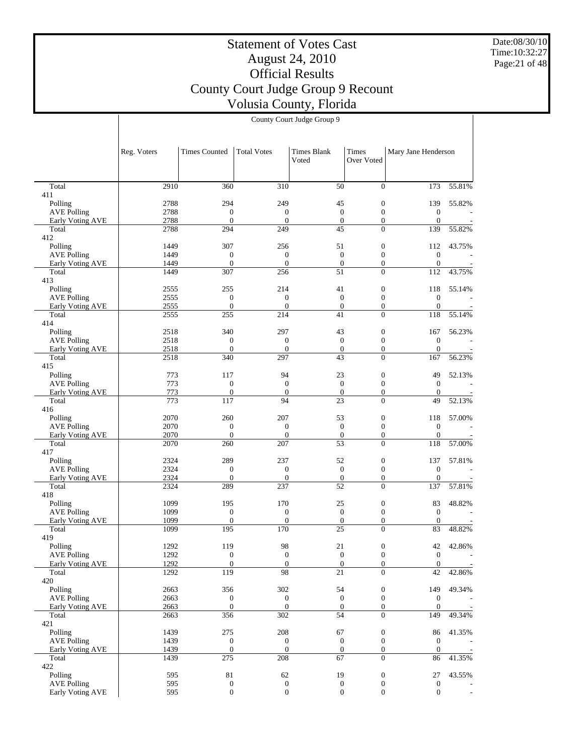# Statement of Votes Cast
# August 24, 2010
# Official Results
# County Court Judge Group 9 Recount
# Volusia County, Florida

| | County Court Judge Group 9 | | | | | | |
|---|---|---|---|---|---|---|---|
| | Reg. Voters | Times Counted | Total Votes | Times Blank Voted | Times Over Voted | Mary Jane Henderson | |
| Total | 2910 | 360 | 310 | 50 | 0 | 173 | 55.81% |
| 411 | | | | | | | |
| Polling | 2788 | 294 | 249 | 45 | 0 | 139 | 55.82% |
| AVE Polling | 2788 | 0 | 0 | 0 | 0 | 0 | - |
| Early Voting AVE | 2788 | 0 | 0 | 0 | 0 | 0 | - |
| Total | 2788 | 294 | 249 | 45 | 0 | 139 | 55.82% |
| 412 | | | | | | | |
| Polling | 1449 | 307 | 256 | 51 | 0 | 112 | 43.75% |
| AVE Polling | 1449 | 0 | 0 | 0 | 0 | 0 | - |
| Early Voting AVE | 1449 | 0 | 0 | 0 | 0 | 0 | - |
| Total | 1449 | 307 | 256 | 51 | 0 | 112 | 43.75% |
| 413 | | | | | | | |
| Polling | 2555 | 255 | 214 | 41 | 0 | 118 | 55.14% |
| AVE Polling | 2555 | 0 | 0 | 0 | 0 | 0 | - |
| Early Voting AVE | 2555 | 0 | 0 | 0 | 0 | 0 | - |
| Total | 2555 | 255 | 214 | 41 | 0 | 118 | 55.14% |
| 414 | | | | | | | |
| Polling | 2518 | 340 | 297 | 43 | 0 | 167 | 56.23% |
| AVE Polling | 2518 | 0 | 0 | 0 | 0 | 0 | - |
| Early Voting AVE | 2518 | 0 | 0 | 0 | 0 | 0 | - |
| Total | 2518 | 340 | 297 | 43 | 0 | 167 | 56.23% |
| 415 | | | | | | | |
| Polling | 773 | 117 | 94 | 23 | 0 | 49 | 52.13% |
| AVE Polling | 773 | 0 | 0 | 0 | 0 | 0 | - |
| Early Voting AVE | 773 | 0 | 0 | 0 | 0 | 0 | - |
| Total | 773 | 117 | 94 | 23 | 0 | 49 | 52.13% |
| 416 | | | | | | | |
| Polling | 2070 | 260 | 207 | 53 | 0 | 118 | 57.00% |
| AVE Polling | 2070 | 0 | 0 | 0 | 0 | 0 | - |
| Early Voting AVE | 2070 | 0 | 0 | 0 | 0 | 0 | - |
| Total | 2070 | 260 | 207 | 53 | 0 | 118 | 57.00% |
| 417 | | | | | | | |
| Polling | 2324 | 289 | 237 | 52 | 0 | 137 | 57.81% |
| AVE Polling | 2324 | 0 | 0 | 0 | 0 | 0 | - |
| Early Voting AVE | 2324 | 0 | 0 | 0 | 0 | 0 | - |
| Total | 2324 | 289 | 237 | 52 | 0 | 137 | 57.81% |
| 418 | | | | | | | |
| Polling | 1099 | 195 | 170 | 25 | 0 | 83 | 48.82% |
| AVE Polling | 1099 | 0 | 0 | 0 | 0 | 0 | - |
| Early Voting AVE | 1099 | 0 | 0 | 0 | 0 | 0 | - |
| Total | 1099 | 195 | 170 | 25 | 0 | 83 | 48.82% |
| 419 | | | | | | | |
| Polling | 1292 | 119 | 98 | 21 | 0 | 42 | 42.86% |
| AVE Polling | 1292 | 0 | 0 | 0 | 0 | 0 | - |
| Early Voting AVE | 1292 | 0 | 0 | 0 | 0 | 0 | - |
| Total | 1292 | 119 | 98 | 21 | 0 | 42 | 42.86% |
| 420 | | | | | | | |
| Polling | 2663 | 356 | 302 | 54 | 0 | 149 | 49.34% |
| AVE Polling | 2663 | 0 | 0 | 0 | 0 | 0 | - |
| Early Voting AVE | 2663 | 0 | 0 | 0 | 0 | 0 | - |
| Total | 2663 | 356 | 302 | 54 | 0 | 149 | 49.34% |
| 421 | | | | | | | |
| Polling | 1439 | 275 | 208 | 67 | 0 | 86 | 41.35% |
| AVE Polling | 1439 | 0 | 0 | 0 | 0 | 0 | - |
| Early Voting AVE | 1439 | 0 | 0 | 0 | 0 | 0 | - |
| Total | 1439 | 275 | 208 | 67 | 0 | 86 | 41.35% |
| 422 | | | | | | | |
| Polling | 595 | 81 | 62 | 19 | 0 | 27 | 43.55% |
| AVE Polling | 595 | 0 | 0 | 0 | 0 | 0 | - |
| Early Voting AVE | 595 | 0 | 0 | 0 | 0 | 0 | - |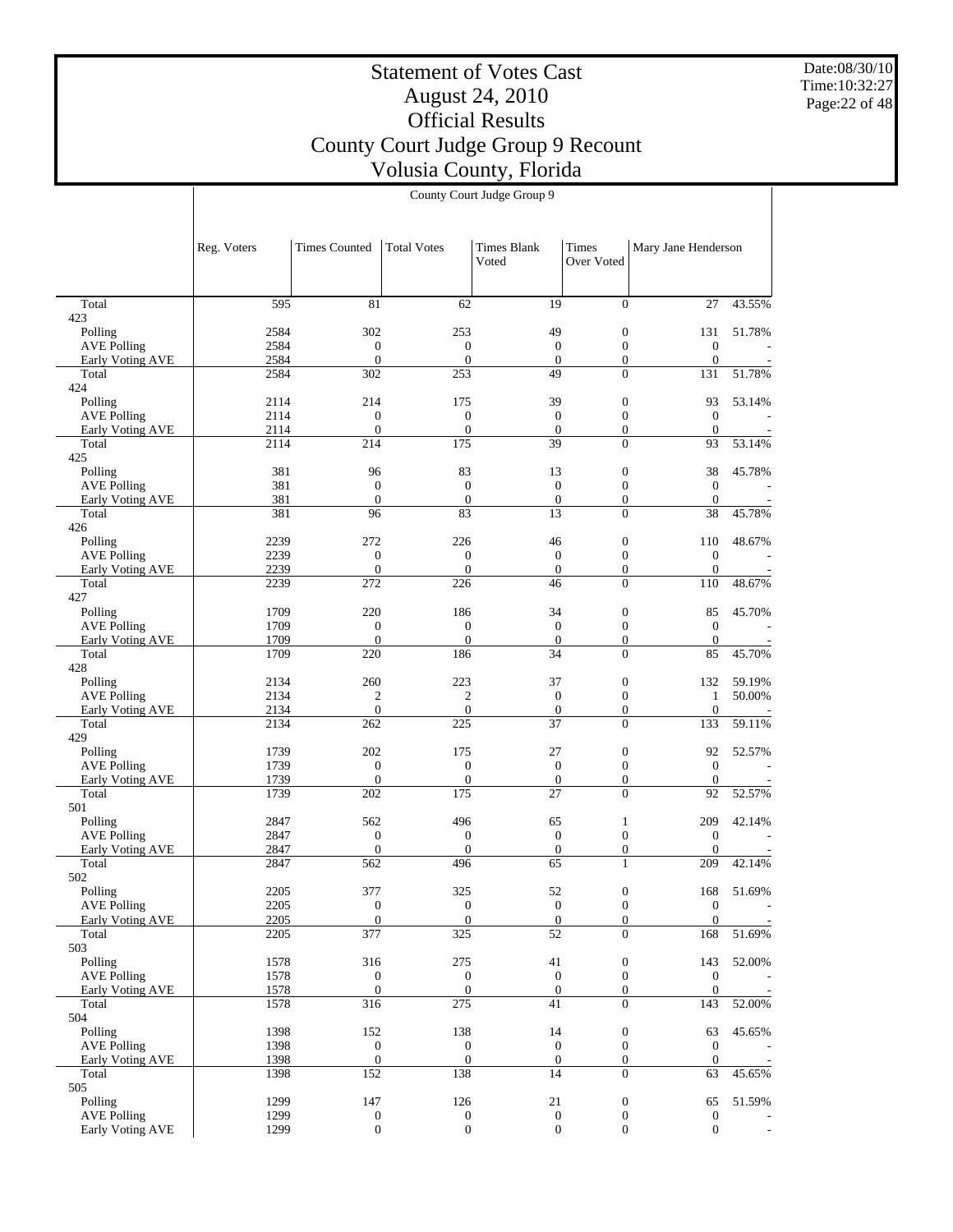# Statement of Votes Cast
## August 24, 2010
## Official Results
## County Court Judge Group 9 Recount
## Volusia County, Florida

Date:08/30/10
Time:10:32:27

| | County Court Judge Group 9 | | | | | | |
|---|---|---|---|---|---|---|---|
| | Reg. Voters | Times Counted | Total Votes | Times Blank Voted | Times Over Voted | Mary Jane Henderson | |
| Total | 595 | 81 | 62 | 19 | 0 | 27 | 43.55% |
| 423 | | | | | | | |
| Polling | 2584 | 302 | 253 | 49 | 0 | 131 | 51.78% |
| AVE Polling | 2584 | 0 | 0 | 0 | 0 | 0 | - |
| Early Voting AVE | 2584 | 0 | 0 | 0 | 0 | 0 | - |
| Total | 2584 | 302 | 253 | 49 | 0 | 131 | 51.78% |
| 424 | | | | | | | |
| Polling | 2114 | 214 | 175 | 39 | 0 | 93 | 53.14% |
| AVE Polling | 2114 | 0 | 0 | 0 | 0 | 0 | - |
| Early Voting AVE | 2114 | 0 | 0 | 0 | 0 | 0 | - |
| Total | 2114 | 214 | 175 | 39 | 0 | 93 | 53.14% |
| 425 | | | | | | | |
| Polling | 381 | 96 | 83 | 13 | 0 | 38 | 45.78% |
| AVE Polling | 381 | 0 | 0 | 0 | 0 | 0 | - |
| Early Voting AVE | 381 | 0 | 0 | 0 | 0 | 0 | - |
| Total | 381 | 96 | 83 | 13 | 0 | 38 | 45.78% |
| 426 | | | | | | | |
| Polling | 2239 | 272 | 226 | 46 | 0 | 110 | 48.67% |
| AVE Polling | 2239 | 0 | 0 | 0 | 0 | 0 | - |
| Early Voting AVE | 2239 | 0 | 0 | 0 | 0 | 0 | - |
| Total | 2239 | 272 | 226 | 46 | 0 | 110 | 48.67% |
| 427 | | | | | | | |
| Polling | 1709 | 220 | 186 | 34 | 0 | 85 | 45.70% |
| AVE Polling | 1709 | 0 | 0 | 0 | 0 | 0 | - |
| Early Voting AVE | 1709 | 0 | 0 | 0 | 0 | 0 | - |
| Total | 1709 | 220 | 186 | 34 | 0 | 85 | 45.70% |
| 428 | | | | | | | |
| Polling | 2134 | 260 | 223 | 37 | 0 | 132 | 59.19% |
| AVE Polling | 2134 | 2 | 2 | 0 | 0 | 1 | 50.00% |
| Early Voting AVE | 2134 | 0 | 0 | 0 | 0 | 0 | - |
| Total | 2134 | 262 | 225 | 37 | 0 | 133 | 59.11% |
| 429 | | | | | | | |
| Polling | 1739 | 202 | 175 | 27 | 0 | 92 | 52.57% |
| AVE Polling | 1739 | 0 | 0 | 0 | 0 | 0 | - |
| Early Voting AVE | 1739 | 0 | 0 | 0 | 0 | 0 | - |
| Total | 1739 | 202 | 175 | 27 | 0 | 92 | 52.57% |
| 501 | | | | | | | |
| Polling | 2847 | 562 | 496 | 65 | 1 | 209 | 42.14% |
| AVE Polling | 2847 | 0 | 0 | 0 | 0 | 0 | - |
| Early Voting AVE | 2847 | 0 | 0 | 0 | 0 | 0 | - |
| Total | 2847 | 562 | 496 | 65 | 1 | 209 | 42.14% |
| 502 | | | | | | | |
| Polling | 2205 | 377 | 325 | 52 | 0 | 168 | 51.69% |
| AVE Polling | 2205 | 0 | 0 | 0 | 0 | 0 | - |
| Early Voting AVE | 2205 | 0 | 0 | 0 | 0 | 0 | - |
| Total | 2205 | 377 | 325 | 52 | 0 | 168 | 51.69% |
| 503 | | | | | | | |
| Polling | 1578 | 316 | 275 | 41 | 0 | 143 | 52.00% |
| AVE Polling | 1578 | 0 | 0 | 0 | 0 | 0 | - |
| Early Voting AVE | 1578 | 0 | 0 | 0 | 0 | 0 | - |
| Total | 1578 | 316 | 275 | 41 | 0 | 143 | 52.00% |
| 504 | | | | | | | |
| Polling | 1398 | 152 | 138 | 14 | 0 | 63 | 45.65% |
| AVE Polling | 1398 | 0 | 0 | 0 | 0 | 0 | - |
| Early Voting AVE | 1398 | 0 | 0 | 0 | 0 | 0 | - |
| Total | 1398 | 152 | 138 | 14 | 0 | 63 | 45.65% |
| 505 | | | | | | | |
| Polling | 1299 | 147 | 126 | 21 | 0 | 65 | 51.59% |
| AVE Polling | 1299 | 0 | 0 | 0 | 0 | 0 | - |
| Early Voting AVE | 1299 | 0 | 0 | 0 | 0 | 0 | - |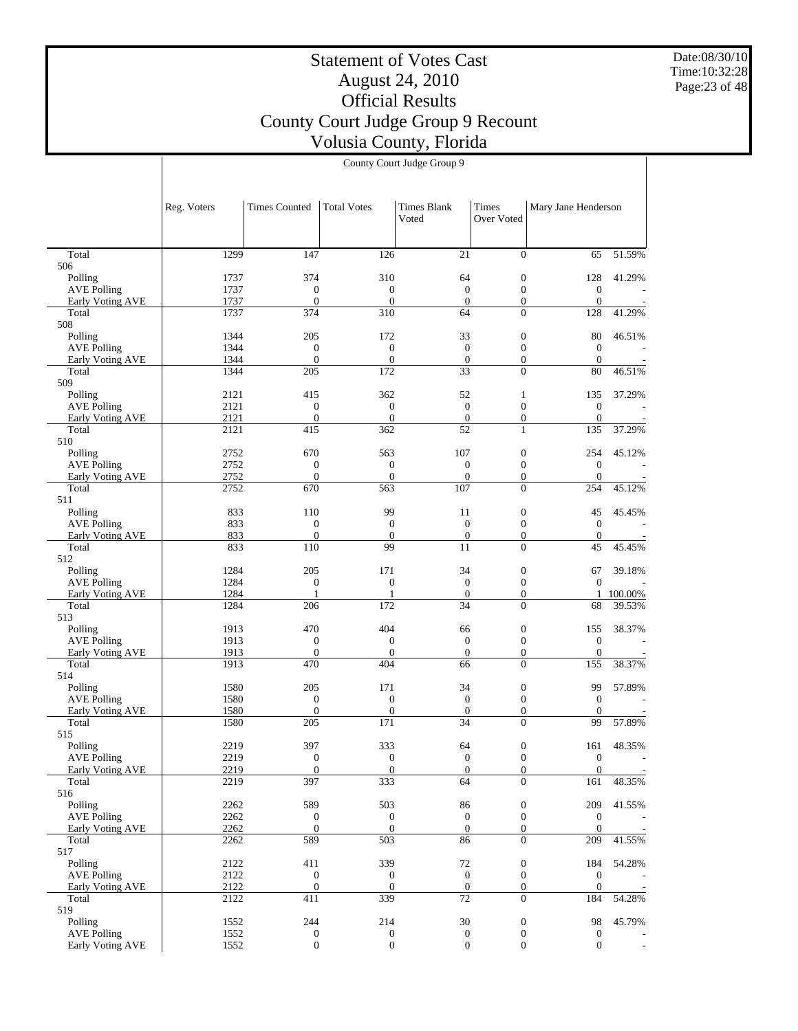# Statement of Votes Cast
## August 24, 2010
## Official Results
## County Court Judge Group 9 Recount
## Volusia County, Florida

Date:08/30/10
Time:10:32:28

County Court Judge Group 9

| | Reg. Voters | Times Counted | Total Votes | Times Blank Voted | Times Over Voted | Mary Jane Henderson | |
|---|---|---|---|---|---|---|---|
| Total | 1299 | 147 | 126 | 21 | 0 | 65 | 51.59% |
| 506 | | | | | | | |
| Polling | 1737 | 374 | 310 | 64 | 0 | 128 | 41.29% |
| AVE Polling | 1737 | 0 | 0 | 0 | 0 | 0 | - |
| Early Voting AVE | 1737 | 0 | 0 | 0 | 0 | 0 | - |
| Total | 1737 | 374 | 310 | 64 | 0 | 128 | 41.29% |
| 508 | | | | | | | |
| Polling | 1344 | 205 | 172 | 33 | 0 | 80 | 46.51% |
| AVE Polling | 1344 | 0 | 0 | 0 | 0 | 0 | - |
| Early Voting AVE | 1344 | 0 | 0 | 0 | 0 | 0 | - |
| Total | 1344 | 205 | 172 | 33 | 0 | 80 | 46.51% |
| 509 | | | | | | | |
| Polling | 2121 | 415 | 362 | 52 | 1 | 135 | 37.29% |
| AVE Polling | 2121 | 0 | 0 | 0 | 0 | 0 | - |
| Early Voting AVE | 2121 | 0 | 0 | 0 | 0 | 0 | - |
| Total | 2121 | 415 | 362 | 52 | 1 | 135 | 37.29% |
| 510 | | | | | | | |
| Polling | 2752 | 670 | 563 | 107 | 0 | 254 | 45.12% |
| AVE Polling | 2752 | 0 | 0 | 0 | 0 | 0 | - |
| Early Voting AVE | 2752 | 0 | 0 | 0 | 0 | 0 | - |
| Total | 2752 | 670 | 563 | 107 | 0 | 254 | 45.12% |
| 511 | | | | | | | |
| Polling | 833 | 110 | 99 | 11 | 0 | 45 | 45.45% |
| AVE Polling | 833 | 0 | 0 | 0 | 0 | 0 | - |
| Early Voting AVE | 833 | 0 | 0 | 0 | 0 | 0 | - |
| Total | 833 | 110 | 99 | 11 | 0 | 45 | 45.45% |
| 512 | | | | | | | |
| Polling | 1284 | 205 | 171 | 34 | 0 | 67 | 39.18% |
| AVE Polling | 1284 | 0 | 0 | 0 | 0 | 0 | - |
| Early Voting AVE | 1284 | 1 | 1 | 0 | 0 | 1 | 100.00% |
| Total | 1284 | 206 | 172 | 34 | 0 | 68 | 39.53% |
| 513 | | | | | | | |
| Polling | 1913 | 470 | 404 | 66 | 0 | 155 | 38.37% |
| AVE Polling | 1913 | 0 | 0 | 0 | 0 | 0 | - |
| Early Voting AVE | 1913 | 0 | 0 | 0 | 0 | 0 | - |
| Total | 1913 | 470 | 404 | 66 | 0 | 155 | 38.37% |
| 514 | | | | | | | |
| Polling | 1580 | 205 | 171 | 34 | 0 | 99 | 57.89% |
| AVE Polling | 1580 | 0 | 0 | 0 | 0 | 0 | - |
| Early Voting AVE | 1580 | 0 | 0 | 0 | 0 | 0 | - |
| Total | 1580 | 205 | 171 | 34 | 0 | 99 | 57.89% |
| 515 | | | | | | | |
| Polling | 2219 | 397 | 333 | 64 | 0 | 161 | 48.35% |
| AVE Polling | 2219 | 0 | 0 | 0 | 0 | 0 | - |
| Early Voting AVE | 2219 | 0 | 0 | 0 | 0 | 0 | - |
| Total | 2219 | 397 | 333 | 64 | 0 | 161 | 48.35% |
| 516 | | | | | | | |
| Polling | 2262 | 589 | 503 | 86 | 0 | 209 | 41.55% |
| AVE Polling | 2262 | 0 | 0 | 0 | 0 | 0 | - |
| Early Voting AVE | 2262 | 0 | 0 | 0 | 0 | 0 | - |
| Total | 2262 | 589 | 503 | 86 | 0 | 209 | 41.55% |
| 517 | | | | | | | |
| Polling | 2122 | 411 | 339 | 72 | 0 | 184 | 54.28% |
| AVE Polling | 2122 | 0 | 0 | 0 | 0 | 0 | - |
| Early Voting AVE | 2122 | 0 | 0 | 0 | 0 | 0 | - |
| Total | 2122 | 411 | 339 | 72 | 0 | 184 | 54.28% |
| 519 | | | | | | | |
| Polling | 1552 | 244 | 214 | 30 | 0 | 98 | 45.79% |
| AVE Polling | 1552 | 0 | 0 | 0 | 0 | 0 | - |
| Early Voting AVE | 1552 | 0 | 0 | 0 | 0 | 0 | - |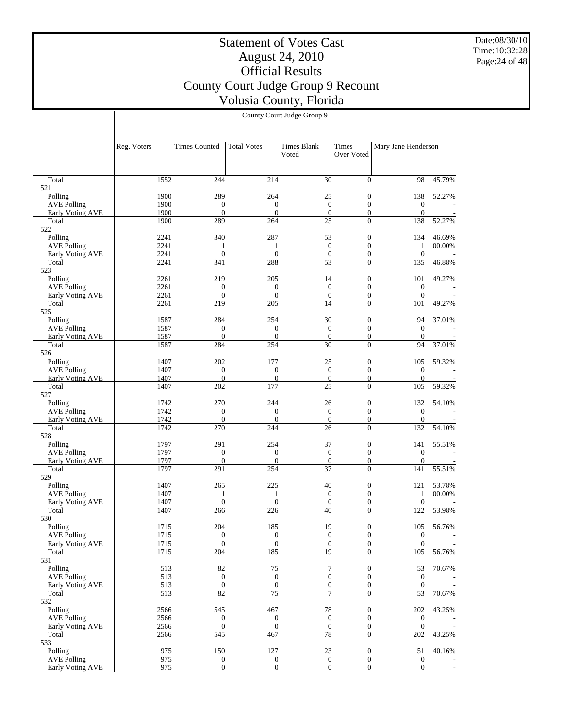# Statement of Votes Cast
# August 24, 2010
# Official Results
# County Court Judge Group 9 Recount
# Volusia County, Florida

Date:08/30/10
Time:10:32:28

| | County Court Judge Group 9 | | | | | | |
|---|---|---|---|---|---|---|---|
| | Reg. Voters | Times Counted | Total Votes | Times Blank Voted | Times Over Voted | Mary Jane Henderson | |
| Total | 1552 | 244 | 214 | 30 | 0 | 98 | 45.79% |
| 521 | | | | | | | |
| Polling | 1900 | 289 | 264 | 25 | 0 | 138 | 52.27% |
| AVE Polling | 1900 | 0 | 0 | 0 | 0 | 0 | - |
| Early Voting AVE | 1900 | 0 | 0 | 0 | 0 | 0 | - |
| Total | 1900 | 289 | 264 | 25 | 0 | 138 | 52.27% |
| 522 | | | | | | | |
| Polling | 2241 | 340 | 287 | 53 | 0 | 134 | 46.69% |
| AVE Polling | 2241 | 1 | 1 | 0 | 0 | 1 | 100.00% |
| Early Voting AVE | 2241 | 0 | 0 | 0 | 0 | 0 | - |
| Total | 2241 | 341 | 288 | 53 | 0 | 135 | 46.88% |
| 523 | | | | | | | |
| Polling | 2261 | 219 | 205 | 14 | 0 | 101 | 49.27% |
| AVE Polling | 2261 | 0 | 0 | 0 | 0 | 0 | - |
| Early Voting AVE | 2261 | 0 | 0 | 0 | 0 | 0 | - |
| Total | 2261 | 219 | 205 | 14 | 0 | 101 | 49.27% |
| 525 | | | | | | | |
| Polling | 1587 | 284 | 254 | 30 | 0 | 94 | 37.01% |
| AVE Polling | 1587 | 0 | 0 | 0 | 0 | 0 | - |
| Early Voting AVE | 1587 | 0 | 0 | 0 | 0 | 0 | - |
| Total | 1587 | 284 | 254 | 30 | 0 | 94 | 37.01% |
| 526 | | | | | | | |
| Polling | 1407 | 202 | 177 | 25 | 0 | 105 | 59.32% |
| AVE Polling | 1407 | 0 | 0 | 0 | 0 | 0 | - |
| Early Voting AVE | 1407 | 0 | 0 | 0 | 0 | 0 | - |
| Total | 1407 | 202 | 177 | 25 | 0 | 105 | 59.32% |
| 527 | | | | | | | |
| Polling | 1742 | 270 | 244 | 26 | 0 | 132 | 54.10% |
| AVE Polling | 1742 | 0 | 0 | 0 | 0 | 0 | - |
| Early Voting AVE | 1742 | 0 | 0 | 0 | 0 | 0 | - |
| Total | 1742 | 270 | 244 | 26 | 0 | 132 | 54.10% |
| 528 | | | | | | | |
| Polling | 1797 | 291 | 254 | 37 | 0 | 141 | 55.51% |
| AVE Polling | 1797 | 0 | 0 | 0 | 0 | 0 | - |
| Early Voting AVE | 1797 | 0 | 0 | 0 | 0 | 0 | - |
| Total | 1797 | 291 | 254 | 37 | 0 | 141 | 55.51% |
| 529 | | | | | | | |
| Polling | 1407 | 265 | 225 | 40 | 0 | 121 | 53.78% |
| AVE Polling | 1407 | 1 | 1 | 0 | 0 | 1 | 100.00% |
| Early Voting AVE | 1407 | 0 | 0 | 0 | 0 | 0 | - |
| Total | 1407 | 266 | 226 | 40 | 0 | 122 | 53.98% |
| 530 | | | | | | | |
| Polling | 1715 | 204 | 185 | 19 | 0 | 105 | 56.76% |
| AVE Polling | 1715 | 0 | 0 | 0 | 0 | 0 | - |
| Early Voting AVE | 1715 | 0 | 0 | 0 | 0 | 0 | - |
| Total | 1715 | 204 | 185 | 19 | 0 | 105 | 56.76% |
| 531 | | | | | | | |
| Polling | 513 | 82 | 75 | 7 | 0 | 53 | 70.67% |
| AVE Polling | 513 | 0 | 0 | 0 | 0 | 0 | - |
| Early Voting AVE | 513 | 0 | 0 | 0 | 0 | 0 | - |
| Total | 513 | 82 | 75 | 7 | 0 | 53 | 70.67% |
| 532 | | | | | | | |
| Polling | 2566 | 545 | 467 | 78 | 0 | 202 | 43.25% |
| AVE Polling | 2566 | 0 | 0 | 0 | 0 | 0 | - |
| Early Voting AVE | 2566 | 0 | 0 | 0 | 0 | 0 | - |
| Total | 2566 | 545 | 467 | 78 | 0 | 202 | 43.25% |
| 533 | | | | | | | |
| Polling | 975 | 150 | 127 | 23 | 0 | 51 | 40.16% |
| AVE Polling | 975 | 0 | 0 | 0 | 0 | 0 | - |
| Early Voting AVE | 975 | 0 | 0 | 0 | 0 | 0 | - |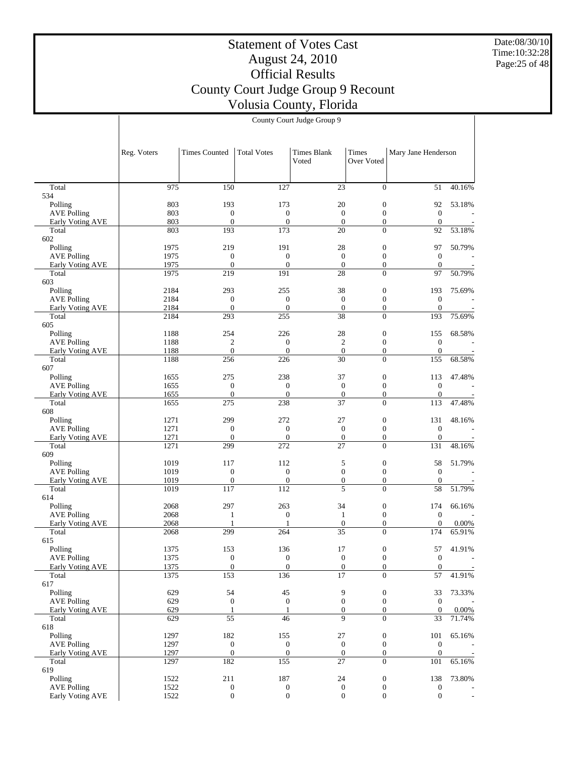# Statement of Votes Cast
## August 24, 2010
## Official Results
## County Court Judge Group 9 Recount
## Volusia County, Florida

Date:08/30/10
Time:10:32:28

| | County Court Judge Group 9 | | | | | | |
|---|---|---|---|---|---|---|---|
| | Reg. Voters | Times Counted | Total Votes | Times Blank Voted | Times Over Voted | Mary Jane Henderson | |
| Total | 975 | 150 | 127 | 23 | 0 | 51 | 40.16% |
| 534 | | | | | | | |
| Polling | 803 | 193 | 173 | 20 | 0 | 92 | 53.18% |
| AVE Polling | 803 | 0 | 0 | 0 | 0 | 0 | - |
| Early Voting AVE | 803 | 0 | 0 | 0 | 0 | 0 | - |
| Total | 803 | 193 | 173 | 20 | 0 | 92 | 53.18% |
| 602 | | | | | | | |
| Polling | 1975 | 219 | 191 | 28 | 0 | 97 | 50.79% |
| AVE Polling | 1975 | 0 | 0 | 0 | 0 | 0 | - |
| Early Voting AVE | 1975 | 0 | 0 | 0 | 0 | 0 | - |
| Total | 1975 | 219 | 191 | 28 | 0 | 97 | 50.79% |
| 603 | | | | | | | |
| Polling | 2184 | 293 | 255 | 38 | 0 | 193 | 75.69% |
| AVE Polling | 2184 | 0 | 0 | 0 | 0 | 0 | - |
| Early Voting AVE | 2184 | 0 | 0 | 0 | 0 | 0 | - |
| Total | 2184 | 293 | 255 | 38 | 0 | 193 | 75.69% |
| 605 | | | | | | | |
| Polling | 1188 | 254 | 226 | 28 | 0 | 155 | 68.58% |
| AVE Polling | 1188 | 2 | 0 | 2 | 0 | 0 | - |
| Early Voting AVE | 1188 | 0 | 0 | 0 | 0 | 0 | - |
| Total | 1188 | 256 | 226 | 30 | 0 | 155 | 68.58% |
| 607 | | | | | | | |
| Polling | 1655 | 275 | 238 | 37 | 0 | 113 | 47.48% |
| AVE Polling | 1655 | 0 | 0 | 0 | 0 | 0 | - |
| Early Voting AVE | 1655 | 0 | 0 | 0 | 0 | 0 | - |
| Total | 1655 | 275 | 238 | 37 | 0 | 113 | 47.48% |
| 608 | | | | | | | |
| Polling | 1271 | 299 | 272 | 27 | 0 | 131 | 48.16% |
| AVE Polling | 1271 | 0 | 0 | 0 | 0 | 0 | - |
| Early Voting AVE | 1271 | 0 | 0 | 0 | 0 | 0 | - |
| Total | 1271 | 299 | 272 | 27 | 0 | 131 | 48.16% |
| 609 | | | | | | | |
| Polling | 1019 | 117 | 112 | 5 | 0 | 58 | 51.79% |
| AVE Polling | 1019 | 0 | 0 | 0 | 0 | 0 | - |
| Early Voting AVE | 1019 | 0 | 0 | 0 | 0 | 0 | - |
| Total | 1019 | 117 | 112 | 5 | 0 | 58 | 51.79% |
| 614 | | | | | | | |
| Polling | 2068 | 297 | 263 | 34 | 0 | 174 | 66.16% |
| AVE Polling | 2068 | 1 | 0 | 1 | 0 | 0 | - |
| Early Voting AVE | 2068 | 1 | 1 | 0 | 0 | 0 | 0.00% |
| Total | 2068 | 299 | 264 | 35 | 0 | 174 | 65.91% |
| 615 | | | | | | | |
| Polling | 1375 | 153 | 136 | 17 | 0 | 57 | 41.91% |
| AVE Polling | 1375 | 0 | 0 | 0 | 0 | 0 | - |
| Early Voting AVE | 1375 | 0 | 0 | 0 | 0 | 0 | - |
| Total | 1375 | 153 | 136 | 17 | 0 | 57 | 41.91% |
| 617 | | | | | | | |
| Polling | 629 | 54 | 45 | 9 | 0 | 33 | 73.33% |
| AVE Polling | 629 | 0 | 0 | 0 | 0 | 0 | - |
| Early Voting AVE | 629 | 1 | 1 | 0 | 0 | 0 | 0.00% |
| Total | 629 | 55 | 46 | 9 | 0 | 33 | 71.74% |
| 618 | | | | | | | |
| Polling | 1297 | 182 | 155 | 27 | 0 | 101 | 65.16% |
| AVE Polling | 1297 | 0 | 0 | 0 | 0 | 0 | - |
| Early Voting AVE | 1297 | 0 | 0 | 0 | 0 | 0 | - |
| Total | 1297 | 182 | 155 | 27 | 0 | 101 | 65.16% |
| 619 | | | | | | | |
| Polling | 1522 | 211 | 187 | 24 | 0 | 138 | 73.80% |
| AVE Polling | 1522 | 0 | 0 | 0 | 0 | 0 | - |
| Early Voting AVE | 1522 | 0 | 0 | 0 | 0 | 0 | - |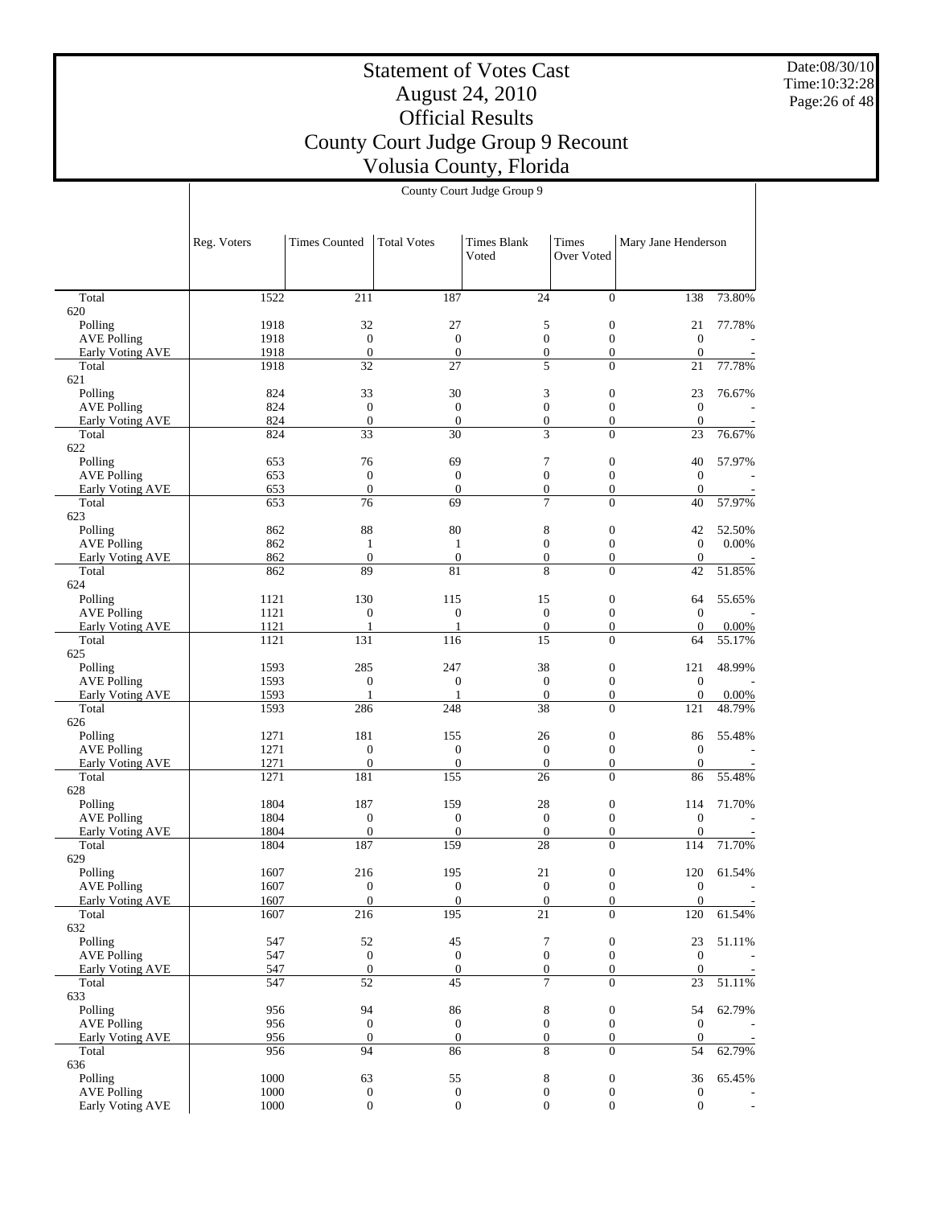# Statement of Votes Cast
## August 24, 2010
## Official Results
## County Court Judge Group 9 Recount
## Volusia County, Florida

Date:08/30/10
Time:10:32:28

| | County Court Judge Group 9 | | | | | | |
|---|---|---|---|---|---|---|---|
| | Reg. Voters | Times Counted | Total Votes | Times Blank Voted | Times Over Voted | Mary Jane Henderson | |
| Total | 1522 | 211 | 187 | 24 | 0 | 138 | 73.80% |
| 620 | | | | | | | |
| Polling | 1918 | 32 | 27 | 5 | 0 | 21 | 77.78% |
| AVE Polling | 1918 | 0 | 0 | 0 | 0 | 0 | - |
| Early Voting AVE | 1918 | 0 | 0 | 0 | 0 | 0 | - |
| Total | 1918 | 32 | 27 | 5 | 0 | 21 | 77.78% |
| 621 | | | | | | | |
| Polling | 824 | 33 | 30 | 3 | 0 | 23 | 76.67% |
| AVE Polling | 824 | 0 | 0 | 0 | 0 | 0 | - |
| Early Voting AVE | 824 | 0 | 0 | 0 | 0 | 0 | - |
| Total | 824 | 33 | 30 | 3 | 0 | 23 | 76.67% |
| 622 | | | | | | | |
| Polling | 653 | 76 | 69 | 7 | 0 | 40 | 57.97% |
| AVE Polling | 653 | 0 | 0 | 0 | 0 | 0 | - |
| Early Voting AVE | 653 | 0 | 0 | 0 | 0 | 0 | - |
| Total | 653 | 76 | 69 | 7 | 0 | 40 | 57.97% |
| 623 | | | | | | | |
| Polling | 862 | 88 | 80 | 8 | 0 | 42 | 52.50% |
| AVE Polling | 862 | 1 | 1 | 0 | 0 | 0 | 0.00% |
| Early Voting AVE | 862 | 0 | 0 | 0 | 0 | 0 | - |
| Total | 862 | 89 | 81 | 8 | 0 | 42 | 51.85% |
| 624 | | | | | | | |
| Polling | 1121 | 130 | 115 | 15 | 0 | 64 | 55.65% |
| AVE Polling | 1121 | 0 | 0 | 0 | 0 | 0 | - |
| Early Voting AVE | 1121 | 1 | 1 | 0 | 0 | 0 | 0.00% |
| Total | 1121 | 131 | 116 | 15 | 0 | 64 | 55.17% |
| 625 | | | | | | | |
| Polling | 1593 | 285 | 247 | 38 | 0 | 121 | 48.99% |
| AVE Polling | 1593 | 0 | 0 | 0 | 0 | 0 | - |
| Early Voting AVE | 1593 | 1 | 1 | 0 | 0 | 0 | 0.00% |
| Total | 1593 | 286 | 248 | 38 | 0 | 121 | 48.79% |
| 626 | | | | | | | |
| Polling | 1271 | 181 | 155 | 26 | 0 | 86 | 55.48% |
| AVE Polling | 1271 | 0 | 0 | 0 | 0 | 0 | - |
| Early Voting AVE | 1271 | 0 | 0 | 0 | 0 | 0 | - |
| Total | 1271 | 181 | 155 | 26 | 0 | 86 | 55.48% |
| 628 | | | | | | | |
| Polling | 1804 | 187 | 159 | 28 | 0 | 114 | 71.70% |
| AVE Polling | 1804 | 0 | 0 | 0 | 0 | 0 | - |
| Early Voting AVE | 1804 | 0 | 0 | 0 | 0 | 0 | - |
| Total | 1804 | 187 | 159 | 28 | 0 | 114 | 71.70% |
| 629 | | | | | | | |
| Polling | 1607 | 216 | 195 | 21 | 0 | 120 | 61.54% |
| AVE Polling | 1607 | 0 | 0 | 0 | 0 | 0 | - |
| Early Voting AVE | 1607 | 0 | 0 | 0 | 0 | 0 | - |
| Total | 1607 | 216 | 195 | 21 | 0 | 120 | 61.54% |
| 632 | | | | | | | |
| Polling | 547 | 52 | 45 | 7 | 0 | 23 | 51.11% |
| AVE Polling | 547 | 0 | 0 | 0 | 0 | 0 | - |
| Early Voting AVE | 547 | 0 | 0 | 0 | 0 | 0 | - |
| Total | 547 | 52 | 45 | 7 | 0 | 23 | 51.11% |
| 633 | | | | | | | |
| Polling | 956 | 94 | 86 | 8 | 0 | 54 | 62.79% |
| AVE Polling | 956 | 0 | 0 | 0 | 0 | 0 | - |
| Early Voting AVE | 956 | 0 | 0 | 0 | 0 | 0 | - |
| Total | 956 | 94 | 86 | 8 | 0 | 54 | 62.79% |
| 636 | | | | | | | |
| Polling | 1000 | 63 | 55 | 8 | 0 | 36 | 65.45% |
| AVE Polling | 1000 | 0 | 0 | 0 | 0 | 0 | - |
| Early Voting AVE | 1000 | 0 | 0 | 0 | 0 | 0 | - |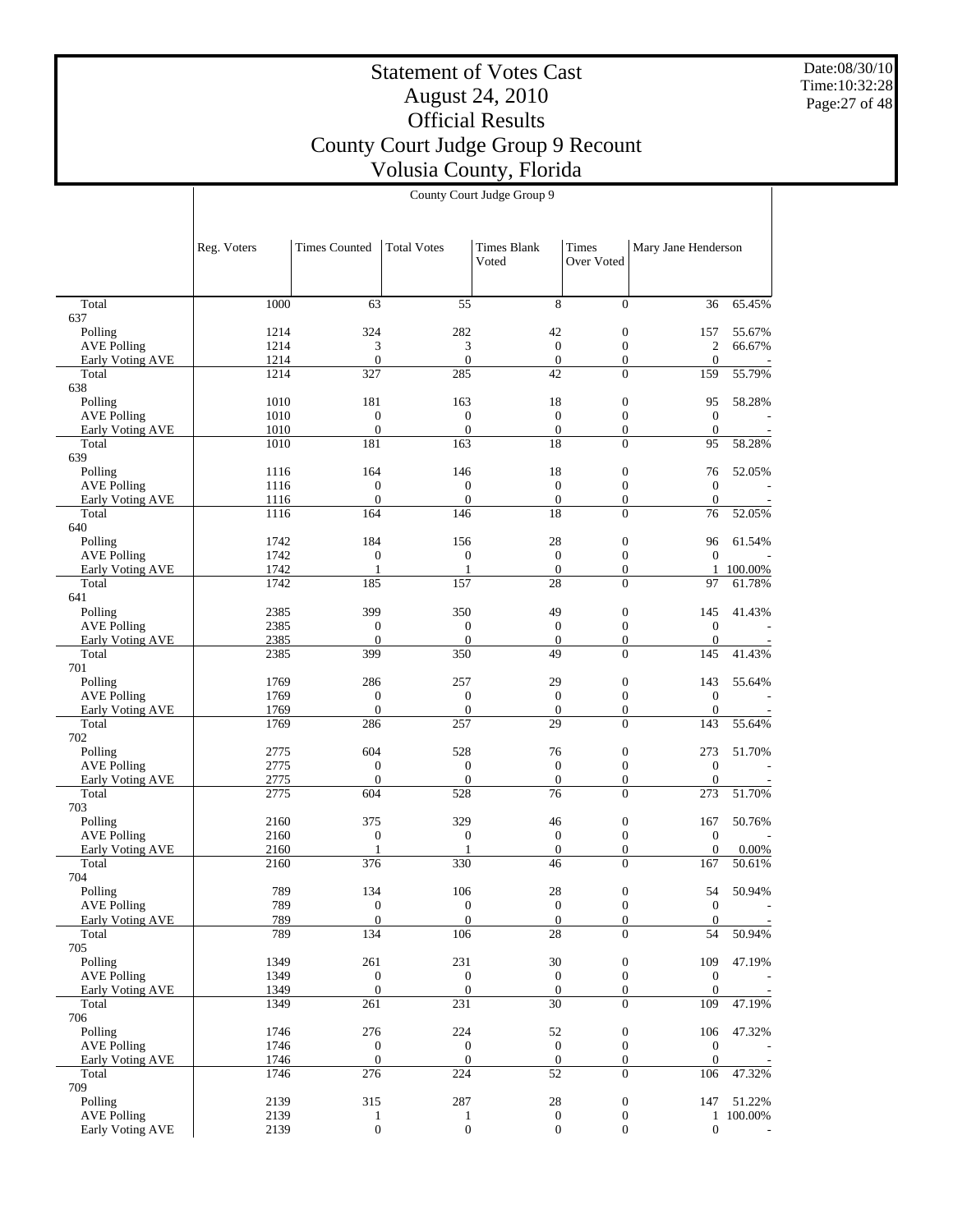# Statement of Votes Cast
# August 24, 2010
# Official Results
# County Court Judge Group 9 Recount
# Volusia County, Florida

Date:08/30/10
Time:10:32:28

| | County Court Judge Group 9 | | | | | | |
|---|---|---|---|---|---|---|---|
| | Reg. Voters | Times Counted | Total Votes | Times Blank Voted | Times Over Voted | Mary Jane Henderson | |
| Total | 1000 | 63 | 55 | 8 | 0 | 36 | 65.45% |
| 637 | | | | | | | |
| Polling | 1214 | 324 | 282 | 42 | 0 | 157 | 55.67% |
| AVE Polling | 1214 | 3 | 3 | 0 | 0 | 2 | 66.67% |
| Early Voting AVE | 1214 | 0 | 0 | 0 | 0 | 0 | - |
| Total | 1214 | 327 | 285 | 42 | 0 | 159 | 55.79% |
| 638 | | | | | | | |
| Polling | 1010 | 181 | 163 | 18 | 0 | 95 | 58.28% |
| AVE Polling | 1010 | 0 | 0 | 0 | 0 | 0 | - |
| Early Voting AVE | 1010 | 0 | 0 | 0 | 0 | 0 | - |
| Total | 1010 | 181 | 163 | 18 | 0 | 95 | 58.28% |
| 639 | | | | | | | |
| Polling | 1116 | 164 | 146 | 18 | 0 | 76 | 52.05% |
| AVE Polling | 1116 | 0 | 0 | 0 | 0 | 0 | - |
| Early Voting AVE | 1116 | 0 | 0 | 0 | 0 | 0 | - |
| Total | 1116 | 164 | 146 | 18 | 0 | 76 | 52.05% |
| 640 | | | | | | | |
| Polling | 1742 | 184 | 156 | 28 | 0 | 96 | 61.54% |
| AVE Polling | 1742 | 0 | 0 | 0 | 0 | 0 | - |
| Early Voting AVE | 1742 | 1 | 1 | 0 | 0 | 1 | 100.00% |
| Total | 1742 | 185 | 157 | 28 | 0 | 97 | 61.78% |
| 641 | | | | | | | |
| Polling | 2385 | 399 | 350 | 49 | 0 | 145 | 41.43% |
| AVE Polling | 2385 | 0 | 0 | 0 | 0 | 0 | - |
| Early Voting AVE | 2385 | 0 | 0 | 0 | 0 | 0 | - |
| Total | 2385 | 399 | 350 | 49 | 0 | 145 | 41.43% |
| 701 | | | | | | | |
| Polling | 1769 | 286 | 257 | 29 | 0 | 143 | 55.64% |
| AVE Polling | 1769 | 0 | 0 | 0 | 0 | 0 | - |
| Early Voting AVE | 1769 | 0 | 0 | 0 | 0 | 0 | - |
| Total | 1769 | 286 | 257 | 29 | 0 | 143 | 55.64% |
| 702 | | | | | | | |
| Polling | 2775 | 604 | 528 | 76 | 0 | 273 | 51.70% |
| AVE Polling | 2775 | 0 | 0 | 0 | 0 | 0 | - |
| Early Voting AVE | 2775 | 0 | 0 | 0 | 0 | 0 | - |
| Total | 2775 | 604 | 528 | 76 | 0 | 273 | 51.70% |
| 703 | | | | | | | |
| Polling | 2160 | 375 | 329 | 46 | 0 | 167 | 50.76% |
| AVE Polling | 2160 | 0 | 0 | 0 | 0 | 0 | - |
| Early Voting AVE | 2160 | 1 | 1 | 0 | 0 | 0 | 0.00% |
| Total | 2160 | 376 | 330 | 46 | 0 | 167 | 50.61% |
| 704 | | | | | | | |
| Polling | 789 | 134 | 106 | 28 | 0 | 54 | 50.94% |
| AVE Polling | 789 | 0 | 0 | 0 | 0 | 0 | - |
| Early Voting AVE | 789 | 0 | 0 | 0 | 0 | 0 | - |
| Total | 789 | 134 | 106 | 28 | 0 | 54 | 50.94% |
| 705 | | | | | | | |
| Polling | 1349 | 261 | 231 | 30 | 0 | 109 | 47.19% |
| AVE Polling | 1349 | 0 | 0 | 0 | 0 | 0 | - |
| Early Voting AVE | 1349 | 0 | 0 | 0 | 0 | 0 | - |
| Total | 1349 | 261 | 231 | 30 | 0 | 109 | 47.19% |
| 706 | | | | | | | |
| Polling | 1746 | 276 | 224 | 52 | 0 | 106 | 47.32% |
| AVE Polling | 1746 | 0 | 0 | 0 | 0 | 0 | - |
| Early Voting AVE | 1746 | 0 | 0 | 0 | 0 | 0 | - |
| Total | 1746 | 276 | 224 | 52 | 0 | 106 | 47.32% |
| 709 | | | | | | | |
| Polling | 2139 | 315 | 287 | 28 | 0 | 147 | 51.22% |
| AVE Polling | 2139 | 1 | 1 | 0 | 0 | 1 | 100.00% |
| Early Voting AVE | 2139 | 0 | 0 | 0 | 0 | 0 | - |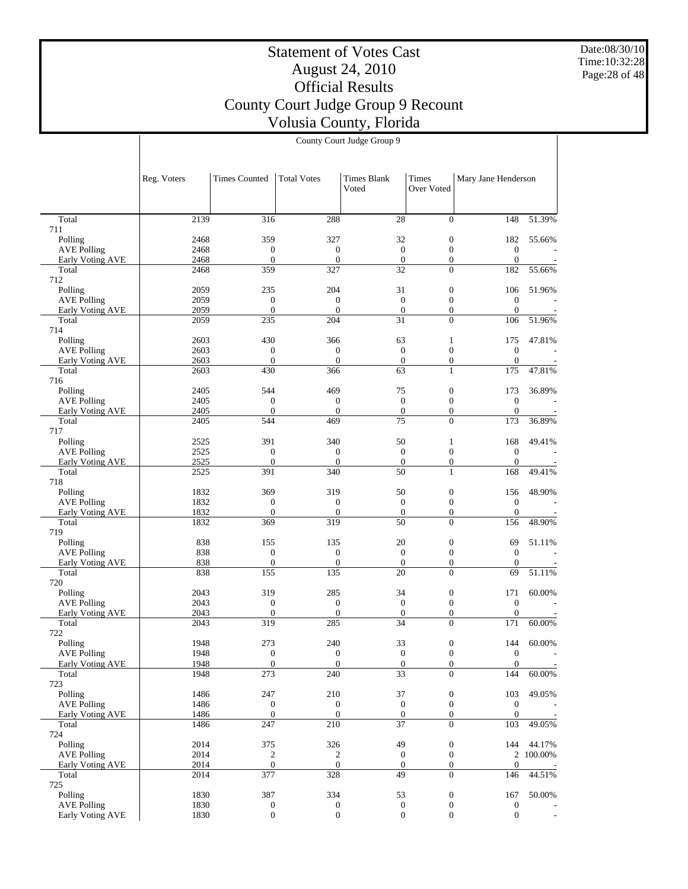# Statement of Votes Cast
# August 24, 2010
# Official Results
# County Court Judge Group 9 Recount
# Volusia County, Florida

Date:08/30/10
Time:10:32:28

| | County Court Judge Group 9 | | | | | | |
|---|---|---|---|---|---|---|---|
| | Reg. Voters | Times Counted | Total Votes | Times Blank Voted | Times Over Voted | Mary Jane Henderson | |
| Total | 2139 | 316 | 288 | 28 | 0 | 148 | 51.39% |
| 711 | | | | | | | |
| Polling | 2468 | 359 | 327 | 32 | 0 | 182 | 55.66% |
| AVE Polling | 2468 | 0 | 0 | 0 | 0 | 0 | - |
| Early Voting AVE | 2468 | 0 | 0 | 0 | 0 | 0 | - |
| Total | 2468 | 359 | 327 | 32 | 0 | 182 | 55.66% |
| 712 | | | | | | | |
| Polling | 2059 | 235 | 204 | 31 | 0 | 106 | 51.96% |
| AVE Polling | 2059 | 0 | 0 | 0 | 0 | 0 | - |
| Early Voting AVE | 2059 | 0 | 0 | 0 | 0 | 0 | - |
| Total | 2059 | 235 | 204 | 31 | 0 | 106 | 51.96% |
| 714 | | | | | | | |
| Polling | 2603 | 430 | 366 | 63 | 1 | 175 | 47.81% |
| AVE Polling | 2603 | 0 | 0 | 0 | 0 | 0 | - |
| Early Voting AVE | 2603 | 0 | 0 | 0 | 0 | 0 | - |
| Total | 2603 | 430 | 366 | 63 | 1 | 175 | 47.81% |
| 716 | | | | | | | |
| Polling | 2405 | 544 | 469 | 75 | 0 | 173 | 36.89% |
| AVE Polling | 2405 | 0 | 0 | 0 | 0 | 0 | - |
| Early Voting AVE | 2405 | 0 | 0 | 0 | 0 | 0 | - |
| Total | 2405 | 544 | 469 | 75 | 0 | 173 | 36.89% |
| 717 | | | | | | | |
| Polling | 2525 | 391 | 340 | 50 | 1 | 168 | 49.41% |
| AVE Polling | 2525 | 0 | 0 | 0 | 0 | 0 | - |
| Early Voting AVE | 2525 | 0 | 0 | 0 | 0 | 0 | - |
| Total | 2525 | 391 | 340 | 50 | 1 | 168 | 49.41% |
| 718 | | | | | | | |
| Polling | 1832 | 369 | 319 | 50 | 0 | 156 | 48.90% |
| AVE Polling | 1832 | 0 | 0 | 0 | 0 | 0 | - |
| Early Voting AVE | 1832 | 0 | 0 | 0 | 0 | 0 | - |
| Total | 1832 | 369 | 319 | 50 | 0 | 156 | 48.90% |
| 719 | | | | | | | |
| Polling | 838 | 155 | 135 | 20 | 0 | 69 | 51.11% |
| AVE Polling | 838 | 0 | 0 | 0 | 0 | 0 | - |
| Early Voting AVE | 838 | 0 | 0 | 0 | 0 | 0 | - |
| Total | 838 | 155 | 135 | 20 | 0 | 69 | 51.11% |
| 720 | | | | | | | |
| Polling | 2043 | 319 | 285 | 34 | 0 | 171 | 60.00% |
| AVE Polling | 2043 | 0 | 0 | 0 | 0 | 0 | - |
| Early Voting AVE | 2043 | 0 | 0 | 0 | 0 | 0 | - |
| Total | 2043 | 319 | 285 | 34 | 0 | 171 | 60.00% |
| 722 | | | | | | | |
| Polling | 1948 | 273 | 240 | 33 | 0 | 144 | 60.00% |
| AVE Polling | 1948 | 0 | 0 | 0 | 0 | 0 | - |
| Early Voting AVE | 1948 | 0 | 0 | 0 | 0 | 0 | - |
| Total | 1948 | 273 | 240 | 33 | 0 | 144 | 60.00% |
| 723 | | | | | | | |
| Polling | 1486 | 247 | 210 | 37 | 0 | 103 | 49.05% |
| AVE Polling | 1486 | 0 | 0 | 0 | 0 | 0 | - |
| Early Voting AVE | 1486 | 0 | 0 | 0 | 0 | 0 | - |
| Total | 1486 | 247 | 210 | 37 | 0 | 103 | 49.05% |
| 724 | | | | | | | |
| Polling | 2014 | 375 | 326 | 49 | 0 | 144 | 44.17% |
| AVE Polling | 2014 | 2 | 2 | 0 | 0 | 2 | 100.00% |
| Early Voting AVE | 2014 | 0 | 0 | 0 | 0 | 0 | - |
| Total | 2014 | 377 | 328 | 49 | 0 | 146 | 44.51% |
| 725 | | | | | | | |
| Polling | 1830 | 387 | 334 | 53 | 0 | 167 | 50.00% |
| AVE Polling | 1830 | 0 | 0 | 0 | 0 | 0 | - |
| Early Voting AVE | 1830 | 0 | 0 | 0 | 0 | 0 | - |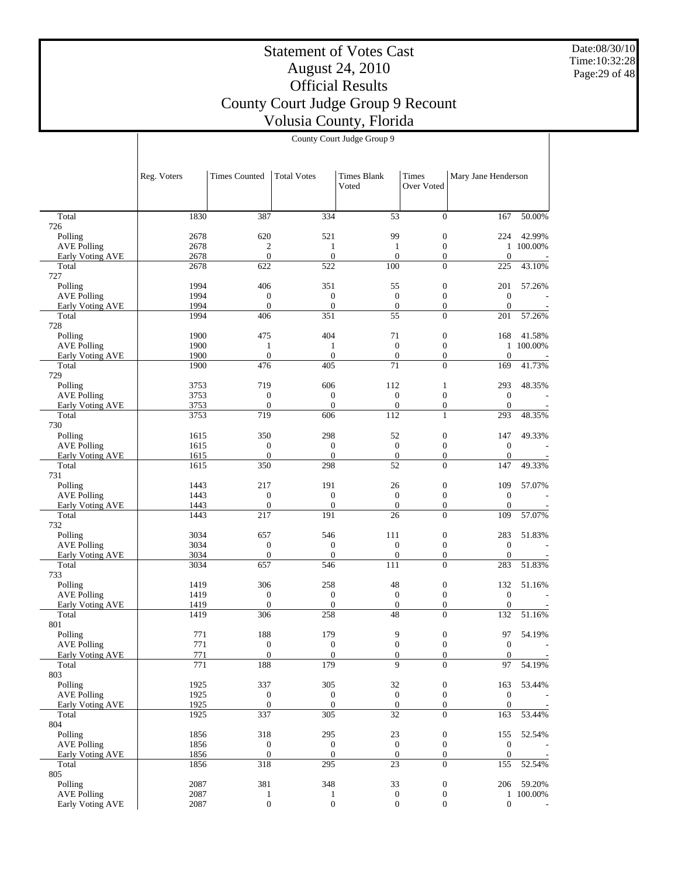# Statement of Votes Cast
## August 24, 2010
## Official Results
## County Court Judge Group 9 Recount
## Volusia County, Florida

Date:08/30/10
Time:10:32:28

| | County Court Judge Group 9 | | | | | | |
|---|---|---|---|---|---|---|---|
| | Reg. Voters | Times Counted | Total Votes | Times Blank Voted | Times Over Voted | Mary Jane Henderson | |
| Total | 1830 | 387 | 334 | 53 | 0 | 167 | 50.00% |
| 726 | | | | | | | |
| Polling | 2678 | 620 | 521 | 99 | 0 | 224 | 42.99% |
| AVE Polling | 2678 | 2 | 1 | 1 | 0 | 1 | 100.00% |
| Early Voting AVE | 2678 | 0 | 0 | 0 | 0 | 0 | - |
| Total | 2678 | 622 | 522 | 100 | 0 | 225 | 43.10% |
| 727 | | | | | | | |
| Polling | 1994 | 406 | 351 | 55 | 0 | 201 | 57.26% |
| AVE Polling | 1994 | 0 | 0 | 0 | 0 | 0 | - |
| Early Voting AVE | 1994 | 0 | 0 | 0 | 0 | 0 | - |
| Total | 1994 | 406 | 351 | 55 | 0 | 201 | 57.26% |
| 728 | | | | | | | |
| Polling | 1900 | 475 | 404 | 71 | 0 | 168 | 41.58% |
| AVE Polling | 1900 | 1 | 1 | 0 | 0 | 1 | 100.00% |
| Early Voting AVE | 1900 | 0 | 0 | 0 | 0 | 0 | - |
| Total | 1900 | 476 | 405 | 71 | 0 | 169 | 41.73% |
| 729 | | | | | | | |
| Polling | 3753 | 719 | 606 | 112 | 1 | 293 | 48.35% |
| AVE Polling | 3753 | 0 | 0 | 0 | 0 | 0 | - |
| Early Voting AVE | 3753 | 0 | 0 | 0 | 0 | 0 | - |
| Total | 3753 | 719 | 606 | 112 | 1 | 293 | 48.35% |
| 730 | | | | | | | |
| Polling | 1615 | 350 | 298 | 52 | 0 | 147 | 49.33% |
| AVE Polling | 1615 | 0 | 0 | 0 | 0 | 0 | - |
| Early Voting AVE | 1615 | 0 | 0 | 0 | 0 | 0 | - |
| Total | 1615 | 350 | 298 | 52 | 0 | 147 | 49.33% |
| 731 | | | | | | | |
| Polling | 1443 | 217 | 191 | 26 | 0 | 109 | 57.07% |
| AVE Polling | 1443 | 0 | 0 | 0 | 0 | 0 | - |
| Early Voting AVE | 1443 | 0 | 0 | 0 | 0 | 0 | - |
| Total | 1443 | 217 | 191 | 26 | 0 | 109 | 57.07% |
| 732 | | | | | | | |
| Polling | 3034 | 657 | 546 | 111 | 0 | 283 | 51.83% |
| AVE Polling | 3034 | 0 | 0 | 0 | 0 | 0 | - |
| Early Voting AVE | 3034 | 0 | 0 | 0 | 0 | 0 | - |
| Total | 3034 | 657 | 546 | 111 | 0 | 283 | 51.83% |
| 733 | | | | | | | |
| Polling | 1419 | 306 | 258 | 48 | 0 | 132 | 51.16% |
| AVE Polling | 1419 | 0 | 0 | 0 | 0 | 0 | - |
| Early Voting AVE | 1419 | 0 | 0 | 0 | 0 | 0 | - |
| Total | 1419 | 306 | 258 | 48 | 0 | 132 | 51.16% |
| 801 | | | | | | | |
| Polling | 771 | 188 | 179 | 9 | 0 | 97 | 54.19% |
| AVE Polling | 771 | 0 | 0 | 0 | 0 | 0 | - |
| Early Voting AVE | 771 | 0 | 0 | 0 | 0 | 0 | - |
| Total | 771 | 188 | 179 | 9 | 0 | 97 | 54.19% |
| 803 | | | | | | | |
| Polling | 1925 | 337 | 305 | 32 | 0 | 163 | 53.44% |
| AVE Polling | 1925 | 0 | 0 | 0 | 0 | 0 | - |
| Early Voting AVE | 1925 | 0 | 0 | 0 | 0 | 0 | - |
| Total | 1925 | 337 | 305 | 32 | 0 | 163 | 53.44% |
| 804 | | | | | | | |
| Polling | 1856 | 318 | 295 | 23 | 0 | 155 | 52.54% |
| AVE Polling | 1856 | 0 | 0 | 0 | 0 | 0 | - |
| Early Voting AVE | 1856 | 0 | 0 | 0 | 0 | 0 | - |
| Total | 1856 | 318 | 295 | 23 | 0 | 155 | 52.54% |
| 805 | | | | | | | |
| Polling | 2087 | 381 | 348 | 33 | 0 | 206 | 59.20% |
| AVE Polling | 2087 | 1 | 1 | 0 | 0 | 1 | 100.00% |
| Early Voting AVE | 2087 | 0 | 0 | 0 | 0 | 0 | - |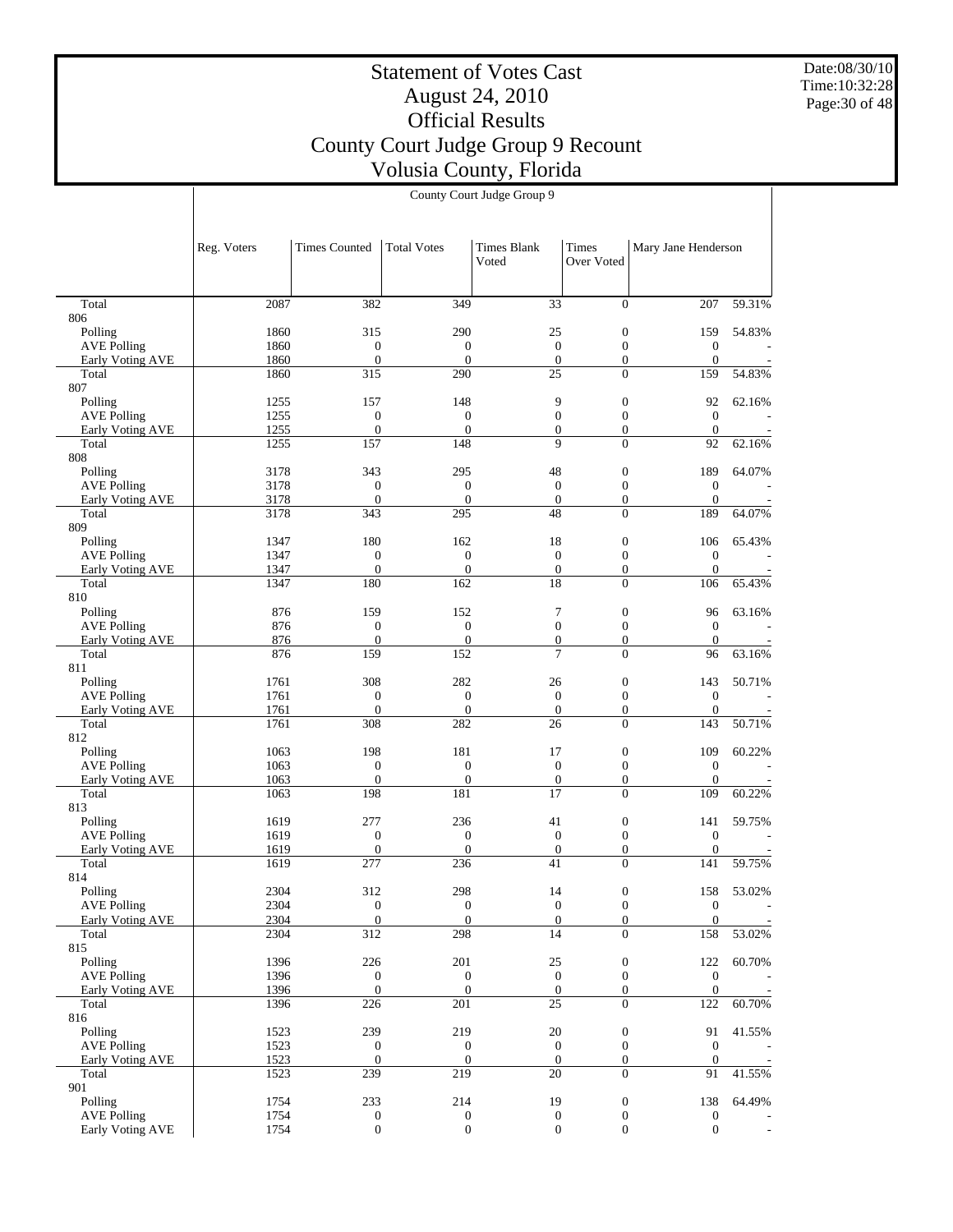# Statement of Votes Cast
## August 24, 2010
## Official Results
## County Court Judge Group 9 Recount
## Volusia County, Florida

| | County Court Judge Group 9 | | | | | | |
|---|---|---|---|---|---|---|---|
| | Reg. Voters | Times Counted | Total Votes | Times Blank Voted | Times Over Voted | Mary Jane Henderson | |
| Total | 2087 | 382 | 349 | 33 | 0 | 207 | 59.31% |
| 806 | | | | | | | |
| Polling | 1860 | 315 | 290 | 25 | 0 | 159 | 54.83% |
| AVE Polling | 1860 | 0 | 0 | 0 | 0 | 0 | - |
| Early Voting AVE | 1860 | 0 | 0 | 0 | 0 | 0 | - |
| Total | 1860 | 315 | 290 | 25 | 0 | 159 | 54.83% |
| 807 | | | | | | | |
| Polling | 1255 | 157 | 148 | 9 | 0 | 92 | 62.16% |
| AVE Polling | 1255 | 0 | 0 | 0 | 0 | 0 | - |
| Early Voting AVE | 1255 | 0 | 0 | 0 | 0 | 0 | - |
| Total | 1255 | 157 | 148 | 9 | 0 | 92 | 62.16% |
| 808 | | | | | | | |
| Polling | 3178 | 343 | 295 | 48 | 0 | 189 | 64.07% |
| AVE Polling | 3178 | 0 | 0 | 0 | 0 | 0 | - |
| Early Voting AVE | 3178 | 0 | 0 | 0 | 0 | 0 | - |
| Total | 3178 | 343 | 295 | 48 | 0 | 189 | 64.07% |
| 809 | | | | | | | |
| Polling | 1347 | 180 | 162 | 18 | 0 | 106 | 65.43% |
| AVE Polling | 1347 | 0 | 0 | 0 | 0 | 0 | - |
| Early Voting AVE | 1347 | 0 | 0 | 0 | 0 | 0 | - |
| Total | 1347 | 180 | 162 | 18 | 0 | 106 | 65.43% |
| 810 | | | | | | | |
| Polling | 876 | 159 | 152 | 7 | 0 | 96 | 63.16% |
| AVE Polling | 876 | 0 | 0 | 0 | 0 | 0 | - |
| Early Voting AVE | 876 | 0 | 0 | 0 | 0 | 0 | - |
| Total | 876 | 159 | 152 | 7 | 0 | 96 | 63.16% |
| 811 | | | | | | | |
| Polling | 1761 | 308 | 282 | 26 | 0 | 143 | 50.71% |
| AVE Polling | 1761 | 0 | 0 | 0 | 0 | 0 | - |
| Early Voting AVE | 1761 | 0 | 0 | 0 | 0 | 0 | - |
| Total | 1761 | 308 | 282 | 26 | 0 | 143 | 50.71% |
| 812 | | | | | | | |
| Polling | 1063 | 198 | 181 | 17 | 0 | 109 | 60.22% |
| AVE Polling | 1063 | 0 | 0 | 0 | 0 | 0 | - |
| Early Voting AVE | 1063 | 0 | 0 | 0 | 0 | 0 | - |
| Total | 1063 | 198 | 181 | 17 | 0 | 109 | 60.22% |
| 813 | | | | | | | |
| Polling | 1619 | 277 | 236 | 41 | 0 | 141 | 59.75% |
| AVE Polling | 1619 | 0 | 0 | 0 | 0 | 0 | - |
| Early Voting AVE | 1619 | 0 | 0 | 0 | 0 | 0 | - |
| Total | 1619 | 277 | 236 | 41 | 0 | 141 | 59.75% |
| 814 | | | | | | | |
| Polling | 2304 | 312 | 298 | 14 | 0 | 158 | 53.02% |
| AVE Polling | 2304 | 0 | 0 | 0 | 0 | 0 | - |
| Early Voting AVE | 2304 | 0 | 0 | 0 | 0 | 0 | - |
| Total | 2304 | 312 | 298 | 14 | 0 | 158 | 53.02% |
| 815 | | | | | | | |
| Polling | 1396 | 226 | 201 | 25 | 0 | 122 | 60.70% |
| AVE Polling | 1396 | 0 | 0 | 0 | 0 | 0 | - |
| Early Voting AVE | 1396 | 0 | 0 | 0 | 0 | 0 | - |
| Total | 1396 | 226 | 201 | 25 | 0 | 122 | 60.70% |
| 816 | | | | | | | |
| Polling | 1523 | 239 | 219 | 20 | 0 | 91 | 41.55% |
| AVE Polling | 1523 | 0 | 0 | 0 | 0 | 0 | - |
| Early Voting AVE | 1523 | 0 | 0 | 0 | 0 | 0 | - |
| Total | 1523 | 239 | 219 | 20 | 0 | 91 | 41.55% |
| 901 | | | | | | | |
| Polling | 1754 | 233 | 214 | 19 | 0 | 138 | 64.49% |
| AVE Polling | 1754 | 0 | 0 | 0 | 0 | 0 | - |
| Early Voting AVE | 1754 | 0 | 0 | 0 | 0 | 0 | - |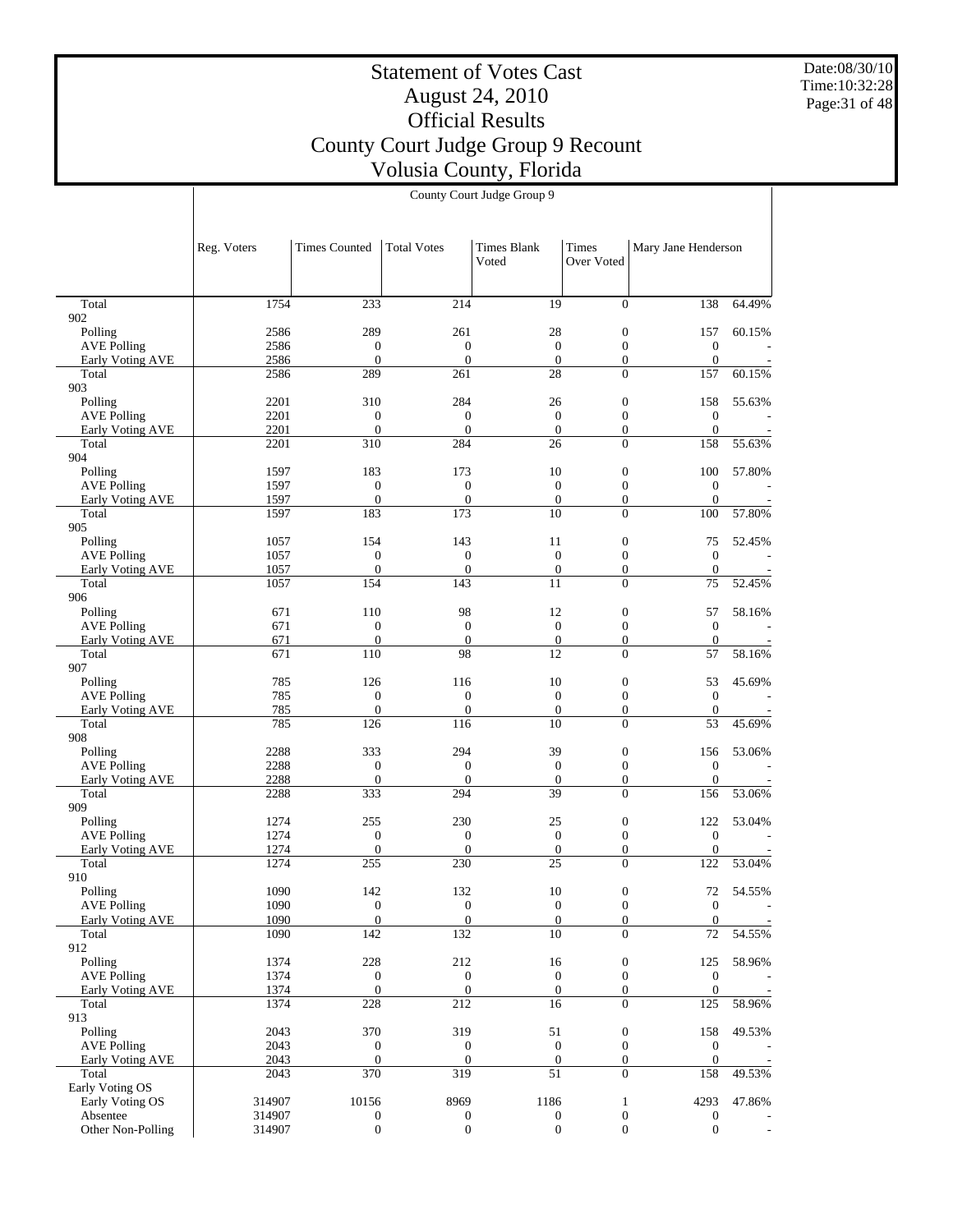# Statement of Votes Cast
## August 24, 2010
## Official Results
## County Court Judge Group 9 Recount
## Volusia County, Florida

| | County Court Judge Group 9 | | | | | | |
|---|---|---|---|---|---|---|---|
| | Reg. Voters | Times Counted | Total Votes | Times Blank Voted | Times Over Voted | Mary Jane Henderson | |
| Total | 1754 | 233 | 214 | 19 | 0 | 138 | 64.49% |
| 902 | | | | | | | |
| Polling | 2586 | 289 | 261 | 28 | 0 | 157 | 60.15% |
| AVE Polling | 2586 | 0 | 0 | 0 | 0 | 0 | - |
| Early Voting AVE | 2586 | 0 | 0 | 0 | 0 | 0 | - |
| Total | 2586 | 289 | 261 | 28 | 0 | 157 | 60.15% |
| 903 | | | | | | | |
| Polling | 2201 | 310 | 284 | 26 | 0 | 158 | 55.63% |
| AVE Polling | 2201 | 0 | 0 | 0 | 0 | 0 | - |
| Early Voting AVE | 2201 | 0 | 0 | 0 | 0 | 0 | - |
| Total | 2201 | 310 | 284 | 26 | 0 | 158 | 55.63% |
| 904 | | | | | | | |
| Polling | 1597 | 183 | 173 | 10 | 0 | 100 | 57.80% |
| AVE Polling | 1597 | 0 | 0 | 0 | 0 | 0 | - |
| Early Voting AVE | 1597 | 0 | 0 | 0 | 0 | 0 | - |
| Total | 1597 | 183 | 173 | 10 | 0 | 100 | 57.80% |
| 905 | | | | | | | |
| Polling | 1057 | 154 | 143 | 11 | 0 | 75 | 52.45% |
| AVE Polling | 1057 | 0 | 0 | 0 | 0 | 0 | - |
| Early Voting AVE | 1057 | 0 | 0 | 0 | 0 | 0 | - |
| Total | 1057 | 154 | 143 | 11 | 0 | 75 | 52.45% |
| 906 | | | | | | | |
| Polling | 671 | 110 | 98 | 12 | 0 | 57 | 58.16% |
| AVE Polling | 671 | 0 | 0 | 0 | 0 | 0 | - |
| Early Voting AVE | 671 | 0 | 0 | 0 | 0 | 0 | - |
| Total | 671 | 110 | 98 | 12 | 0 | 57 | 58.16% |
| 907 | | | | | | | |
| Polling | 785 | 126 | 116 | 10 | 0 | 53 | 45.69% |
| AVE Polling | 785 | 0 | 0 | 0 | 0 | 0 | - |
| Early Voting AVE | 785 | 0 | 0 | 0 | 0 | 0 | - |
| Total | 785 | 126 | 116 | 10 | 0 | 53 | 45.69% |
| 908 | | | | | | | |
| Polling | 2288 | 333 | 294 | 39 | 0 | 156 | 53.06% |
| AVE Polling | 2288 | 0 | 0 | 0 | 0 | 0 | - |
| Early Voting AVE | 2288 | 0 | 0 | 0 | 0 | 0 | - |
| Total | 2288 | 333 | 294 | 39 | 0 | 156 | 53.06% |
| 909 | | | | | | | |
| Polling | 1274 | 255 | 230 | 25 | 0 | 122 | 53.04% |
| AVE Polling | 1274 | 0 | 0 | 0 | 0 | 0 | - |
| Early Voting AVE | 1274 | 0 | 0 | 0 | 0 | 0 | - |
| Total | 1274 | 255 | 230 | 25 | 0 | 122 | 53.04% |
| 910 | | | | | | | |
| Polling | 1090 | 142 | 132 | 10 | 0 | 72 | 54.55% |
| AVE Polling | 1090 | 0 | 0 | 0 | 0 | 0 | - |
| Early Voting AVE | 1090 | 0 | 0 | 0 | 0 | 0 | - |
| Total | 1090 | 142 | 132 | 10 | 0 | 72 | 54.55% |
| 912 | | | | | | | |
| Polling | 1374 | 228 | 212 | 16 | 0 | 125 | 58.96% |
| AVE Polling | 1374 | 0 | 0 | 0 | 0 | 0 | - |
| Early Voting AVE | 1374 | 0 | 0 | 0 | 0 | 0 | - |
| Total | 1374 | 228 | 212 | 16 | 0 | 125 | 58.96% |
| 913 | | | | | | | |
| Polling | 2043 | 370 | 319 | 51 | 0 | 158 | 49.53% |
| AVE Polling | 2043 | 0 | 0 | 0 | 0 | 0 | - |
| Early Voting AVE | 2043 | 0 | 0 | 0 | 0 | 0 | - |
| Total | 2043 | 370 | 319 | 51 | 0 | 158 | 49.53% |
| Early Voting OS | | | | | | | |
| Early Voting OS | 314907 | 10156 | 8969 | 1186 | 1 | 4293 | 47.86% |
| Absentee | 314907 | 0 | 0 | 0 | 0 | 0 | - |
| Other Non-Polling | 314907 | 0 | 0 | 0 | 0 | 0 | - |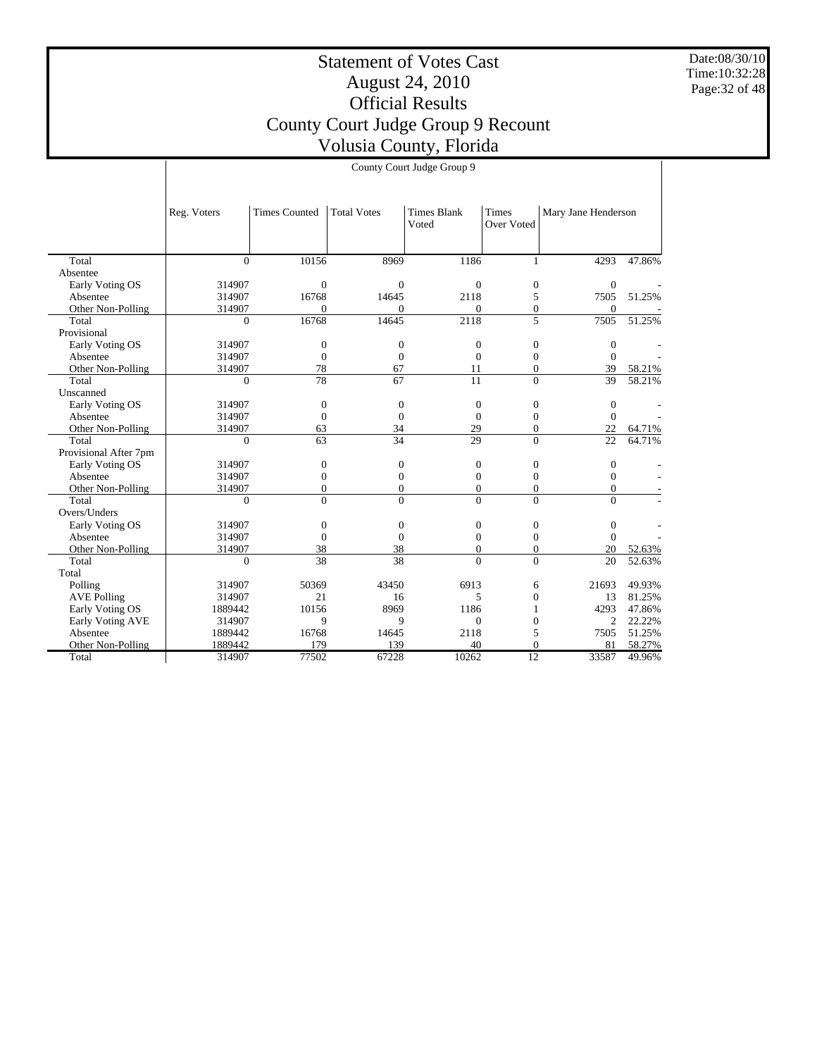# Statement of Votes Cast
## August 24, 2010
## Official Results
## County Court Judge Group 9 Recount
## Volusia County, Florida

| | County Court Judge Group 9 | | | | | | |
|---|---|---|---|---|---|---|---|
| | Reg. Voters | Times Counted | Total Votes | Times Blank Voted | Times Over Voted | Mary Jane Henderson | |
| Total | 0 | 10156 | 8969 | 1186 | 1 | 4293 | 47.86% |
| Absentee | | | | | | | |
| Early Voting OS | 314907 | 0 | 0 | 0 | 0 | 0 | - |
| Absentee | 314907 | 16768 | 14645 | 2118 | 5 | 7505 | 51.25% |
| Other Non-Polling | 314907 | 0 | 0 | 0 | 0 | 0 | - |
| Total | 0 | 16768 | 14645 | 2118 | 5 | 7505 | 51.25% |
| Provisional | | | | | | | |
| Early Voting OS | 314907 | 0 | 0 | 0 | 0 | 0 | - |
| Absentee | 314907 | 0 | 0 | 0 | 0 | 0 | - |
| Other Non-Polling | 314907 | 78 | 67 | 11 | 0 | 39 | 58.21% |
| Total | 0 | 78 | 67 | 11 | 0 | 39 | 58.21% |
| Unscanned | | | | | | | |
| Early Voting OS | 314907 | 0 | 0 | 0 | 0 | 0 | - |
| Absentee | 314907 | 0 | 0 | 0 | 0 | 0 | - |
| Other Non-Polling | 314907 | 63 | 34 | 29 | 0 | 22 | 64.71% |
| Total | 0 | 63 | 34 | 29 | 0 | 22 | 64.71% |
| Provisional After 7pm | | | | | | | |
| Early Voting OS | 314907 | 0 | 0 | 0 | 0 | 0 | - |
| Absentee | 314907 | 0 | 0 | 0 | 0 | 0 | - |
| Other Non-Polling | 314907 | 0 | 0 | 0 | 0 | 0 | - |
| Total | 0 | 0 | 0 | 0 | 0 | 0 | - |
| Overs/Unders | | | | | | | |
| Early Voting OS | 314907 | 0 | 0 | 0 | 0 | 0 | - |
| Absentee | 314907 | 0 | 0 | 0 | 0 | 0 | - |
| Other Non-Polling | 314907 | 38 | 38 | 0 | 0 | 20 | 52.63% |
| Total | 0 | 38 | 38 | 0 | 0 | 20 | 52.63% |
| Total | | | | | | | |
| Polling | 314907 | 50369 | 43450 | 6913 | 6 | 21693 | 49.93% |
| AVE Polling | 314907 | 21 | 16 | 5 | 0 | 13 | 81.25% |
| Early Voting OS | 1889442 | 10156 | 8969 | 1186 | 1 | 4293 | 47.86% |
| Early Voting AVE | 314907 | 9 | 9 | 0 | 0 | 2 | 22.22% |
| Absentee | 1889442 | 16768 | 14645 | 2118 | 5 | 7505 | 51.25% |
| Other Non-Polling | 1889442 | 179 | 139 | 40 | 0 | 81 | 58.27% |
| Total | 314907 | 77502 | 67228 | 10262 | 12 | 33587 | 49.96% |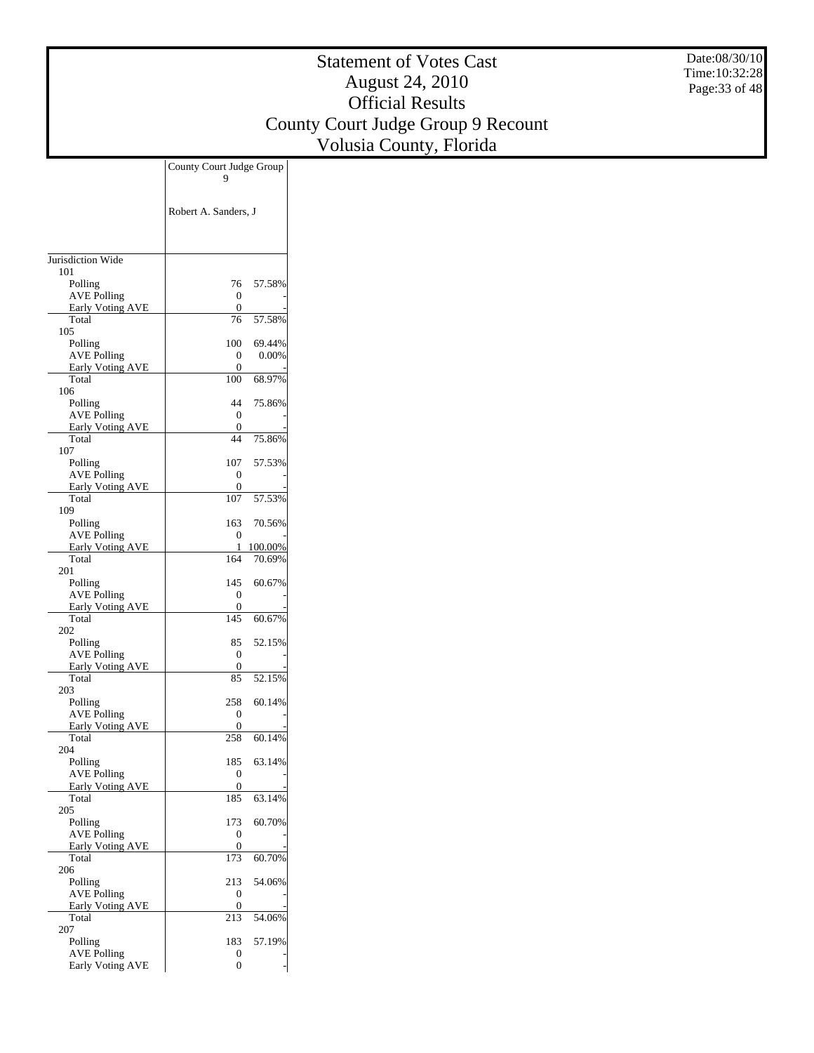# Statement of Votes Cast
## August 24, 2010
## Official Results
## County Court Judge Group 9 Recount
## Volusia County, Florida

Date:08/30/10
Time:10:32:28

| | County Court Judge Group 9 | |
|---|---|---|
| | Robert A. Sanders, J | |
| Jurisdiction Wide | | |
| 101 | | |
| Polling | 76 | 57.58% |
| AVE Polling | 0 | - |
| Early Voting AVE | 0 | - |
| Total | 76 | 57.58% |
| 105 | | |
| Polling | 100 | 69.44% |
| AVE Polling | 0 | 0.00% |
| Early Voting AVE | 0 | - |
| Total | 100 | 68.97% |
| 106 | | |
| Polling | 44 | 75.86% |
| AVE Polling | 0 | - |
| Early Voting AVE | 0 | - |
| Total | 44 | 75.86% |
| 107 | | |
| Polling | 107 | 57.53% |
| AVE Polling | 0 | - |
| Early Voting AVE | 0 | - |
| Total | 107 | 57.53% |
| 109 | | |
| Polling | 163 | 70.56% |
| AVE Polling | 0 | - |
| Early Voting AVE | 1 | 100.00% |
| Total | 164 | 70.69% |
| 201 | | |
| Polling | 145 | 60.67% |
| AVE Polling | 0 | - |
| Early Voting AVE | 0 | - |
| Total | 145 | 60.67% |
| 202 | | |
| Polling | 85 | 52.15% |
| AVE Polling | 0 | - |
| Early Voting AVE | 0 | - |
| Total | 85 | 52.15% |
| 203 | | |
| Polling | 258 | 60.14% |
| AVE Polling | 0 | - |
| Early Voting AVE | 0 | - |
| Total | 258 | 60.14% |
| 204 | | |
| Polling | 185 | 63.14% |
| AVE Polling | 0 | - |
| Early Voting AVE | 0 | - |
| Total | 185 | 63.14% |
| 205 | | |
| Polling | 173 | 60.70% |
| AVE Polling | 0 | - |
| Early Voting AVE | 0 | - |
| Total | 173 | 60.70% |
| 206 | | |
| Polling | 213 | 54.06% |
| AVE Polling | 0 | - |
| Early Voting AVE | 0 | - |
| Total | 213 | 54.06% |
| 207 | | |
| Polling | 183 | 57.19% |
| AVE Polling | 0 | - |
| Early Voting AVE | 0 | - |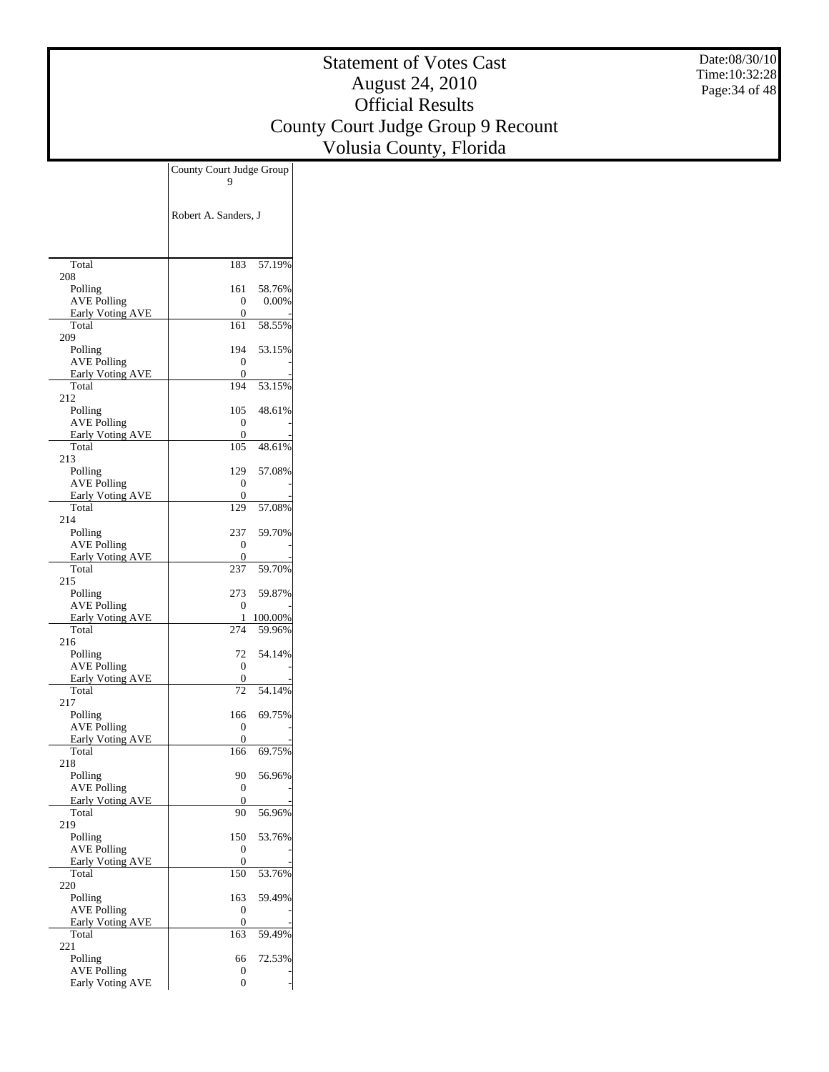# Statement of Votes Cast
## August 24, 2010
## Official Results
## County Court Judge Group 9 Recount
## Volusia County, Florida

Date:08/30/10
Time:10:32:28

| | County Court Judge Group 9 | |
|---|---|---|
| | Robert A. Sanders, J | |
| Total | 183 | 57.19% |
| 208 | | |
| Polling | 161 | 58.76% |
| AVE Polling | 0 | 0.00% |
| Early Voting AVE | 0 | - |
| Total | 161 | 58.55% |
| 209 | | |
| Polling | 194 | 53.15% |
| AVE Polling | 0 | - |
| Early Voting AVE | 0 | - |
| Total | 194 | 53.15% |
| 212 | | |
| Polling | 105 | 48.61% |
| AVE Polling | 0 | - |
| Early Voting AVE | 0 | - |
| Total | 105 | 48.61% |
| 213 | | |
| Polling | 129 | 57.08% |
| AVE Polling | 0 | - |
| Early Voting AVE | 0 | - |
| Total | 129 | 57.08% |
| 214 | | |
| Polling | 237 | 59.70% |
| AVE Polling | 0 | - |
| Early Voting AVE | 0 | - |
| Total | 237 | 59.70% |
| 215 | | |
| Polling | 273 | 59.87% |
| AVE Polling | 0 | - |
| Early Voting AVE | 1 | 100.00% |
| Total | 274 | 59.96% |
| 216 | | |
| Polling | 72 | 54.14% |
| AVE Polling | 0 | - |
| Early Voting AVE | 0 | - |
| Total | 72 | 54.14% |
| 217 | | |
| Polling | 166 | 69.75% |
| AVE Polling | 0 | - |
| Early Voting AVE | 0 | - |
| Total | 166 | 69.75% |
| 218 | | |
| Polling | 90 | 56.96% |
| AVE Polling | 0 | - |
| Early Voting AVE | 0 | - |
| Total | 90 | 56.96% |
| 219 | | |
| Polling | 150 | 53.76% |
| AVE Polling | 0 | - |
| Early Voting AVE | 0 | - |
| Total | 150 | 53.76% |
| 220 | | |
| Polling | 163 | 59.49% |
| AVE Polling | 0 | - |
| Early Voting AVE | 0 | - |
| Total | 163 | 59.49% |
| 221 | | |
| Polling | 66 | 72.53% |
| AVE Polling | 0 | - |
| Early Voting AVE | 0 | - |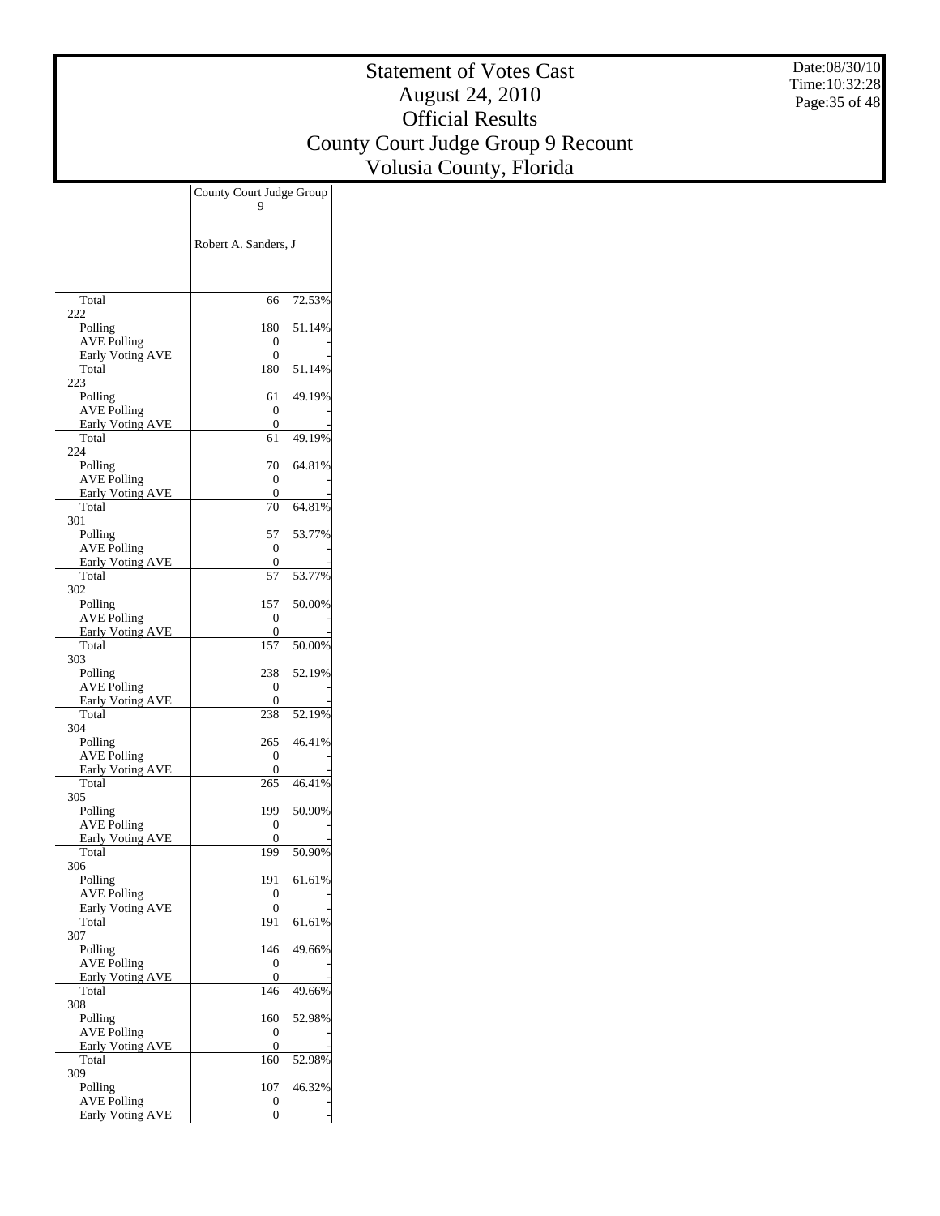# Statement of Votes Cast
## August 24, 2010
## Official Results
## County Court Judge Group 9 Recount
## Volusia County, Florida

Date:08/30/10
Time:10:32:28

| | County Court Judge Group 9 | |
|---|---|---|
| | Robert A. Sanders, J | |
| Total | 66 | 72.53% |
| 222 | | |
| Polling | 180 | 51.14% |
| AVE Polling | 0 | - |
| Early Voting AVE | 0 | - |
| Total | 180 | 51.14% |
| 223 | | |
| Polling | 61 | 49.19% |
| AVE Polling | 0 | - |
| Early Voting AVE | 0 | - |
| Total | 61 | 49.19% |
| 224 | | |
| Polling | 70 | 64.81% |
| AVE Polling | 0 | - |
| Early Voting AVE | 0 | - |
| Total | 70 | 64.81% |
| 301 | | |
| Polling | 57 | 53.77% |
| AVE Polling | 0 | - |
| Early Voting AVE | 0 | - |
| Total | 57 | 53.77% |
| 302 | | |
| Polling | 157 | 50.00% |
| AVE Polling | 0 | - |
| Early Voting AVE | 0 | - |
| Total | 157 | 50.00% |
| 303 | | |
| Polling | 238 | 52.19% |
| AVE Polling | 0 | - |
| Early Voting AVE | 0 | - |
| Total | 238 | 52.19% |
| 304 | | |
| Polling | 265 | 46.41% |
| AVE Polling | 0 | - |
| Early Voting AVE | 0 | - |
| Total | 265 | 46.41% |
| 305 | | |
| Polling | 199 | 50.90% |
| AVE Polling | 0 | - |
| Early Voting AVE | 0 | - |
| Total | 199 | 50.90% |
| 306 | | |
| Polling | 191 | 61.61% |
| AVE Polling | 0 | - |
| Early Voting AVE | 0 | - |
| Total | 191 | 61.61% |
| 307 | | |
| Polling | 146 | 49.66% |
| AVE Polling | 0 | - |
| Early Voting AVE | 0 | - |
| Total | 146 | 49.66% |
| 308 | | |
| Polling | 160 | 52.98% |
| AVE Polling | 0 | - |
| Early Voting AVE | 0 | - |
| Total | 160 | 52.98% |
| 309 | | |
| Polling | 107 | 46.32% |
| AVE Polling | 0 | - |
| Early Voting AVE | 0 | - |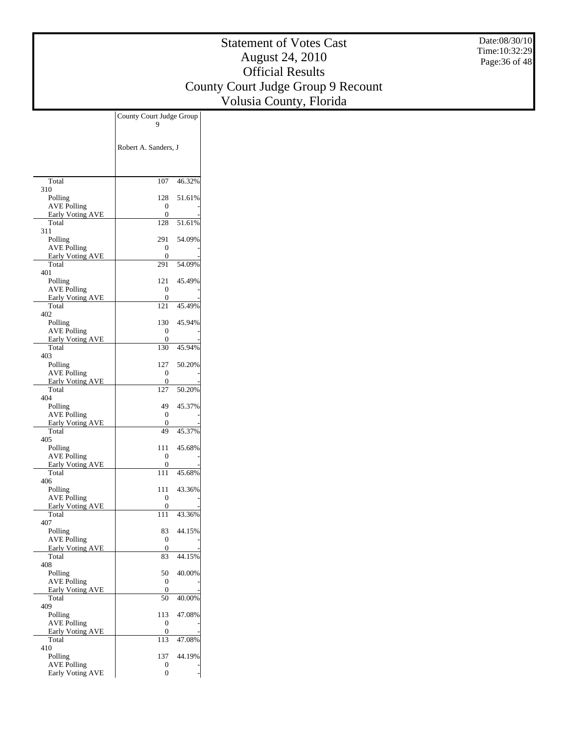# Statement of Votes Cast
## August 24, 2010
## Official Results
## County Court Judge Group 9 Recount
## Volusia County, Florida

Date:08/30/10
Time:10:32:29

| | County Court Judge Group 9 | |
|---|---|---|
| | Robert A. Sanders, J | |
| Total | 107 | 46.32% |
| 310 | | |
| Polling | 128 | 51.61% |
| AVE Polling | 0 | - |
| Early Voting AVE | 0 | - |
| Total | 128 | 51.61% |
| 311 | | |
| Polling | 291 | 54.09% |
| AVE Polling | 0 | - |
| Early Voting AVE | 0 | - |
| Total | 291 | 54.09% |
| 401 | | |
| Polling | 121 | 45.49% |
| AVE Polling | 0 | - |
| Early Voting AVE | 0 | - |
| Total | 121 | 45.49% |
| 402 | | |
| Polling | 130 | 45.94% |
| AVE Polling | 0 | - |
| Early Voting AVE | 0 | - |
| Total | 130 | 45.94% |
| 403 | | |
| Polling | 127 | 50.20% |
| AVE Polling | 0 | - |
| Early Voting AVE | 0 | - |
| Total | 127 | 50.20% |
| 404 | | |
| Polling | 49 | 45.37% |
| AVE Polling | 0 | - |
| Early Voting AVE | 0 | - |
| Total | 49 | 45.37% |
| 405 | | |
| Polling | 111 | 45.68% |
| AVE Polling | 0 | - |
| Early Voting AVE | 0 | - |
| Total | 111 | 45.68% |
| 406 | | |
| Polling | 111 | 43.36% |
| AVE Polling | 0 | - |
| Early Voting AVE | 0 | - |
| Total | 111 | 43.36% |
| 407 | | |
| Polling | 83 | 44.15% |
| AVE Polling | 0 | - |
| Early Voting AVE | 0 | - |
| Total | 83 | 44.15% |
| 408 | | |
| Polling | 50 | 40.00% |
| AVE Polling | 0 | - |
| Early Voting AVE | 0 | - |
| Total | 50 | 40.00% |
| 409 | | |
| Polling | 113 | 47.08% |
| AVE Polling | 0 | - |
| Early Voting AVE | 0 | - |
| Total | 113 | 47.08% |
| 410 | | |
| Polling | 137 | 44.19% |
| AVE Polling | 0 | - |
| Early Voting AVE | 0 | - |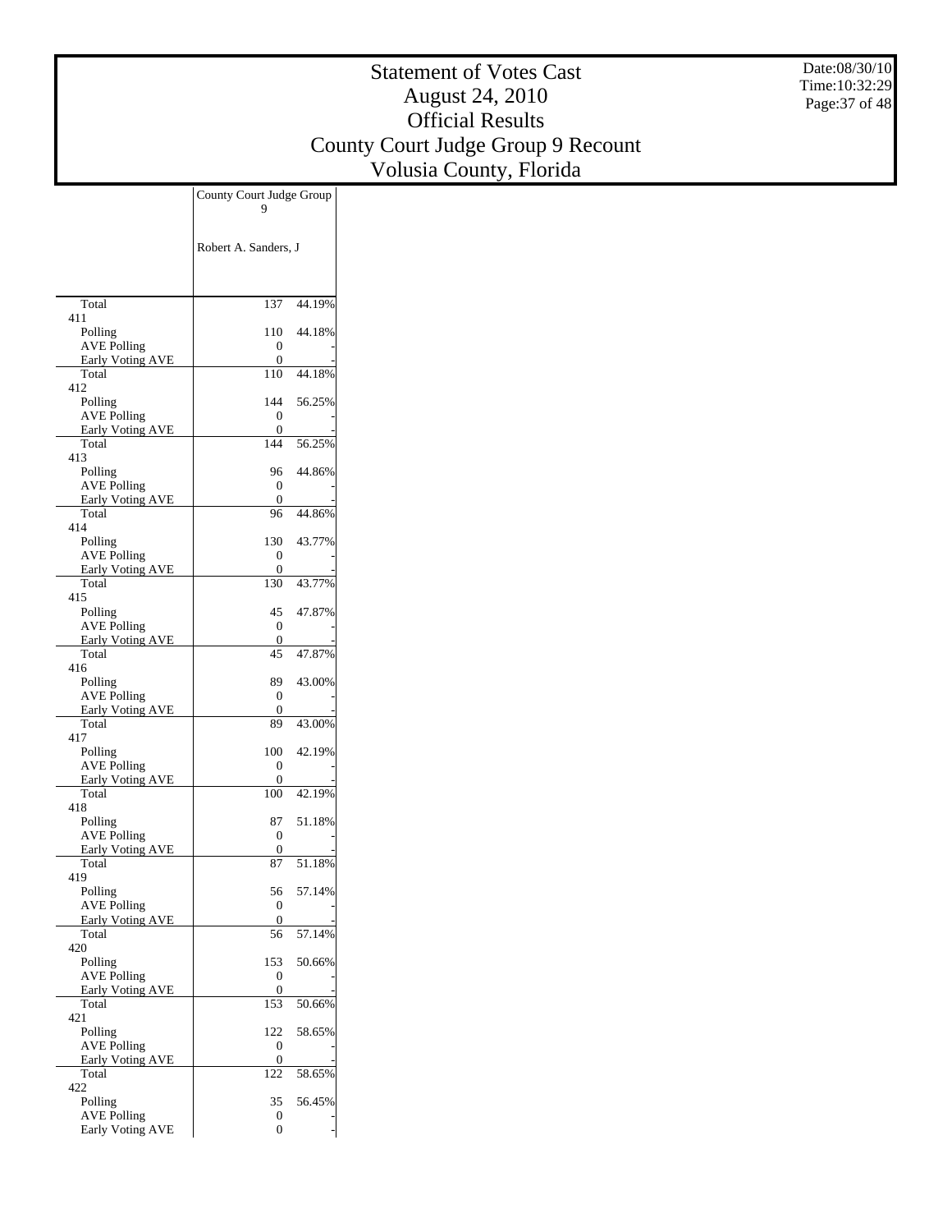# Statement of Votes Cast
## August 24, 2010
## Official Results
## County Court Judge Group 9 Recount
## Volusia County, Florida

| | County Court Judge Group 9 | |
|---|---|---|
| | Robert A. Sanders, J | |
| Total | 137 | 44.19% |
| 411 | | |
| Polling | 110 | 44.18% |
| AVE Polling | 0 | - |
| Early Voting AVE | 0 | - |
| Total | 110 | 44.18% |
| 412 | | |
| Polling | 144 | 56.25% |
| AVE Polling | 0 | - |
| Early Voting AVE | 0 | - |
| Total | 144 | 56.25% |
| 413 | | |
| Polling | 96 | 44.86% |
| AVE Polling | 0 | - |
| Early Voting AVE | 0 | - |
| Total | 96 | 44.86% |
| 414 | | |
| Polling | 130 | 43.77% |
| AVE Polling | 0 | - |
| Early Voting AVE | 0 | - |
| Total | 130 | 43.77% |
| 415 | | |
| Polling | 45 | 47.87% |
| AVE Polling | 0 | - |
| Early Voting AVE | 0 | - |
| Total | 45 | 47.87% |
| 416 | | |
| Polling | 89 | 43.00% |
| AVE Polling | 0 | - |
| Early Voting AVE | 0 | - |
| Total | 89 | 43.00% |
| 417 | | |
| Polling | 100 | 42.19% |
| AVE Polling | 0 | - |
| Early Voting AVE | 0 | - |
| Total | 100 | 42.19% |
| 418 | | |
| Polling | 87 | 51.18% |
| AVE Polling | 0 | - |
| Early Voting AVE | 0 | - |
| Total | 87 | 51.18% |
| 419 | | |
| Polling | 56 | 57.14% |
| AVE Polling | 0 | - |
| Early Voting AVE | 0 | - |
| Total | 56 | 57.14% |
| 420 | | |
| Polling | 153 | 50.66% |
| AVE Polling | 0 | - |
| Early Voting AVE | 0 | - |
| Total | 153 | 50.66% |
| 421 | | |
| Polling | 122 | 58.65% |
| AVE Polling | 0 | - |
| Early Voting AVE | 0 | - |
| Total | 122 | 58.65% |
| 422 | | |
| Polling | 35 | 56.45% |
| AVE Polling | 0 | - |
| Early Voting AVE | 0 | - |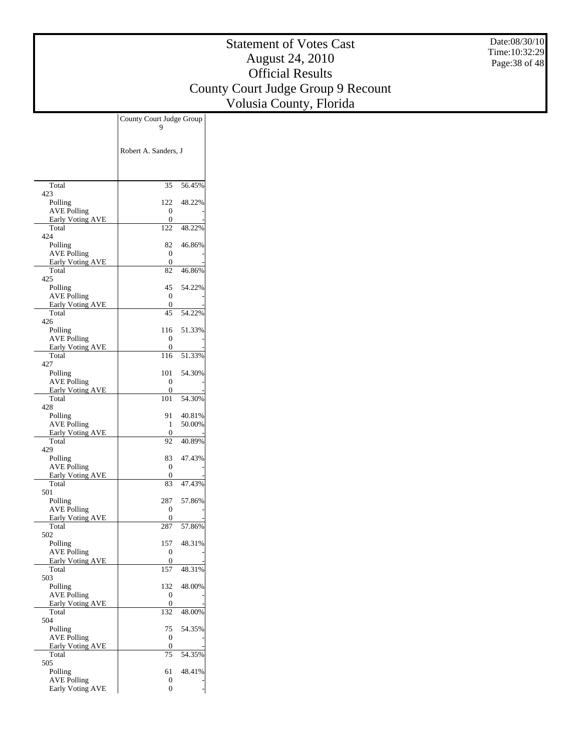# Statement of Votes Cast
# August 24, 2010
# Official Results
# County Court Judge Group 9 Recount
# Volusia County, Florida

| | County Court Judge Group 9 | |
|---|---|---|
| | Robert A. Sanders, J | |
| Total | 35 | 56.45% |
| 423 | | |
| Polling | 122 | 48.22% |
| AVE Polling | 0 | - |
| Early Voting AVE | 0 | - |
| Total | 122 | 48.22% |
| 424 | | |
| Polling | 82 | 46.86% |
| AVE Polling | 0 | - |
| Early Voting AVE | 0 | - |
| Total | 82 | 46.86% |
| 425 | | |
| Polling | 45 | 54.22% |
| AVE Polling | 0 | - |
| Early Voting AVE | 0 | - |
| Total | 45 | 54.22% |
| 426 | | |
| Polling | 116 | 51.33% |
| AVE Polling | 0 | - |
| Early Voting AVE | 0 | - |
| Total | 116 | 51.33% |
| 427 | | |
| Polling | 101 | 54.30% |
| AVE Polling | 0 | - |
| Early Voting AVE | 0 | - |
| Total | 101 | 54.30% |
| 428 | | |
| Polling | 91 | 40.81% |
| AVE Polling | 1 | 50.00% |
| Early Voting AVE | 0 | - |
| Total | 92 | 40.89% |
| 429 | | |
| Polling | 83 | 47.43% |
| AVE Polling | 0 | - |
| Early Voting AVE | 0 | - |
| Total | 83 | 47.43% |
| 501 | | |
| Polling | 287 | 57.86% |
| AVE Polling | 0 | - |
| Early Voting AVE | 0 | - |
| Total | 287 | 57.86% |
| 502 | | |
| Polling | 157 | 48.31% |
| AVE Polling | 0 | - |
| Early Voting AVE | 0 | - |
| Total | 157 | 48.31% |
| 503 | | |
| Polling | 132 | 48.00% |
| AVE Polling | 0 | - |
| Early Voting AVE | 0 | - |
| Total | 132 | 48.00% |
| 504 | | |
| Polling | 75 | 54.35% |
| AVE Polling | 0 | - |
| Early Voting AVE | 0 | - |
| Total | 75 | 54.35% |
| 505 | | |
| Polling | 61 | 48.41% |
| AVE Polling | 0 | - |
| Early Voting AVE | 0 | - |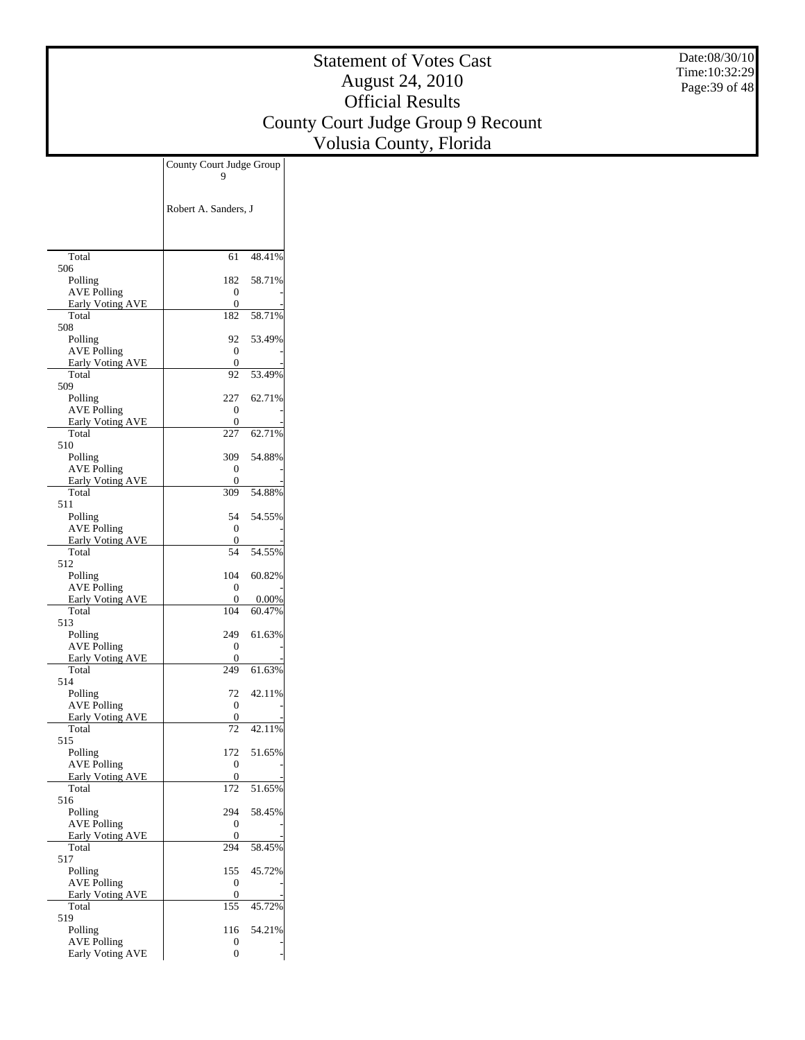# Statement of Votes Cast
# August 24, 2010
# Official Results
# County Court Judge Group 9 Recount
# Volusia County, Florida

Date:08/30/10
Time:10:32:29

| | County Court Judge Group 9 | |
|---|---|---|
| | Robert A. Sanders, J | |
| Total | 61 | 48.41% |
| 506 | | |
| Polling | 182 | 58.71% |
| AVE Polling | 0 | - |
| Early Voting AVE | 0 | - |
| Total | 182 | 58.71% |
| 508 | | |
| Polling | 92 | 53.49% |
| AVE Polling | 0 | - |
| Early Voting AVE | 0 | - |
| Total | 92 | 53.49% |
| 509 | | |
| Polling | 227 | 62.71% |
| AVE Polling | 0 | - |
| Early Voting AVE | 0 | - |
| Total | 227 | 62.71% |
| 510 | | |
| Polling | 309 | 54.88% |
| AVE Polling | 0 | - |
| Early Voting AVE | 0 | - |
| Total | 309 | 54.88% |
| 511 | | |
| Polling | 54 | 54.55% |
| AVE Polling | 0 | - |
| Early Voting AVE | 0 | - |
| Total | 54 | 54.55% |
| 512 | | |
| Polling | 104 | 60.82% |
| AVE Polling | 0 | - |
| Early Voting AVE | 0 | 0.00% |
| Total | 104 | 60.47% |
| 513 | | |
| Polling | 249 | 61.63% |
| AVE Polling | 0 | - |
| Early Voting AVE | 0 | - |
| Total | 249 | 61.63% |
| 514 | | |
| Polling | 72 | 42.11% |
| AVE Polling | 0 | - |
| Early Voting AVE | 0 | - |
| Total | 72 | 42.11% |
| 515 | | |
| Polling | 172 | 51.65% |
| AVE Polling | 0 | - |
| Early Voting AVE | 0 | - |
| Total | 172 | 51.65% |
| 516 | | |
| Polling | 294 | 58.45% |
| AVE Polling | 0 | - |
| Early Voting AVE | 0 | - |
| Total | 294 | 58.45% |
| 517 | | |
| Polling | 155 | 45.72% |
| AVE Polling | 0 | - |
| Early Voting AVE | 0 | - |
| Total | 155 | 45.72% |
| 519 | | |
| Polling | 116 | 54.21% |
| AVE Polling | 0 | - |
| Early Voting AVE | 0 | - |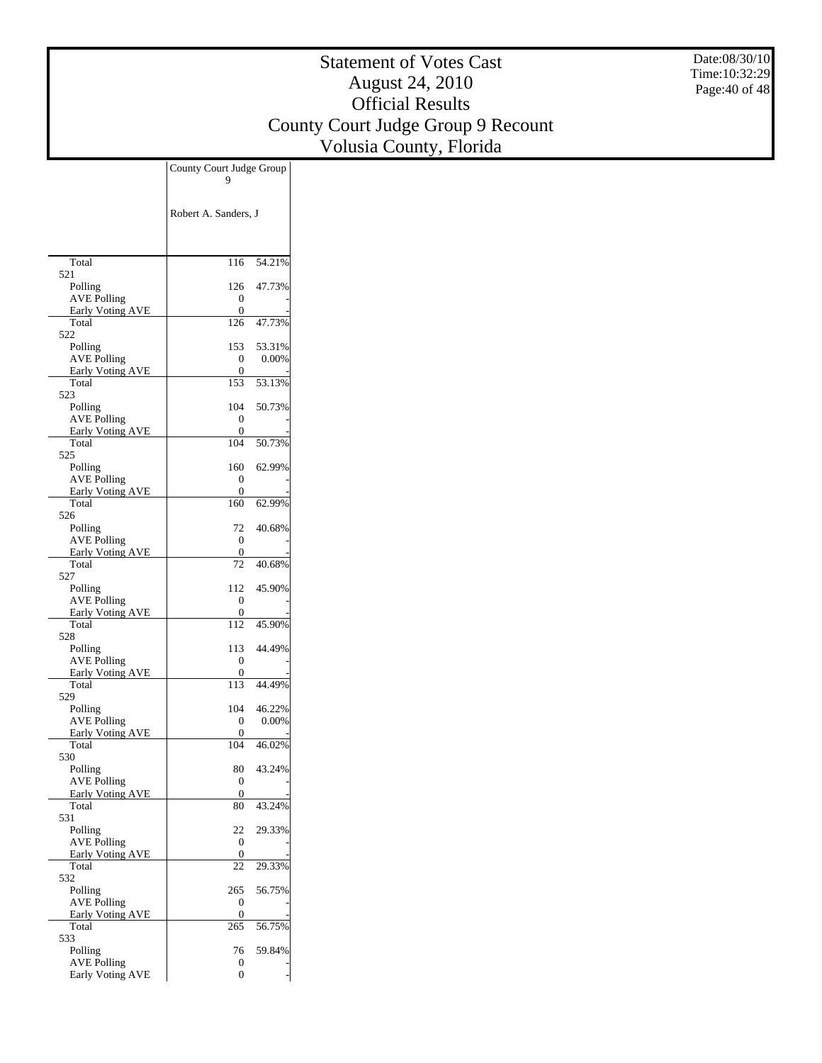# Statement of Votes Cast
## August 24, 2010
## Official Results
## County Court Judge Group 9 Recount
## Volusia County, Florida

Date:08/30/10
Time:10:32:29

| | County Court Judge Group 9 | |
|---|---|---|
| | Robert A. Sanders, J | |
| Total | 116 | 54.21% |
| 521 | | |
| Polling | 126 | 47.73% |
| AVE Polling | 0 | - |
| Early Voting AVE | 0 | - |
| Total | 126 | 47.73% |
| 522 | | |
| Polling | 153 | 53.31% |
| AVE Polling | 0 | 0.00% |
| Early Voting AVE | 0 | - |
| Total | 153 | 53.13% |
| 523 | | |
| Polling | 104 | 50.73% |
| AVE Polling | 0 | - |
| Early Voting AVE | 0 | - |
| Total | 104 | 50.73% |
| 525 | | |
| Polling | 160 | 62.99% |
| AVE Polling | 0 | - |
| Early Voting AVE | 0 | - |
| Total | 160 | 62.99% |
| 526 | | |
| Polling | 72 | 40.68% |
| AVE Polling | 0 | - |
| Early Voting AVE | 0 | - |
| Total | 72 | 40.68% |
| 527 | | |
| Polling | 112 | 45.90% |
| AVE Polling | 0 | - |
| Early Voting AVE | 0 | - |
| Total | 112 | 45.90% |
| 528 | | |
| Polling | 113 | 44.49% |
| AVE Polling | 0 | - |
| Early Voting AVE | 0 | - |
| Total | 113 | 44.49% |
| 529 | | |
| Polling | 104 | 46.22% |
| AVE Polling | 0 | 0.00% |
| Early Voting AVE | 0 | - |
| Total | 104 | 46.02% |
| 530 | | |
| Polling | 80 | 43.24% |
| AVE Polling | 0 | - |
| Early Voting AVE | 0 | - |
| Total | 80 | 43.24% |
| 531 | | |
| Polling | 22 | 29.33% |
| AVE Polling | 0 | - |
| Early Voting AVE | 0 | - |
| Total | 22 | 29.33% |
| 532 | | |
| Polling | 265 | 56.75% |
| AVE Polling | 0 | - |
| Early Voting AVE | 0 | - |
| Total | 265 | 56.75% |
| 533 | | |
| Polling | 76 | 59.84% |
| AVE Polling | 0 | - |
| Early Voting AVE | 0 | - |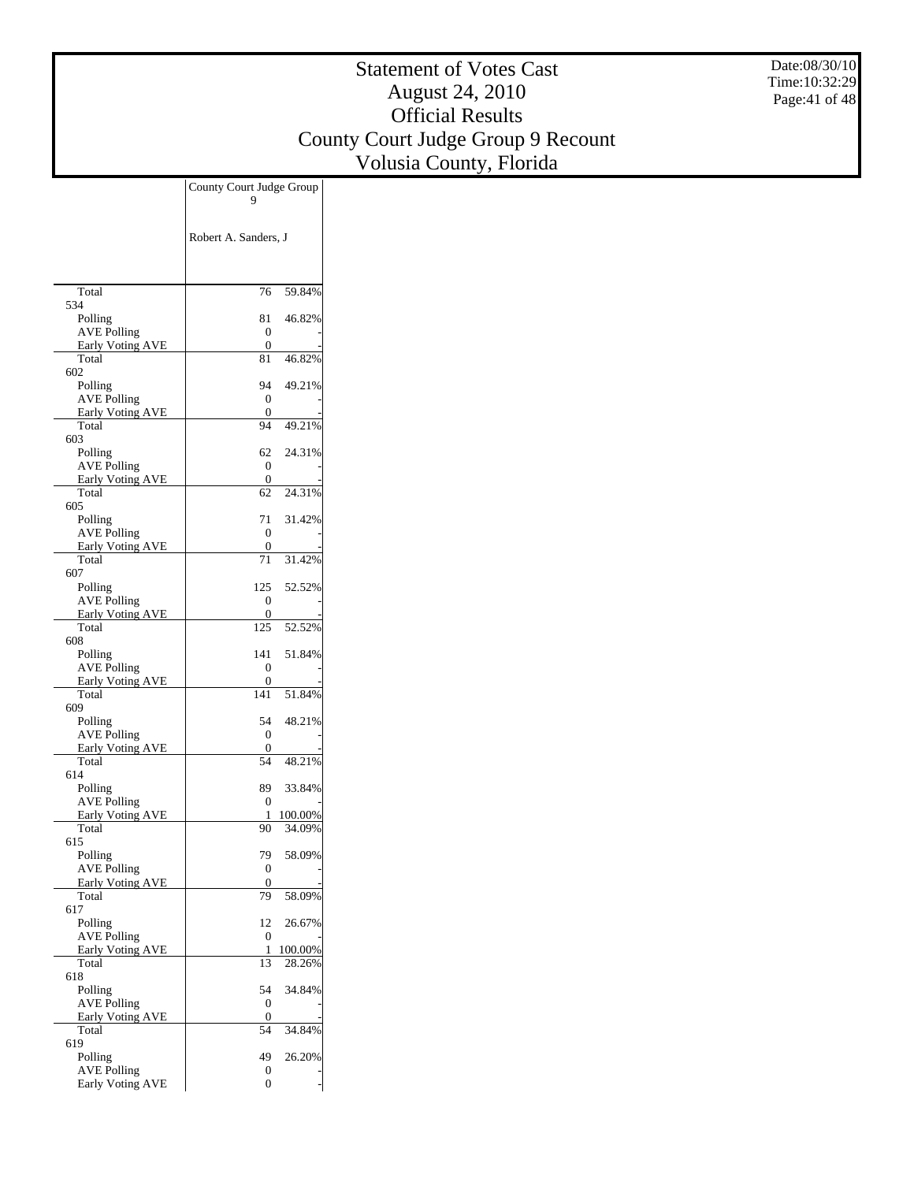# Statement of Votes Cast
# August 24, 2010
# Official Results
# County Court Judge Group 9 Recount
# Volusia County, Florida

Date:08/30/10
Time:10:32:29

| | County Court Judge Group 9 | |
|---|---|---|
| | Robert A. Sanders, J | |
| Total | 76 | 59.84% |
| 534 | | |
| Polling | 81 | 46.82% |
| AVE Polling | 0 | - |
| Early Voting AVE | 0 | - |
| Total | 81 | 46.82% |
| 602 | | |
| Polling | 94 | 49.21% |
| AVE Polling | 0 | - |
| Early Voting AVE | 0 | - |
| Total | 94 | 49.21% |
| 603 | | |
| Polling | 62 | 24.31% |
| AVE Polling | 0 | - |
| Early Voting AVE | 0 | - |
| Total | 62 | 24.31% |
| 605 | | |
| Polling | 71 | 31.42% |
| AVE Polling | 0 | - |
| Early Voting AVE | 0 | - |
| Total | 71 | 31.42% |
| 607 | | |
| Polling | 125 | 52.52% |
| AVE Polling | 0 | - |
| Early Voting AVE | 0 | - |
| Total | 125 | 52.52% |
| 608 | | |
| Polling | 141 | 51.84% |
| AVE Polling | 0 | - |
| Early Voting AVE | 0 | - |
| Total | 141 | 51.84% |
| 609 | | |
| Polling | 54 | 48.21% |
| AVE Polling | 0 | - |
| Early Voting AVE | 0 | - |
| Total | 54 | 48.21% |
| 614 | | |
| Polling | 89 | 33.84% |
| AVE Polling | 0 | - |
| Early Voting AVE | 1 | 100.00% |
| Total | 90 | 34.09% |
| 615 | | |
| Polling | 79 | 58.09% |
| AVE Polling | 0 | - |
| Early Voting AVE | 0 | - |
| Total | 79 | 58.09% |
| 617 | | |
| Polling | 12 | 26.67% |
| AVE Polling | 0 | - |
| Early Voting AVE | 1 | 100.00% |
| Total | 13 | 28.26% |
| 618 | | |
| Polling | 54 | 34.84% |
| AVE Polling | 0 | - |
| Early Voting AVE | 0 | - |
| Total | 54 | 34.84% |
| 619 | | |
| Polling | 49 | 26.20% |
| AVE Polling | 0 | - |
| Early Voting AVE | 0 | - |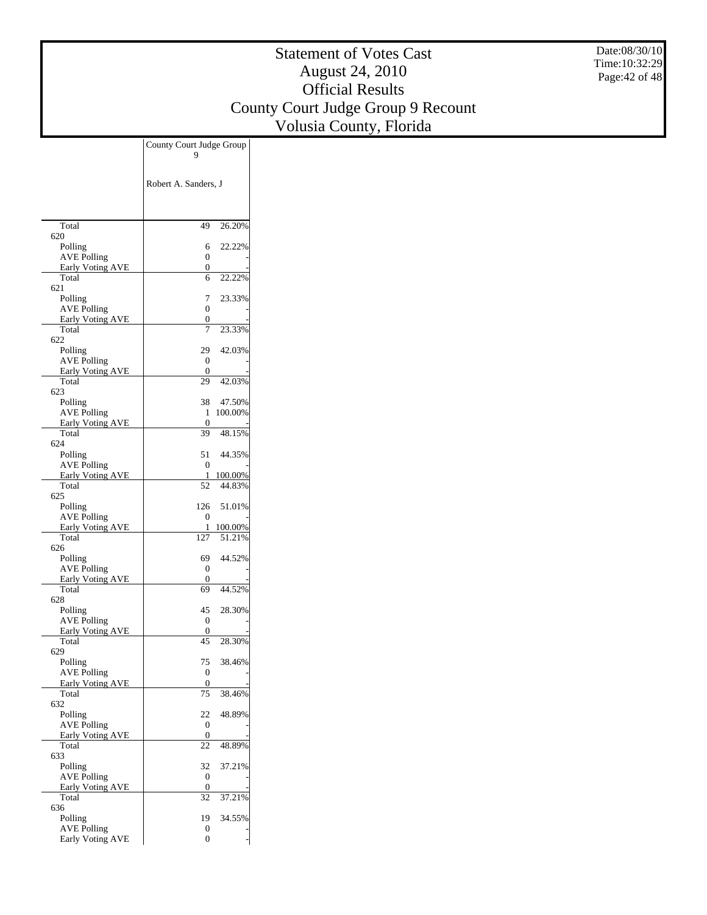# Statement of Votes Cast
## August 24, 2010
## Official Results
## County Court Judge Group 9 Recount
## Volusia County, Florida

Date:08/30/10
Time:10:32:29

| | County Court Judge Group 9 | |
|---|---|---|
| | Robert A. Sanders, J | |
| Total | 49 | 26.20% |
| **620** | | |
| Polling | 6 | 22.22% |
| AVE Polling | 0 | - |
| Early Voting AVE | 0 | - |
| Total | 6 | 22.22% |
| **621** | | |
| Polling | 7 | 23.33% |
| AVE Polling | 0 | - |
| Early Voting AVE | 0 | - |
| Total | 7 | 23.33% |
| **622** | | |
| Polling | 29 | 42.03% |
| AVE Polling | 0 | - |
| Early Voting AVE | 0 | - |
| Total | 29 | 42.03% |
| **623** | | |
| Polling | 38 | 47.50% |
| AVE Polling | 1 | 100.00% |
| Early Voting AVE | 0 | - |
| Total | 39 | 48.15% |
| **624** | | |
| Polling | 51 | 44.35% |
| AVE Polling | 0 | - |
| Early Voting AVE | 1 | 100.00% |
| Total | 52 | 44.83% |
| **625** | | |
| Polling | 126 | 51.01% |
| AVE Polling | 0 | - |
| Early Voting AVE | 1 | 100.00% |
| Total | 127 | 51.21% |
| **626** | | |
| Polling | 69 | 44.52% |
| AVE Polling | 0 | - |
| Early Voting AVE | 0 | - |
| Total | 69 | 44.52% |
| **628** | | |
| Polling | 45 | 28.30% |
| AVE Polling | 0 | - |
| Early Voting AVE | 0 | - |
| Total | 45 | 28.30% |
| **629** | | |
| Polling | 75 | 38.46% |
| AVE Polling | 0 | - |
| Early Voting AVE | 0 | - |
| Total | 75 | 38.46% |
| **632** | | |
| Polling | 22 | 48.89% |
| AVE Polling | 0 | - |
| Early Voting AVE | 0 | - |
| Total | 22 | 48.89% |
| **633** | | |
| Polling | 32 | 37.21% |
| AVE Polling | 0 | - |
| Early Voting AVE | 0 | - |
| Total | 32 | 37.21% |
| **636** | | |
| Polling | 19 | 34.55% |
| AVE Polling | 0 | - |
| Early Voting AVE | 0 | - |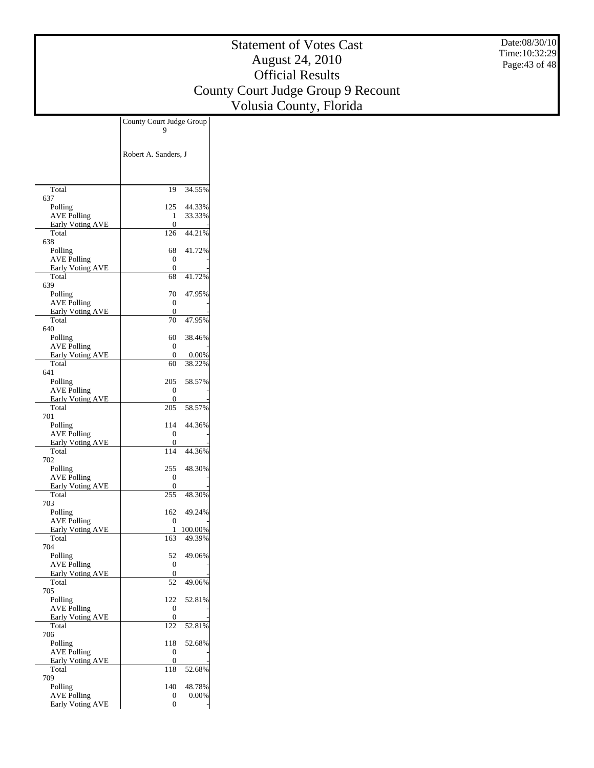# Statement of Votes Cast
## August 24, 2010
## Official Results
## County Court Judge Group 9 Recount
## Volusia County, Florida

Date:08/30/10
Time:10:32:29

| | County Court Judge Group 9 | |
|---|---|---|
| | Robert A. Sanders, J | |
| Total | 19 | 34.55% |
| 637 | | |
| Polling | 125 | 44.33% |
| AVE Polling | 1 | 33.33% |
| Early Voting AVE | 0 | - |
| Total | 126 | 44.21% |
| 638 | | |
| Polling | 68 | 41.72% |
| AVE Polling | 0 | - |
| Early Voting AVE | 0 | - |
| Total | 68 | 41.72% |
| 639 | | |
| Polling | 70 | 47.95% |
| AVE Polling | 0 | - |
| Early Voting AVE | 0 | - |
| Total | 70 | 47.95% |
| 640 | | |
| Polling | 60 | 38.46% |
| AVE Polling | 0 | - |
| Early Voting AVE | 0 | 0.00% |
| Total | 60 | 38.22% |
| 641 | | |
| Polling | 205 | 58.57% |
| AVE Polling | 0 | - |
| Early Voting AVE | 0 | - |
| Total | 205 | 58.57% |
| 701 | | |
| Polling | 114 | 44.36% |
| AVE Polling | 0 | - |
| Early Voting AVE | 0 | - |
| Total | 114 | 44.36% |
| 702 | | |
| Polling | 255 | 48.30% |
| AVE Polling | 0 | - |
| Early Voting AVE | 0 | - |
| Total | 255 | 48.30% |
| 703 | | |
| Polling | 162 | 49.24% |
| AVE Polling | 0 | - |
| Early Voting AVE | 1 | 100.00% |
| Total | 163 | 49.39% |
| 704 | | |
| Polling | 52 | 49.06% |
| AVE Polling | 0 | - |
| Early Voting AVE | 0 | - |
| Total | 52 | 49.06% |
| 705 | | |
| Polling | 122 | 52.81% |
| AVE Polling | 0 | - |
| Early Voting AVE | 0 | - |
| Total | 122 | 52.81% |
| 706 | | |
| Polling | 118 | 52.68% |
| AVE Polling | 0 | - |
| Early Voting AVE | 0 | - |
| Total | 118 | 52.68% |
| 709 | | |
| Polling | 140 | 48.78% |
| AVE Polling | 0 | 0.00% |
| Early Voting AVE | 0 | - |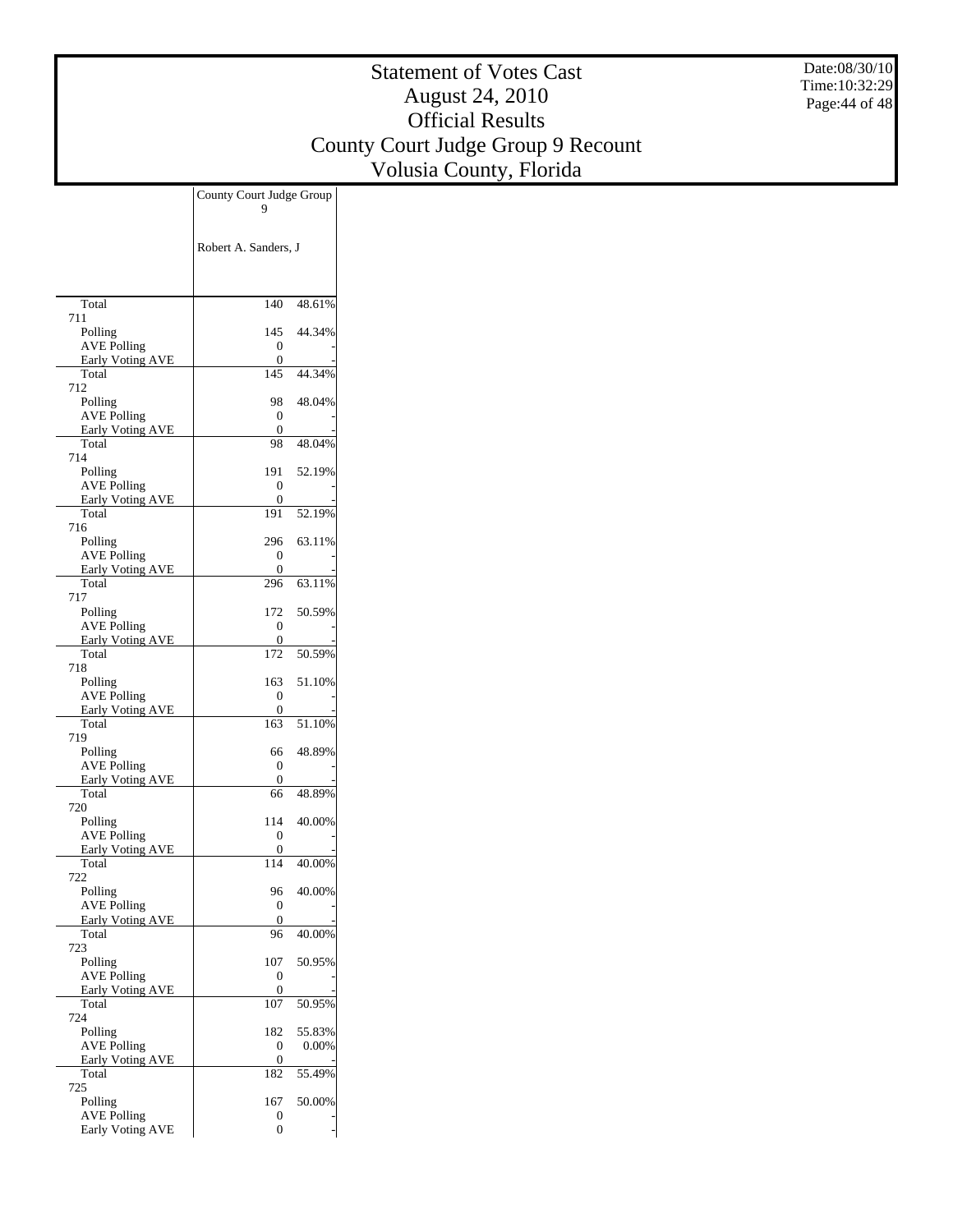# Statement of Votes Cast
# August 24, 2010
# Official Results
# County Court Judge Group 9 Recount
# Volusia County, Florida

Date:08/30/10
Time:10:32:29

| | County Court Judge Group 9 | |
|---|---|---|
| | Robert A. Sanders, J | |
| Total | 140 | 48.61% |
| 711 | | |
| Polling | 145 | 44.34% |
| AVE Polling | 0 | - |
| Early Voting AVE | 0 | - |
| Total | 145 | 44.34% |
| 712 | | |
| Polling | 98 | 48.04% |
| AVE Polling | 0 | - |
| Early Voting AVE | 0 | - |
| Total | 98 | 48.04% |
| 714 | | |
| Polling | 191 | 52.19% |
| AVE Polling | 0 | - |
| Early Voting AVE | 0 | - |
| Total | 191 | 52.19% |
| 716 | | |
| Polling | 296 | 63.11% |
| AVE Polling | 0 | - |
| Early Voting AVE | 0 | - |
| Total | 296 | 63.11% |
| 717 | | |
| Polling | 172 | 50.59% |
| AVE Polling | 0 | - |
| Early Voting AVE | 0 | - |
| Total | 172 | 50.59% |
| 718 | | |
| Polling | 163 | 51.10% |
| AVE Polling | 0 | - |
| Early Voting AVE | 0 | - |
| Total | 163 | 51.10% |
| 719 | | |
| Polling | 66 | 48.89% |
| AVE Polling | 0 | - |
| Early Voting AVE | 0 | - |
| Total | 66 | 48.89% |
| 720 | | |
| Polling | 114 | 40.00% |
| AVE Polling | 0 | - |
| Early Voting AVE | 0 | - |
| Total | 114 | 40.00% |
| 722 | | |
| Polling | 96 | 40.00% |
| AVE Polling | 0 | - |
| Early Voting AVE | 0 | - |
| Total | 96 | 40.00% |
| 723 | | |
| Polling | 107 | 50.95% |
| AVE Polling | 0 | - |
| Early Voting AVE | 0 | - |
| Total | 107 | 50.95% |
| 724 | | |
| Polling | 182 | 55.83% |
| AVE Polling | 0 | 0.00% |
| Early Voting AVE | 0 | - |
| Total | 182 | 55.49% |
| 725 | | |
| Polling | 167 | 50.00% |
| AVE Polling | 0 | - |
| Early Voting AVE | 0 | - |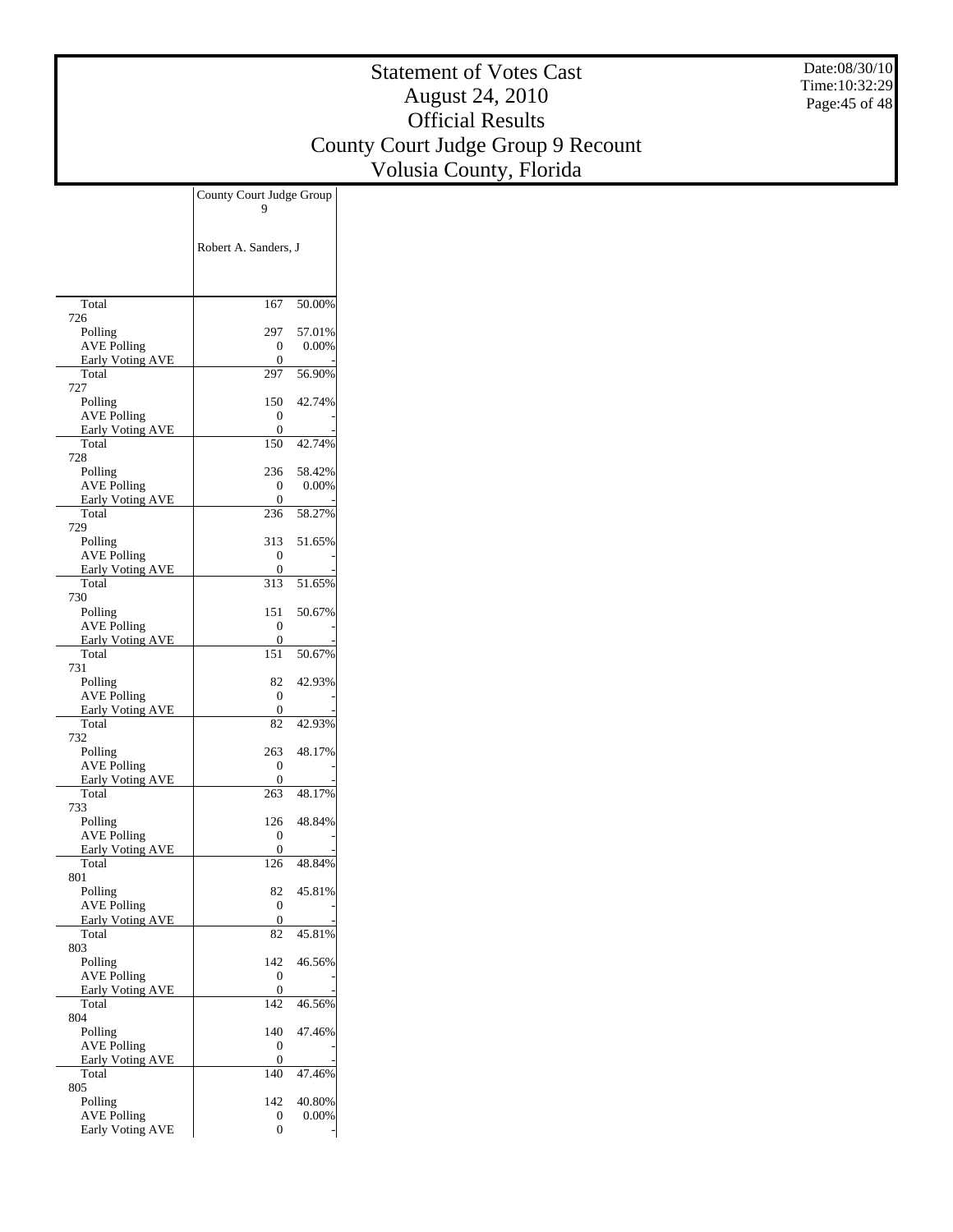# Statement of Votes Cast
## August 24, 2010
## Official Results
## County Court Judge Group 9 Recount
## Volusia County, Florida

Date:08/30/10
Time:10:32:29

| | County Court Judge Group 9 | |
|---|---|---|
| | Robert A. Sanders, J | |
| Total | 167 | 50.00% |
| 726 | | |
| Polling | 297 | 57.01% |
| AVE Polling | 0 | 0.00% |
| Early Voting AVE | 0 | - |
| Total | 297 | 56.90% |
| 727 | | |
| Polling | 150 | 42.74% |
| AVE Polling | 0 | - |
| Early Voting AVE | 0 | - |
| Total | 150 | 42.74% |
| 728 | | |
| Polling | 236 | 58.42% |
| AVE Polling | 0 | 0.00% |
| Early Voting AVE | 0 | - |
| Total | 236 | 58.27% |
| 729 | | |
| Polling | 313 | 51.65% |
| AVE Polling | 0 | - |
| Early Voting AVE | 0 | - |
| Total | 313 | 51.65% |
| 730 | | |
| Polling | 151 | 50.67% |
| AVE Polling | 0 | - |
| Early Voting AVE | 0 | - |
| Total | 151 | 50.67% |
| 731 | | |
| Polling | 82 | 42.93% |
| AVE Polling | 0 | - |
| Early Voting AVE | 0 | - |
| Total | 82 | 42.93% |
| 732 | | |
| Polling | 263 | 48.17% |
| AVE Polling | 0 | - |
| Early Voting AVE | 0 | - |
| Total | 263 | 48.17% |
| 733 | | |
| Polling | 126 | 48.84% |
| AVE Polling | 0 | - |
| Early Voting AVE | 0 | - |
| Total | 126 | 48.84% |
| 801 | | |
| Polling | 82 | 45.81% |
| AVE Polling | 0 | - |
| Early Voting AVE | 0 | - |
| Total | 82 | 45.81% |
| 803 | | |
| Polling | 142 | 46.56% |
| AVE Polling | 0 | - |
| Early Voting AVE | 0 | - |
| Total | 142 | 46.56% |
| 804 | | |
| Polling | 140 | 47.46% |
| AVE Polling | 0 | - |
| Early Voting AVE | 0 | - |
| Total | 140 | 47.46% |
| 805 | | |
| Polling | 142 | 40.80% |
| AVE Polling | 0 | 0.00% |
| Early Voting AVE | 0 | - |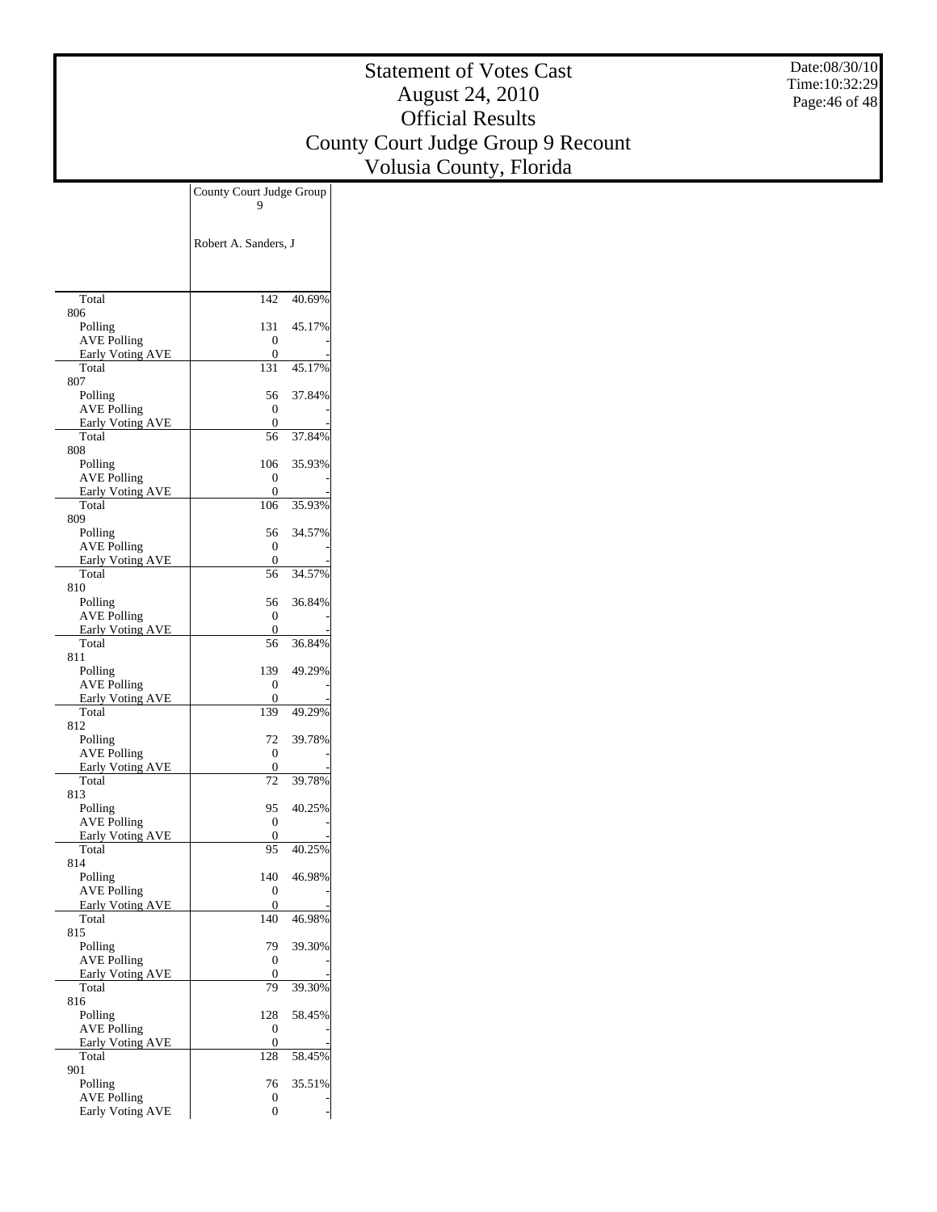# Statement of Votes Cast
## August 24, 2010
## Official Results
## County Court Judge Group 9 Recount
## Volusia County, Florida

Date:08/30/10
Time:10:32:29

| | County Court Judge Group 9 | |
|---|---|---|
| | Robert A. Sanders, J | |
| Total | 142 | 40.69% |
| 806 | | |
| Polling | 131 | 45.17% |
| AVE Polling | 0 | - |
| Early Voting AVE | 0 | - |
| Total | 131 | 45.17% |
| 807 | | |
| Polling | 56 | 37.84% |
| AVE Polling | 0 | - |
| Early Voting AVE | 0 | - |
| Total | 56 | 37.84% |
| 808 | | |
| Polling | 106 | 35.93% |
| AVE Polling | 0 | - |
| Early Voting AVE | 0 | - |
| Total | 106 | 35.93% |
| 809 | | |
| Polling | 56 | 34.57% |
| AVE Polling | 0 | - |
| Early Voting AVE | 0 | - |
| Total | 56 | 34.57% |
| 810 | | |
| Polling | 56 | 36.84% |
| AVE Polling | 0 | - |
| Early Voting AVE | 0 | - |
| Total | 56 | 36.84% |
| 811 | | |
| Polling | 139 | 49.29% |
| AVE Polling | 0 | - |
| Early Voting AVE | 0 | - |
| Total | 139 | 49.29% |
| 812 | | |
| Polling | 72 | 39.78% |
| AVE Polling | 0 | - |
| Early Voting AVE | 0 | - |
| Total | 72 | 39.78% |
| 813 | | |
| Polling | 95 | 40.25% |
| AVE Polling | 0 | - |
| Early Voting AVE | 0 | - |
| Total | 95 | 40.25% |
| 814 | | |
| Polling | 140 | 46.98% |
| AVE Polling | 0 | - |
| Early Voting AVE | 0 | - |
| Total | 140 | 46.98% |
| 815 | | |
| Polling | 79 | 39.30% |
| AVE Polling | 0 | - |
| Early Voting AVE | 0 | - |
| Total | 79 | 39.30% |
| 816 | | |
| Polling | 128 | 58.45% |
| AVE Polling | 0 | - |
| Early Voting AVE | 0 | - |
| Total | 128 | 58.45% |
| 901 | | |
| Polling | 76 | 35.51% |
| AVE Polling | 0 | - |
| Early Voting AVE | 0 | - |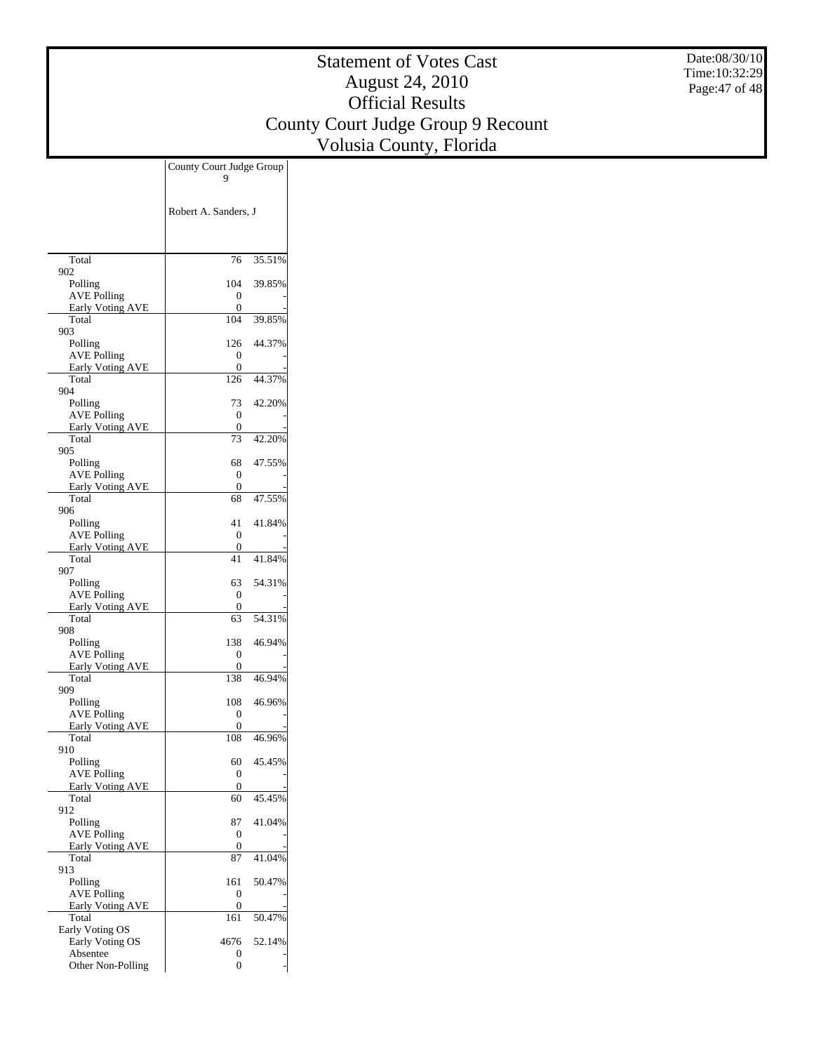# Statement of Votes Cast
## August 24, 2010
## Official Results
## County Court Judge Group 9 Recount
## Volusia County, Florida

| | County Court Judge Group 9 | |
|---|---|---|
| | Robert A. Sanders, J | |
| Total | 76 | 35.51% |
| 902 | | |
| Polling | 104 | 39.85% |
| AVE Polling | 0 | - |
| Early Voting AVE | 0 | - |
| Total | 104 | 39.85% |
| 903 | | |
| Polling | 126 | 44.37% |
| AVE Polling | 0 | - |
| Early Voting AVE | 0 | - |
| Total | 126 | 44.37% |
| 904 | | |
| Polling | 73 | 42.20% |
| AVE Polling | 0 | - |
| Early Voting AVE | 0 | - |
| Total | 73 | 42.20% |
| 905 | | |
| Polling | 68 | 47.55% |
| AVE Polling | 0 | - |
| Early Voting AVE | 0 | - |
| Total | 68 | 47.55% |
| 906 | | |
| Polling | 41 | 41.84% |
| AVE Polling | 0 | - |
| Early Voting AVE | 0 | - |
| Total | 41 | 41.84% |
| 907 | | |
| Polling | 63 | 54.31% |
| AVE Polling | 0 | - |
| Early Voting AVE | 0 | - |
| Total | 63 | 54.31% |
| 908 | | |
| Polling | 138 | 46.94% |
| AVE Polling | 0 | - |
| Early Voting AVE | 0 | - |
| Total | 138 | 46.94% |
| 909 | | |
| Polling | 108 | 46.96% |
| AVE Polling | 0 | - |
| Early Voting AVE | 0 | - |
| Total | 108 | 46.96% |
| 910 | | |
| Polling | 60 | 45.45% |
| AVE Polling | 0 | - |
| Early Voting AVE | 0 | - |
| Total | 60 | 45.45% |
| 912 | | |
| Polling | 87 | 41.04% |
| AVE Polling | 0 | - |
| Early Voting AVE | 0 | - |
| Total | 87 | 41.04% |
| 913 | | |
| Polling | 161 | 50.47% |
| AVE Polling | 0 | - |
| Early Voting AVE | 0 | - |
| Total | 161 | 50.47% |
| Early Voting OS | | |
| Early Voting OS | 4676 | 52.14% |
| Absentee | 0 | - |
| Other Non-Polling | 0 | - |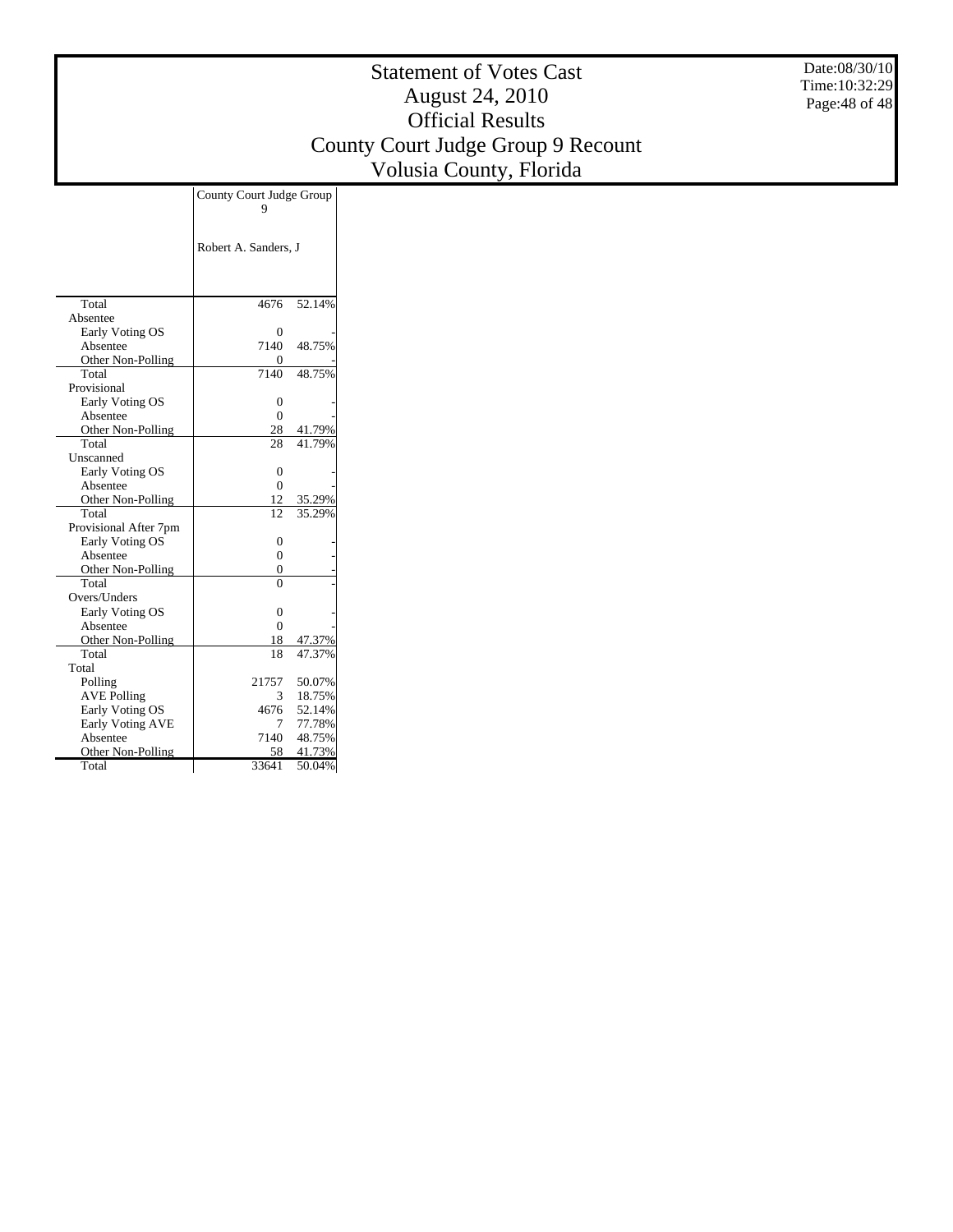# Statement of Votes Cast
## August 24, 2010
## Official Results
## County Court Judge Group 9 Recount
## Volusia County, Florida

Date:08/30/10
Time:10:32:29

| | County Court Judge Group 9 | |
|---|---|---|
| | Robert A. Sanders, J | |
| Total | 4676 | 52.14% |
| **Absentee** | | |
| Early Voting OS | 0 | - |
| Absentee | 7140 | 48.75% |
| Other Non-Polling | 0 | - |
| Total | 7140 | 48.75% |
| **Provisional** | | |
| Early Voting OS | 0 | - |
| Absentee | 0 | - |
| Other Non-Polling | 28 | 41.79% |
| Total | 28 | 41.79% |
| **Unscanned** | | |
| Early Voting OS | 0 | - |
| Absentee | 0 | - |
| Other Non-Polling | 12 | 35.29% |
| Total | 12 | 35.29% |
| **Provisional After 7pm** | | |
| Early Voting OS | 0 | - |
| Absentee | 0 | - |
| Other Non-Polling | 0 | - |
| Total | 0 | - |
| **Overs/Unders** | | |
| Early Voting OS | 0 | - |
| Absentee | 0 | - |
| Other Non-Polling | 18 | 47.37% |
| Total | 18 | 47.37% |
| **Total** | | |
| Polling | 21757 | 50.07% |
| AVE Polling | 3 | 18.75% |
| Early Voting OS | 4676 | 52.14% |
| Early Voting AVE | 7 | 77.78% |
| Absentee | 7140 | 48.75% |
| Other Non-Polling | 58 | 41.73% |
| Total | 33641 | 50.04% |